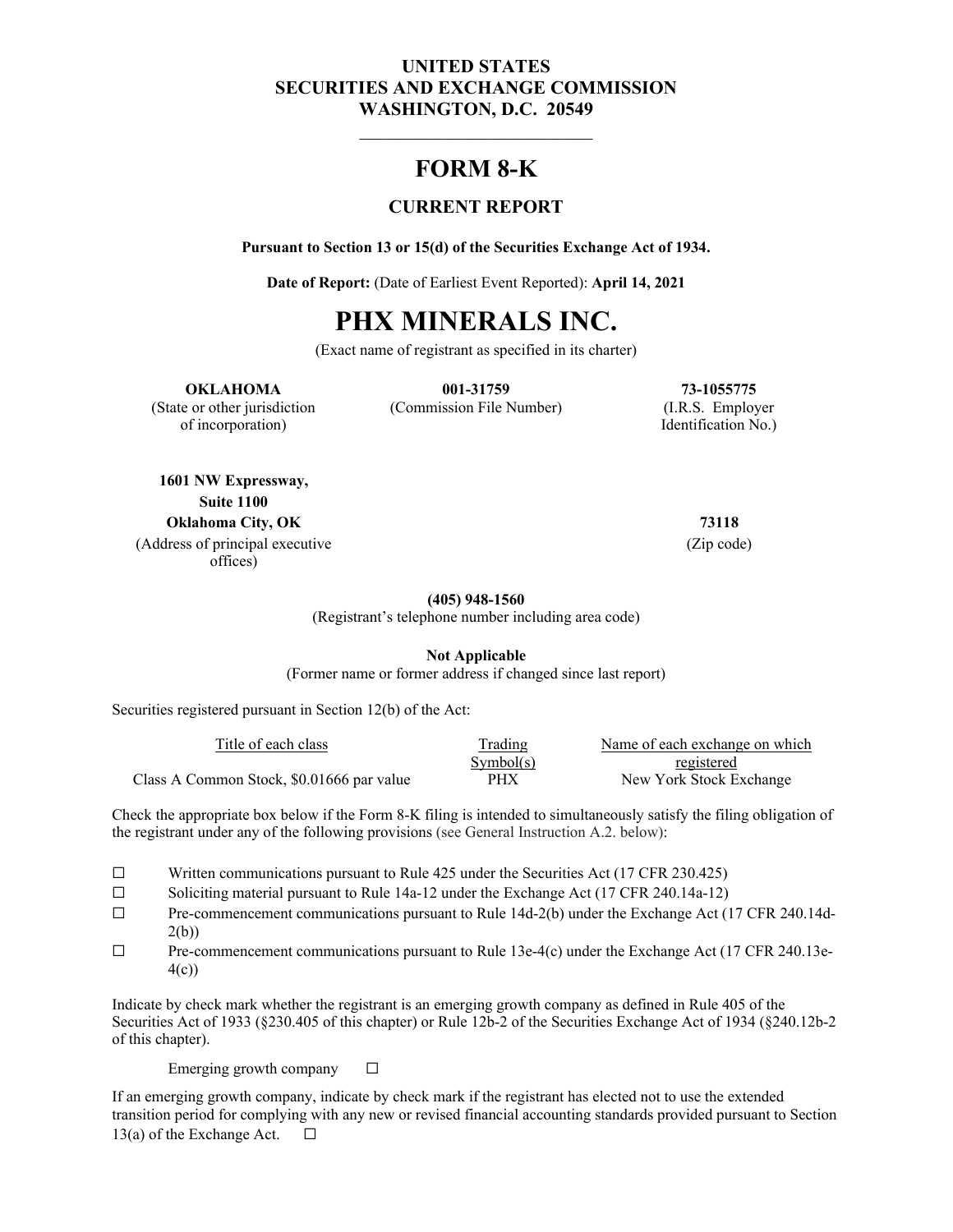**UNITED STATES**
**SECURITIES AND EXCHANGE COMMISSION**
**WASHINGTON, D.C. 20549**

---

# FORM 8-K

## CURRENT REPORT

**Pursuant to Section 13 or 15(d) of the Securities Exchange Act of 1934.**

**Date of Report:** (Date of Earliest Event Reported): **April 14, 2021**

# PHX MINERALS INC.

(Exact name of registrant as specified in its charter)

| **OKLAHOMA** | **001-31759** | **73-1055775** |
|---|---|---|
| (State or other jurisdiction of incorporation) | (Commission File Number) | (I.R.S. Employer Identification No.) |

**1601 NW Expressway,**
**Suite 1100**
**Oklahoma City, OK** **73118**
(Address of principal executive offices) (Zip code)

**(405) 948-1560**
(Registrant's telephone number including area code)

**Not Applicable**
(Former name or former address if changed since last report)

Securities registered pursuant in Section 12(b) of the Act:

| Title of each class | Trading Symbol(s) | Name of each exchange on which registered |
|---|---|---|
| Class A Common Stock, $0.01666 par value | PHX | New York Stock Exchange |

Check the appropriate box below if the Form 8-K filing is intended to simultaneously satisfy the filing obligation of the registrant under any of the following provisions (see General Instruction A.2. below):

☐ Written communications pursuant to Rule 425 under the Securities Act (17 CFR 230.425)

☐ Soliciting material pursuant to Rule 14a-12 under the Exchange Act (17 CFR 240.14a-12)

☐ Pre-commencement communications pursuant to Rule 14d-2(b) under the Exchange Act (17 CFR 240.14d-2(b))

☐ Pre-commencement communications pursuant to Rule 13e-4(c) under the Exchange Act (17 CFR 240.13e-4(c))

Indicate by check mark whether the registrant is an emerging growth company as defined in Rule 405 of the Securities Act of 1933 (§230.405 of this chapter) or Rule 12b-2 of the Securities Exchange Act of 1934 (§240.12b-2 of this chapter).

Emerging growth company ☐

If an emerging growth company, indicate by check mark if the registrant has elected not to use the extended transition period for complying with any new or revised financial accounting standards provided pursuant to Section 13(a) of the Exchange Act. ☐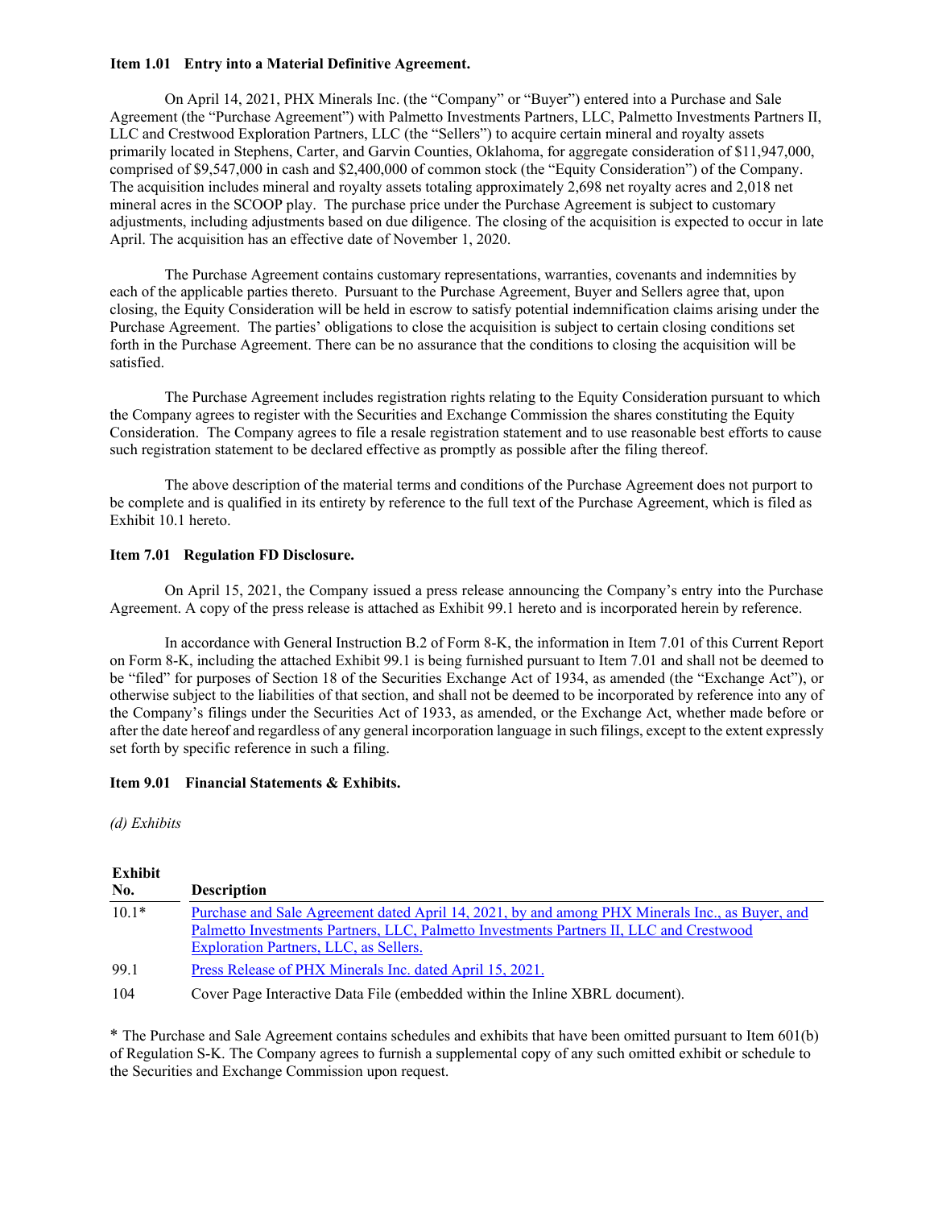**Item 1.01 Entry into a Material Definitive Agreement.**

On April 14, 2021, PHX Minerals Inc. (the "Company" or "Buyer") entered into a Purchase and Sale Agreement (the "Purchase Agreement") with Palmetto Investments Partners, LLC, Palmetto Investments Partners II, LLC and Crestwood Exploration Partners, LLC (the "Sellers") to acquire certain mineral and royalty assets primarily located in Stephens, Carter, and Garvin Counties, Oklahoma, for aggregate consideration of $11,947,000, comprised of $9,547,000 in cash and $2,400,000 of common stock (the "Equity Consideration") of the Company. The acquisition includes mineral and royalty assets totaling approximately 2,698 net royalty acres and 2,018 net mineral acres in the SCOOP play. The purchase price under the Purchase Agreement is subject to customary adjustments, including adjustments based on due diligence. The closing of the acquisition is expected to occur in late April. The acquisition has an effective date of November 1, 2020.

The Purchase Agreement contains customary representations, warranties, covenants and indemnities by each of the applicable parties thereto. Pursuant to the Purchase Agreement, Buyer and Sellers agree that, upon closing, the Equity Consideration will be held in escrow to satisfy potential indemnification claims arising under the Purchase Agreement. The parties' obligations to close the acquisition is subject to certain closing conditions set forth in the Purchase Agreement. There can be no assurance that the conditions to closing the acquisition will be satisfied.

The Purchase Agreement includes registration rights relating to the Equity Consideration pursuant to which the Company agrees to register with the Securities and Exchange Commission the shares constituting the Equity Consideration. The Company agrees to file a resale registration statement and to use reasonable best efforts to cause such registration statement to be declared effective as promptly as possible after the filing thereof.

The above description of the material terms and conditions of the Purchase Agreement does not purport to be complete and is qualified in its entirety by reference to the full text of the Purchase Agreement, which is filed as Exhibit 10.1 hereto.

**Item 7.01 Regulation FD Disclosure.**

On April 15, 2021, the Company issued a press release announcing the Company's entry into the Purchase Agreement. A copy of the press release is attached as Exhibit 99.1 hereto and is incorporated herein by reference.

In accordance with General Instruction B.2 of Form 8-K, the information in Item 7.01 of this Current Report on Form 8-K, including the attached Exhibit 99.1 is being furnished pursuant to Item 7.01 and shall not be deemed to be "filed" for purposes of Section 18 of the Securities Exchange Act of 1934, as amended (the "Exchange Act"), or otherwise subject to the liabilities of that section, and shall not be deemed to be incorporated by reference into any of the Company's filings under the Securities Act of 1933, as amended, or the Exchange Act, whether made before or after the date hereof and regardless of any general incorporation language in such filings, except to the extent expressly set forth by specific reference in such a filing.

**Item 9.01 Financial Statements & Exhibits.**

*(d) Exhibits*

| Exhibit No. | Description |
|---|---|
| 10.1* | Purchase and Sale Agreement dated April 14, 2021, by and among PHX Minerals Inc., as Buyer, and Palmetto Investments Partners, LLC, Palmetto Investments Partners II, LLC and Crestwood Exploration Partners, LLC, as Sellers. |
| 99.1 | Press Release of PHX Minerals Inc. dated April 15, 2021. |
| 104 | Cover Page Interactive Data File (embedded within the Inline XBRL document). |

\* The Purchase and Sale Agreement contains schedules and exhibits that have been omitted pursuant to Item 601(b) of Regulation S-K. The Company agrees to furnish a supplemental copy of any such omitted exhibit or schedule to the Securities and Exchange Commission upon request.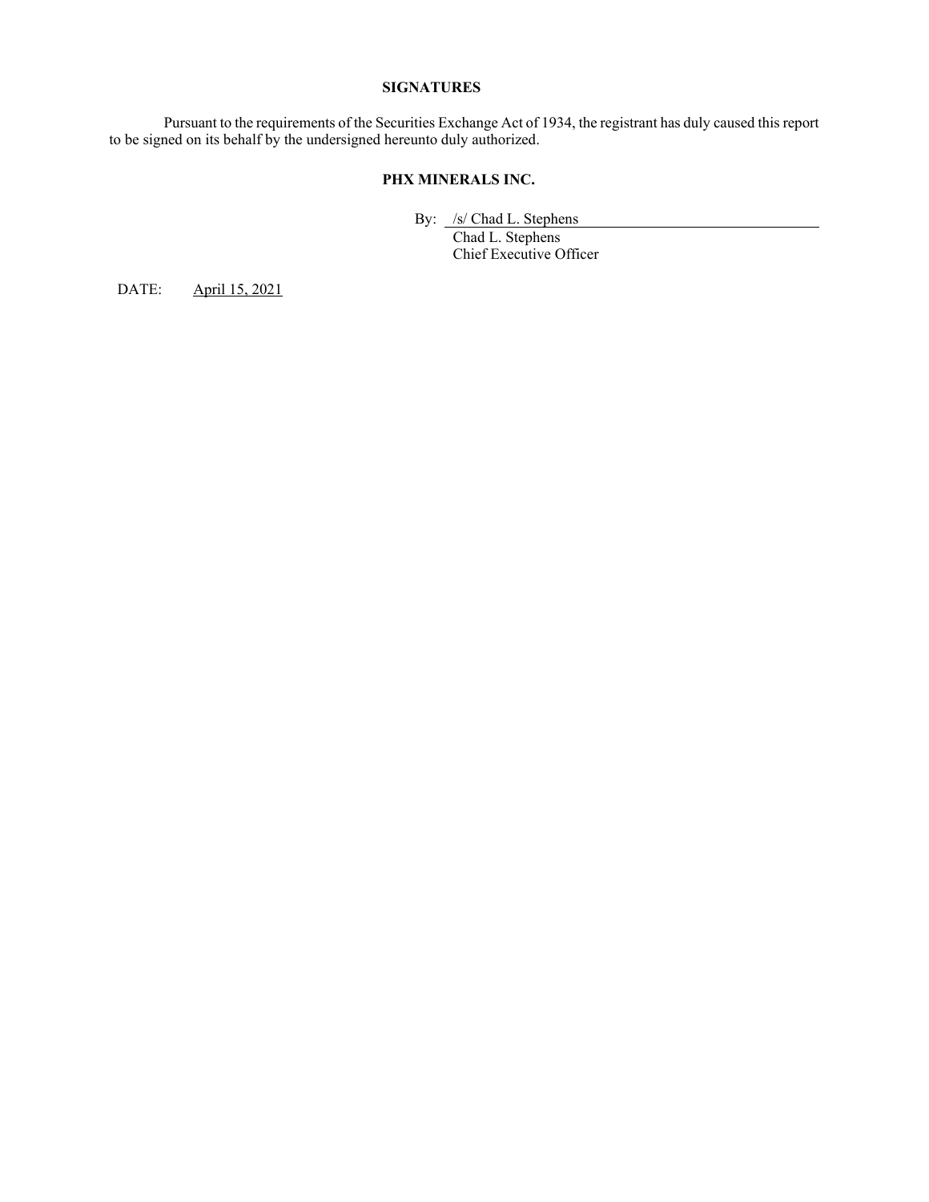## SIGNATURES

Pursuant to the requirements of the Securities Exchange Act of 1934, the registrant has duly caused this report to be signed on its behalf by the undersigned hereunto duly authorized.

**PHX MINERALS INC.**

By: /s/ Chad L. Stephens
Chad L. Stephens
Chief Executive Officer

DATE: April 15, 2021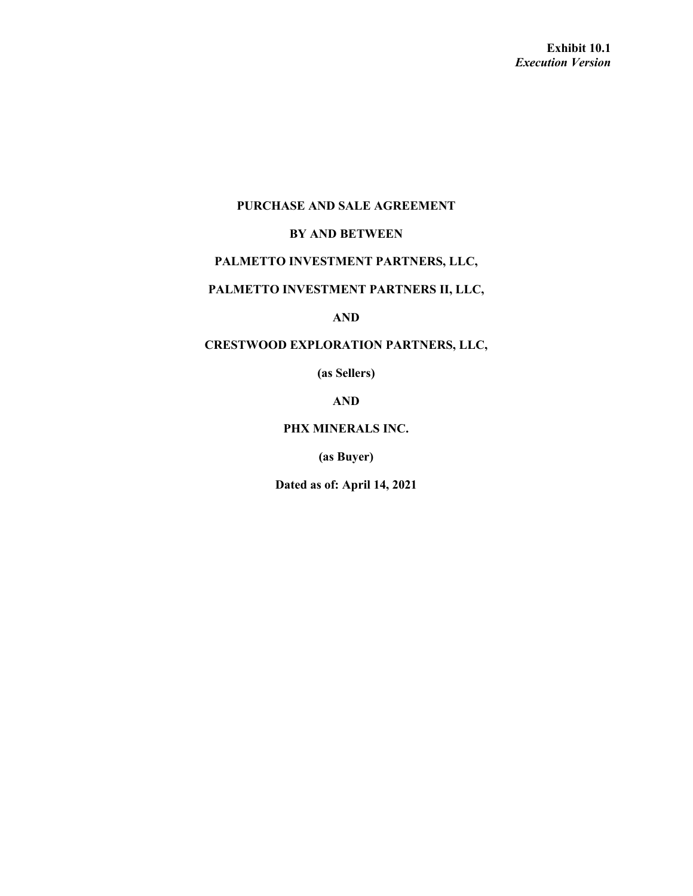**Exhibit 10.1**
***Execution Version***

**PURCHASE AND SALE AGREEMENT**

**BY AND BETWEEN**

**PALMETTO INVESTMENT PARTNERS, LLC,**

**PALMETTO INVESTMENT PARTNERS II, LLC,**

**AND**

**CRESTWOOD EXPLORATION PARTNERS, LLC,**

**(as Sellers)**

**AND**

**PHX MINERALS INC.**

**(as Buyer)**

**Dated as of: April 14, 2021**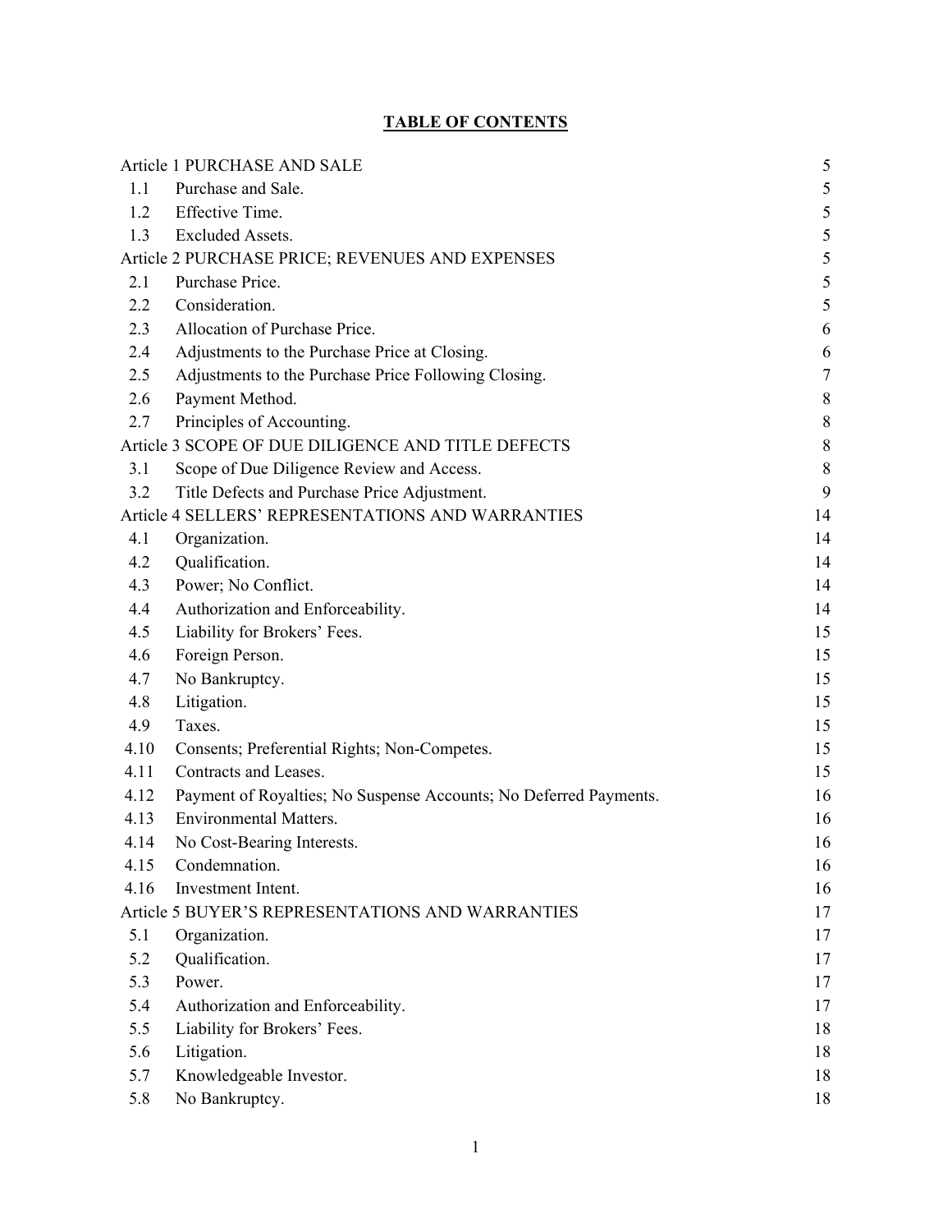**TABLE OF CONTENTS**

| | | |
|---|---|---|
| Article 1 PURCHASE AND SALE | | 5 |
| 1.1 | Purchase and Sale. | 5 |
| 1.2 | Effective Time. | 5 |
| 1.3 | Excluded Assets. | 5 |
| Article 2 PURCHASE PRICE; REVENUES AND EXPENSES | | 5 |
| 2.1 | Purchase Price. | 5 |
| 2.2 | Consideration. | 5 |
| 2.3 | Allocation of Purchase Price. | 6 |
| 2.4 | Adjustments to the Purchase Price at Closing. | 6 |
| 2.5 | Adjustments to the Purchase Price Following Closing. | 7 |
| 2.6 | Payment Method. | 8 |
| 2.7 | Principles of Accounting. | 8 |
| Article 3 SCOPE OF DUE DILIGENCE AND TITLE DEFECTS | | 8 |
| 3.1 | Scope of Due Diligence Review and Access. | 8 |
| 3.2 | Title Defects and Purchase Price Adjustment. | 9 |
| Article 4 SELLERS' REPRESENTATIONS AND WARRANTIES | | 14 |
| 4.1 | Organization. | 14 |
| 4.2 | Qualification. | 14 |
| 4.3 | Power; No Conflict. | 14 |
| 4.4 | Authorization and Enforceability. | 14 |
| 4.5 | Liability for Brokers' Fees. | 15 |
| 4.6 | Foreign Person. | 15 |
| 4.7 | No Bankruptcy. | 15 |
| 4.8 | Litigation. | 15 |
| 4.9 | Taxes. | 15 |
| 4.10 | Consents; Preferential Rights; Non-Competes. | 15 |
| 4.11 | Contracts and Leases. | 15 |
| 4.12 | Payment of Royalties; No Suspense Accounts; No Deferred Payments. | 16 |
| 4.13 | Environmental Matters. | 16 |
| 4.14 | No Cost-Bearing Interests. | 16 |
| 4.15 | Condemnation. | 16 |
| 4.16 | Investment Intent. | 16 |
| Article 5 BUYER'S REPRESENTATIONS AND WARRANTIES | | 17 |
| 5.1 | Organization. | 17 |
| 5.2 | Qualification. | 17 |
| 5.3 | Power. | 17 |
| 5.4 | Authorization and Enforceability. | 17 |
| 5.5 | Liability for Brokers' Fees. | 18 |
| 5.6 | Litigation. | 18 |
| 5.7 | Knowledgeable Investor. | 18 |
| 5.8 | No Bankruptcy. | 18 |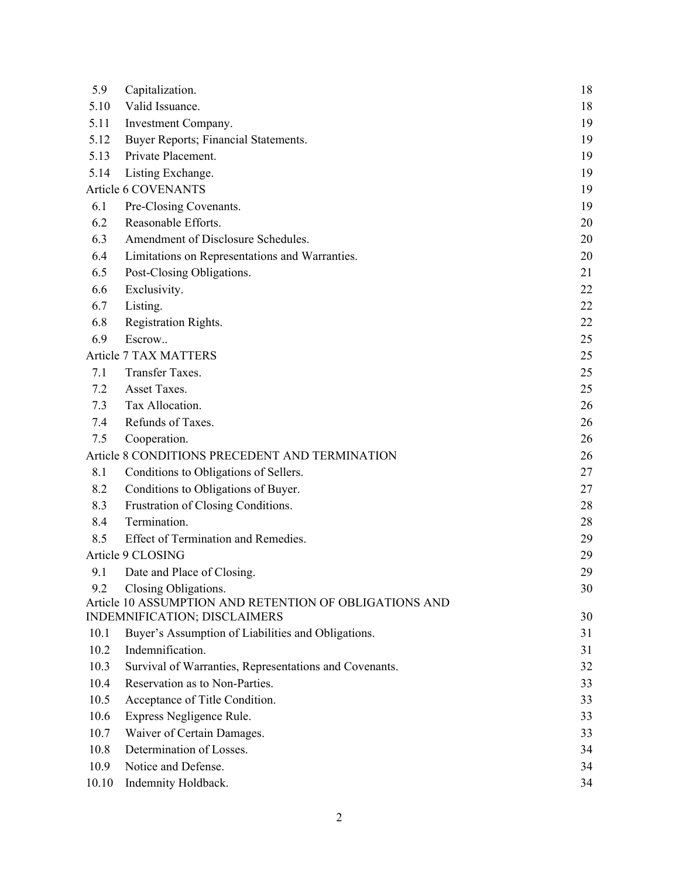| | | |
|---|---|---|
| 5.9 | Capitalization. | 18 |
| 5.10 | Valid Issuance. | 18 |
| 5.11 | Investment Company. | 19 |
| 5.12 | Buyer Reports; Financial Statements. | 19 |
| 5.13 | Private Placement. | 19 |
| 5.14 | Listing Exchange. | 19 |
| Article 6 COVENANTS | | 19 |
| 6.1 | Pre-Closing Covenants. | 19 |
| 6.2 | Reasonable Efforts. | 20 |
| 6.3 | Amendment of Disclosure Schedules. | 20 |
| 6.4 | Limitations on Representations and Warranties. | 20 |
| 6.5 | Post-Closing Obligations. | 21 |
| 6.6 | Exclusivity. | 22 |
| 6.7 | Listing. | 22 |
| 6.8 | Registration Rights. | 22 |
| 6.9 | Escrow.. | 25 |
| Article 7 TAX MATTERS | | 25 |
| 7.1 | Transfer Taxes. | 25 |
| 7.2 | Asset Taxes. | 25 |
| 7.3 | Tax Allocation. | 26 |
| 7.4 | Refunds of Taxes. | 26 |
| 7.5 | Cooperation. | 26 |
| Article 8 CONDITIONS PRECEDENT AND TERMINATION | | 26 |
| 8.1 | Conditions to Obligations of Sellers. | 27 |
| 8.2 | Conditions to Obligations of Buyer. | 27 |
| 8.3 | Frustration of Closing Conditions. | 28 |
| 8.4 | Termination. | 28 |
| 8.5 | Effect of Termination and Remedies. | 29 |
| Article 9 CLOSING | | 29 |
| 9.1 | Date and Place of Closing. | 29 |
| 9.2 | Closing Obligations. | 30 |
| Article 10 ASSUMPTION AND RETENTION OF OBLIGATIONS AND INDEMNIFICATION; DISCLAIMERS | | 30 |
| 10.1 | Buyer's Assumption of Liabilities and Obligations. | 31 |
| 10.2 | Indemnification. | 31 |
| 10.3 | Survival of Warranties, Representations and Covenants. | 32 |
| 10.4 | Reservation as to Non-Parties. | 33 |
| 10.5 | Acceptance of Title Condition. | 33 |
| 10.6 | Express Negligence Rule. | 33 |
| 10.7 | Waiver of Certain Damages. | 33 |
| 10.8 | Determination of Losses. | 34 |
| 10.9 | Notice and Defense. | 34 |
| 10.10 | Indemnity Holdback. | 34 |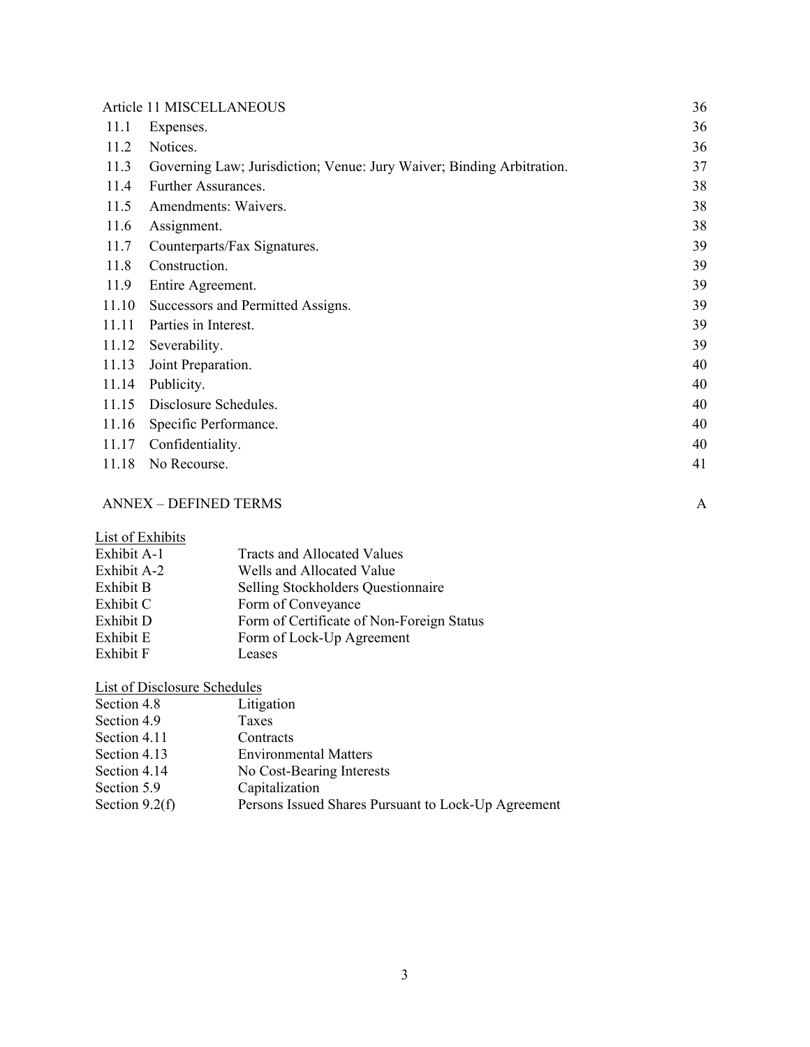| | | |
|---|---|---|
| Article 11 MISCELLANEOUS | | 36 |
| 11.1 | Expenses. | 36 |
| 11.2 | Notices. | 36 |
| 11.3 | Governing Law; Jurisdiction; Venue: Jury Waiver; Binding Arbitration. | 37 |
| 11.4 | Further Assurances. | 38 |
| 11.5 | Amendments: Waivers. | 38 |
| 11.6 | Assignment. | 38 |
| 11.7 | Counterparts/Fax Signatures. | 39 |
| 11.8 | Construction. | 39 |
| 11.9 | Entire Agreement. | 39 |
| 11.10 | Successors and Permitted Assigns. | 39 |
| 11.11 | Parties in Interest. | 39 |
| 11.12 | Severability. | 39 |
| 11.13 | Joint Preparation. | 40 |
| 11.14 | Publicity. | 40 |
| 11.15 | Disclosure Schedules. | 40 |
| 11.16 | Specific Performance. | 40 |
| 11.17 | Confidentiality. | 40 |
| 11.18 | No Recourse. | 41 |

ANNEX – DEFINED TERMS A

<u>List of Exhibits</u>

| | |
|---|---|
| Exhibit A-1 | Tracts and Allocated Values |
| Exhibit A-2 | Wells and Allocated Value |
| Exhibit B | Selling Stockholders Questionnaire |
| Exhibit C | Form of Conveyance |
| Exhibit D | Form of Certificate of Non-Foreign Status |
| Exhibit E | Form of Lock-Up Agreement |
| Exhibit F | Leases |

<u>List of Disclosure Schedules</u>

| | |
|---|---|
| Section 4.8 | Litigation |
| Section 4.9 | Taxes |
| Section 4.11 | Contracts |
| Section 4.13 | Environmental Matters |
| Section 4.14 | No Cost-Bearing Interests |
| Section 5.9 | Capitalization |
| Section 9.2(f) | Persons Issued Shares Pursuant to Lock-Up Agreement |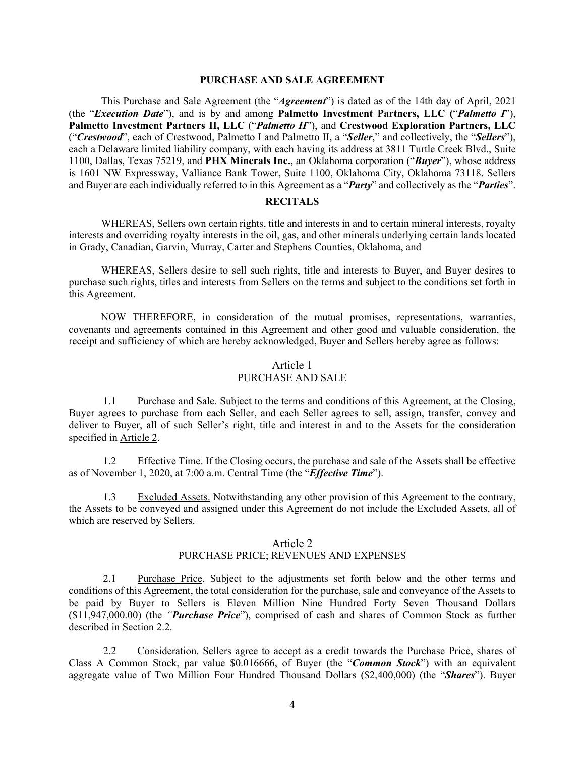## PURCHASE AND SALE AGREEMENT

This Purchase and Sale Agreement (the "***Agreement***") is dated as of the 14th day of April, 2021 (the "***Execution Date***"), and is by and among **Palmetto Investment Partners, LLC (**"***Palmetto I***"), **Palmetto Investment Partners II, LLC** ("***Palmetto II***"), and **Crestwood Exploration Partners, LLC** ("***Crestwood***", each of Crestwood, Palmetto I and Palmetto II, a "***Seller***," and collectively, the "***Sellers***"), each a Delaware limited liability company, with each having its address at 3811 Turtle Creek Blvd., Suite 1100, Dallas, Texas 75219, and **PHX Minerals Inc.**, an Oklahoma corporation ("***Buyer***"), whose address is 1601 NW Expressway, Valliance Bank Tower, Suite 1100, Oklahoma City, Oklahoma 73118. Sellers and Buyer are each individually referred to in this Agreement as a "***Party***" and collectively as the "***Parties***".

## RECITALS

WHEREAS, Sellers own certain rights, title and interests in and to certain mineral interests, royalty interests and overriding royalty interests in the oil, gas, and other minerals underlying certain lands located in Grady, Canadian, Garvin, Murray, Carter and Stephens Counties, Oklahoma, and

WHEREAS, Sellers desire to sell such rights, title and interests to Buyer, and Buyer desires to purchase such rights, titles and interests from Sellers on the terms and subject to the conditions set forth in this Agreement.

NOW THEREFORE, in consideration of the mutual promises, representations, warranties, covenants and agreements contained in this Agreement and other good and valuable consideration, the receipt and sufficiency of which are hereby acknowledged, Buyer and Sellers hereby agree as follows:

## Article 1
## PURCHASE AND SALE

1.1 Purchase and Sale. Subject to the terms and conditions of this Agreement, at the Closing, Buyer agrees to purchase from each Seller, and each Seller agrees to sell, assign, transfer, convey and deliver to Buyer, all of such Seller's right, title and interest in and to the Assets for the consideration specified in Article 2.

1.2 Effective Time. If the Closing occurs, the purchase and sale of the Assets shall be effective as of November 1, 2020, at 7:00 a.m. Central Time (the "***Effective Time***").

1.3 Excluded Assets. Notwithstanding any other provision of this Agreement to the contrary, the Assets to be conveyed and assigned under this Agreement do not include the Excluded Assets, all of which are reserved by Sellers.

## Article 2
## PURCHASE PRICE; REVENUES AND EXPENSES

2.1 Purchase Price. Subject to the adjustments set forth below and the other terms and conditions of this Agreement, the total consideration for the purchase, sale and conveyance of the Assets to be paid by Buyer to Sellers is Eleven Million Nine Hundred Forty Seven Thousand Dollars ($11,947,000.00) (the *"**Purchase Price***"), comprised of cash and shares of Common Stock as further described in Section 2.2.

2.2 Consideration. Sellers agree to accept as a credit towards the Purchase Price, shares of Class A Common Stock, par value $0.016666, of Buyer (the "***Common Stock***") with an equivalent aggregate value of Two Million Four Hundred Thousand Dollars ($2,400,000) (the "***Shares***"). Buyer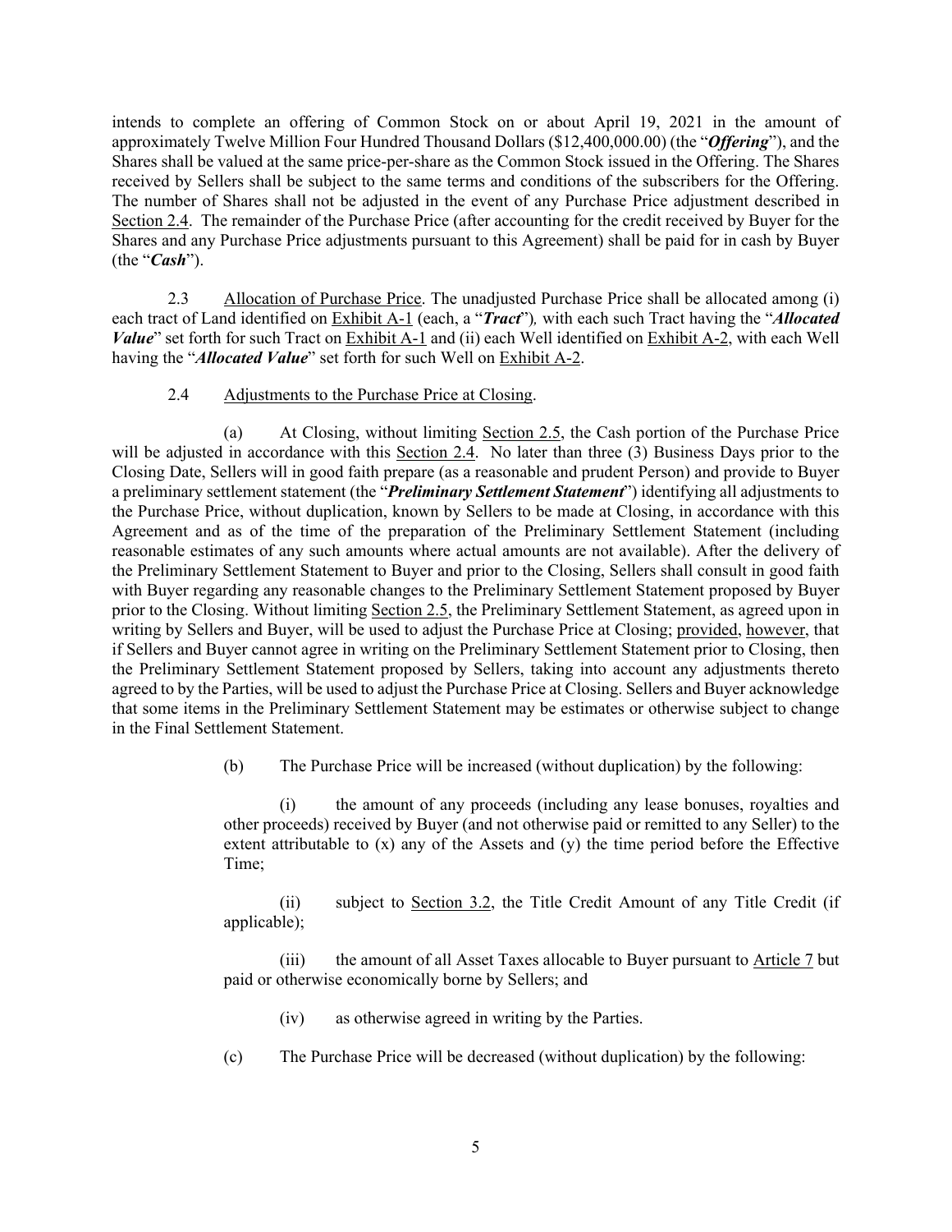intends to complete an offering of Common Stock on or about April 19, 2021 in the amount of approximately Twelve Million Four Hundred Thousand Dollars ($12,400,000.00) (the "***Offering***"), and the Shares shall be valued at the same price-per-share as the Common Stock issued in the Offering. The Shares received by Sellers shall be subject to the same terms and conditions of the subscribers for the Offering. The number of Shares shall not be adjusted in the event of any Purchase Price adjustment described in Section 2.4. The remainder of the Purchase Price (after accounting for the credit received by Buyer for the Shares and any Purchase Price adjustments pursuant to this Agreement) shall be paid for in cash by Buyer (the "***Cash***").

2.3 Allocation of Purchase Price. The unadjusted Purchase Price shall be allocated among (i) each tract of Land identified on Exhibit A-1 (each, a "***Tract***"), with each such Tract having the "***Allocated Value***" set forth for such Tract on Exhibit A-1 and (ii) each Well identified on Exhibit A-2, with each Well having the "***Allocated Value***" set forth for such Well on Exhibit A-2.

2.4 Adjustments to the Purchase Price at Closing.

(a) At Closing, without limiting Section 2.5, the Cash portion of the Purchase Price will be adjusted in accordance with this Section 2.4. No later than three (3) Business Days prior to the Closing Date, Sellers will in good faith prepare (as a reasonable and prudent Person) and provide to Buyer a preliminary settlement statement (the "***Preliminary Settlement Statement***") identifying all adjustments to the Purchase Price, without duplication, known by Sellers to be made at Closing, in accordance with this Agreement and as of the time of the preparation of the Preliminary Settlement Statement (including reasonable estimates of any such amounts where actual amounts are not available). After the delivery of the Preliminary Settlement Statement to Buyer and prior to the Closing, Sellers shall consult in good faith with Buyer regarding any reasonable changes to the Preliminary Settlement Statement proposed by Buyer prior to the Closing. Without limiting Section 2.5, the Preliminary Settlement Statement, as agreed upon in writing by Sellers and Buyer, will be used to adjust the Purchase Price at Closing; provided, however, that if Sellers and Buyer cannot agree in writing on the Preliminary Settlement Statement prior to Closing, then the Preliminary Settlement Statement proposed by Sellers, taking into account any adjustments thereto agreed to by the Parties, will be used to adjust the Purchase Price at Closing. Sellers and Buyer acknowledge that some items in the Preliminary Settlement Statement may be estimates or otherwise subject to change in the Final Settlement Statement.

(b) The Purchase Price will be increased (without duplication) by the following:

(i) the amount of any proceeds (including any lease bonuses, royalties and other proceeds) received by Buyer (and not otherwise paid or remitted to any Seller) to the extent attributable to (x) any of the Assets and (y) the time period before the Effective Time;

(ii) subject to Section 3.2, the Title Credit Amount of any Title Credit (if applicable);

(iii) the amount of all Asset Taxes allocable to Buyer pursuant to Article 7 but paid or otherwise economically borne by Sellers; and

(iv) as otherwise agreed in writing by the Parties.

(c) The Purchase Price will be decreased (without duplication) by the following: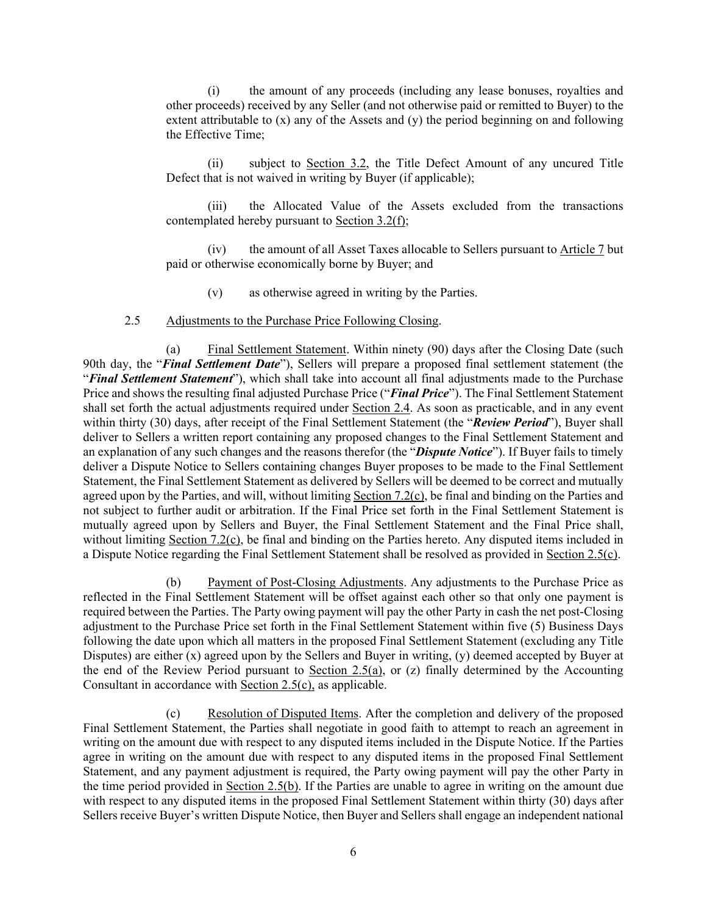(i) the amount of any proceeds (including any lease bonuses, royalties and other proceeds) received by any Seller (and not otherwise paid or remitted to Buyer) to the extent attributable to (x) any of the Assets and (y) the period beginning on and following the Effective Time;

(ii) subject to Section 3.2, the Title Defect Amount of any uncured Title Defect that is not waived in writing by Buyer (if applicable);

(iii) the Allocated Value of the Assets excluded from the transactions contemplated hereby pursuant to Section 3.2(f);

(iv) the amount of all Asset Taxes allocable to Sellers pursuant to Article 7 but paid or otherwise economically borne by Buyer; and

(v) as otherwise agreed in writing by the Parties.

2.5 Adjustments to the Purchase Price Following Closing.

(a) Final Settlement Statement. Within ninety (90) days after the Closing Date (such 90th day, the "***Final Settlement Date***"), Sellers will prepare a proposed final settlement statement (the "***Final Settlement Statement***"), which shall take into account all final adjustments made to the Purchase Price and shows the resulting final adjusted Purchase Price ("***Final Price***"). The Final Settlement Statement shall set forth the actual adjustments required under Section 2.4. As soon as practicable, and in any event within thirty (30) days, after receipt of the Final Settlement Statement (the "***Review Period***"), Buyer shall deliver to Sellers a written report containing any proposed changes to the Final Settlement Statement and an explanation of any such changes and the reasons therefor (the "***Dispute Notice***"). If Buyer fails to timely deliver a Dispute Notice to Sellers containing changes Buyer proposes to be made to the Final Settlement Statement, the Final Settlement Statement as delivered by Sellers will be deemed to be correct and mutually agreed upon by the Parties, and will, without limiting Section 7.2(c), be final and binding on the Parties and not subject to further audit or arbitration. If the Final Price set forth in the Final Settlement Statement is mutually agreed upon by Sellers and Buyer, the Final Settlement Statement and the Final Price shall, without limiting Section 7.2(c), be final and binding on the Parties hereto. Any disputed items included in a Dispute Notice regarding the Final Settlement Statement shall be resolved as provided in Section 2.5(c).

(b) Payment of Post-Closing Adjustments. Any adjustments to the Purchase Price as reflected in the Final Settlement Statement will be offset against each other so that only one payment is required between the Parties. The Party owing payment will pay the other Party in cash the net post-Closing adjustment to the Purchase Price set forth in the Final Settlement Statement within five (5) Business Days following the date upon which all matters in the proposed Final Settlement Statement (excluding any Title Disputes) are either (x) agreed upon by the Sellers and Buyer in writing, (y) deemed accepted by Buyer at the end of the Review Period pursuant to Section 2.5(a), or (z) finally determined by the Accounting Consultant in accordance with Section 2.5(c), as applicable.

(c) Resolution of Disputed Items. After the completion and delivery of the proposed Final Settlement Statement, the Parties shall negotiate in good faith to attempt to reach an agreement in writing on the amount due with respect to any disputed items included in the Dispute Notice. If the Parties agree in writing on the amount due with respect to any disputed items in the proposed Final Settlement Statement, and any payment adjustment is required, the Party owing payment will pay the other Party in the time period provided in Section 2.5(b). If the Parties are unable to agree in writing on the amount due with respect to any disputed items in the proposed Final Settlement Statement within thirty (30) days after Sellers receive Buyer's written Dispute Notice, then Buyer and Sellers shall engage an independent national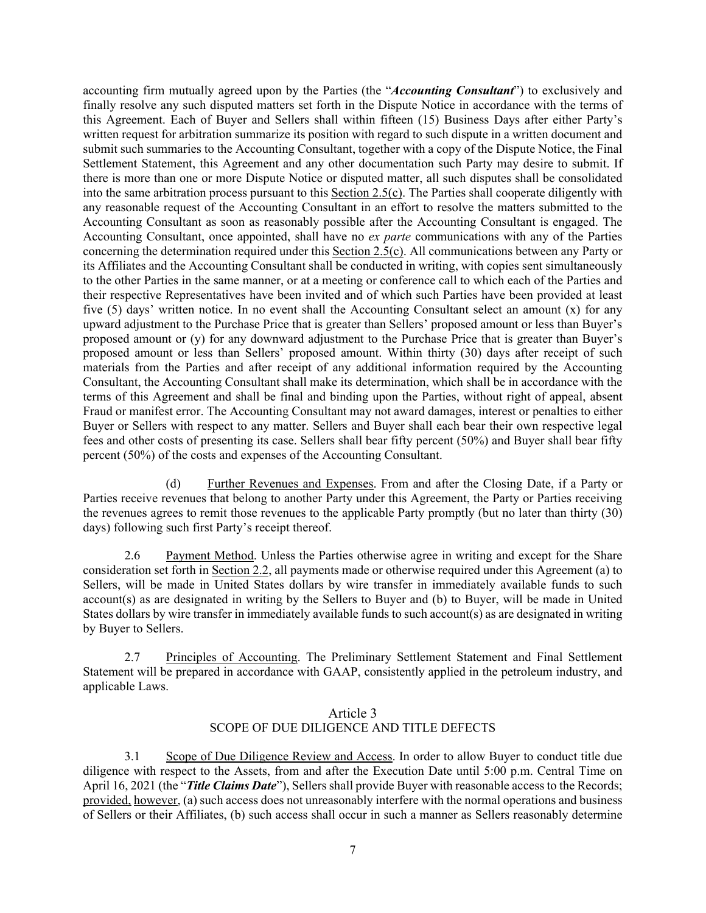accounting firm mutually agreed upon by the Parties (the "***Accounting Consultant***") to exclusively and finally resolve any such disputed matters set forth in the Dispute Notice in accordance with the terms of this Agreement. Each of Buyer and Sellers shall within fifteen (15) Business Days after either Party's written request for arbitration summarize its position with regard to such dispute in a written document and submit such summaries to the Accounting Consultant, together with a copy of the Dispute Notice, the Final Settlement Statement, this Agreement and any other documentation such Party may desire to submit. If there is more than one or more Dispute Notice or disputed matter, all such disputes shall be consolidated into the same arbitration process pursuant to this Section 2.5(c). The Parties shall cooperate diligently with any reasonable request of the Accounting Consultant in an effort to resolve the matters submitted to the Accounting Consultant as soon as reasonably possible after the Accounting Consultant is engaged. The Accounting Consultant, once appointed, shall have no *ex parte* communications with any of the Parties concerning the determination required under this Section 2.5(c). All communications between any Party or its Affiliates and the Accounting Consultant shall be conducted in writing, with copies sent simultaneously to the other Parties in the same manner, or at a meeting or conference call to which each of the Parties and their respective Representatives have been invited and of which such Parties have been provided at least five (5) days' written notice. In no event shall the Accounting Consultant select an amount (x) for any upward adjustment to the Purchase Price that is greater than Sellers' proposed amount or less than Buyer's proposed amount or (y) for any downward adjustment to the Purchase Price that is greater than Buyer's proposed amount or less than Sellers' proposed amount. Within thirty (30) days after receipt of such materials from the Parties and after receipt of any additional information required by the Accounting Consultant, the Accounting Consultant shall make its determination, which shall be in accordance with the terms of this Agreement and shall be final and binding upon the Parties, without right of appeal, absent Fraud or manifest error. The Accounting Consultant may not award damages, interest or penalties to either Buyer or Sellers with respect to any matter. Sellers and Buyer shall each bear their own respective legal fees and other costs of presenting its case. Sellers shall bear fifty percent (50%) and Buyer shall bear fifty percent (50%) of the costs and expenses of the Accounting Consultant.

(d) Further Revenues and Expenses. From and after the Closing Date, if a Party or Parties receive revenues that belong to another Party under this Agreement, the Party or Parties receiving the revenues agrees to remit those revenues to the applicable Party promptly (but no later than thirty (30) days) following such first Party's receipt thereof.

2.6 Payment Method. Unless the Parties otherwise agree in writing and except for the Share consideration set forth in Section 2.2, all payments made or otherwise required under this Agreement (a) to Sellers, will be made in United States dollars by wire transfer in immediately available funds to such account(s) as are designated in writing by the Sellers to Buyer and (b) to Buyer, will be made in United States dollars by wire transfer in immediately available funds to such account(s) as are designated in writing by Buyer to Sellers.

2.7 Principles of Accounting. The Preliminary Settlement Statement and Final Settlement Statement will be prepared in accordance with GAAP, consistently applied in the petroleum industry, and applicable Laws.

## Article 3
## SCOPE OF DUE DILIGENCE AND TITLE DEFECTS

3.1 Scope of Due Diligence Review and Access. In order to allow Buyer to conduct title due diligence with respect to the Assets, from and after the Execution Date until 5:00 p.m. Central Time on April 16, 2021 (the "***Title Claims Date***"), Sellers shall provide Buyer with reasonable access to the Records; provided, however, (a) such access does not unreasonably interfere with the normal operations and business of Sellers or their Affiliates, (b) such access shall occur in such a manner as Sellers reasonably determine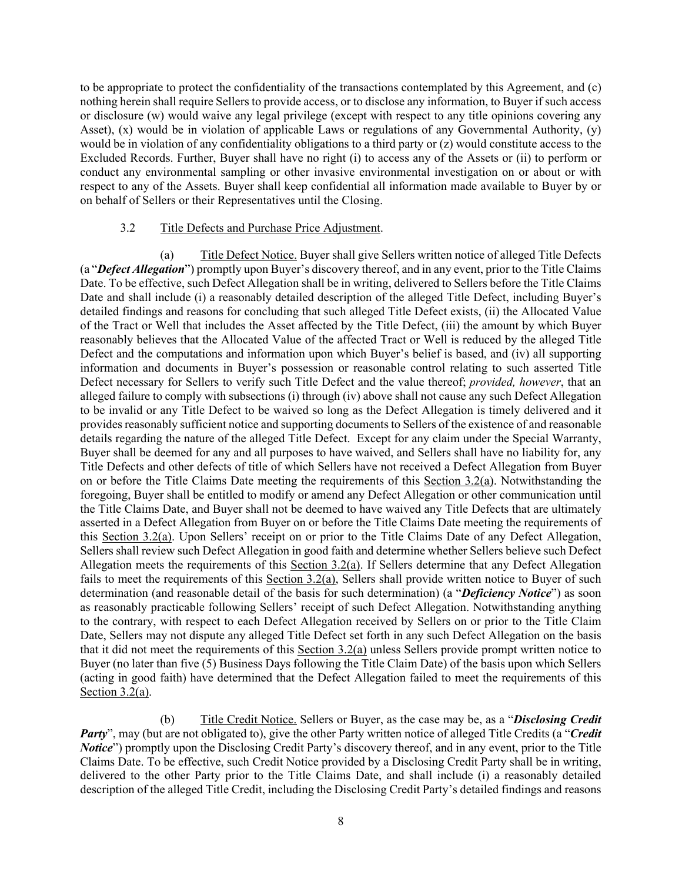to be appropriate to protect the confidentiality of the transactions contemplated by this Agreement, and (c) nothing herein shall require Sellers to provide access, or to disclose any information, to Buyer if such access or disclosure (w) would waive any legal privilege (except with respect to any title opinions covering any Asset), (x) would be in violation of applicable Laws or regulations of any Governmental Authority, (y) would be in violation of any confidentiality obligations to a third party or (z) would constitute access to the Excluded Records. Further, Buyer shall have no right (i) to access any of the Assets or (ii) to perform or conduct any environmental sampling or other invasive environmental investigation on or about or with respect to any of the Assets. Buyer shall keep confidential all information made available to Buyer by or on behalf of Sellers or their Representatives until the Closing.

3.2 Title Defects and Purchase Price Adjustment.

(a) Title Defect Notice. Buyer shall give Sellers written notice of alleged Title Defects (a "***Defect Allegation***") promptly upon Buyer's discovery thereof, and in any event, prior to the Title Claims Date. To be effective, such Defect Allegation shall be in writing, delivered to Sellers before the Title Claims Date and shall include (i) a reasonably detailed description of the alleged Title Defect, including Buyer's detailed findings and reasons for concluding that such alleged Title Defect exists, (ii) the Allocated Value of the Tract or Well that includes the Asset affected by the Title Defect, (iii) the amount by which Buyer reasonably believes that the Allocated Value of the affected Tract or Well is reduced by the alleged Title Defect and the computations and information upon which Buyer's belief is based, and (iv) all supporting information and documents in Buyer's possession or reasonable control relating to such asserted Title Defect necessary for Sellers to verify such Title Defect and the value thereof; *provided, however*, that an alleged failure to comply with subsections (i) through (iv) above shall not cause any such Defect Allegation to be invalid or any Title Defect to be waived so long as the Defect Allegation is timely delivered and it provides reasonably sufficient notice and supporting documents to Sellers of the existence of and reasonable details regarding the nature of the alleged Title Defect. Except for any claim under the Special Warranty, Buyer shall be deemed for any and all purposes to have waived, and Sellers shall have no liability for, any Title Defects and other defects of title of which Sellers have not received a Defect Allegation from Buyer on or before the Title Claims Date meeting the requirements of this Section 3.2(a). Notwithstanding the foregoing, Buyer shall be entitled to modify or amend any Defect Allegation or other communication until the Title Claims Date, and Buyer shall not be deemed to have waived any Title Defects that are ultimately asserted in a Defect Allegation from Buyer on or before the Title Claims Date meeting the requirements of this Section 3.2(a). Upon Sellers' receipt on or prior to the Title Claims Date of any Defect Allegation, Sellers shall review such Defect Allegation in good faith and determine whether Sellers believe such Defect Allegation meets the requirements of this Section 3.2(a). If Sellers determine that any Defect Allegation fails to meet the requirements of this Section 3.2(a), Sellers shall provide written notice to Buyer of such determination (and reasonable detail of the basis for such determination) (a "***Deficiency Notice***") as soon as reasonably practicable following Sellers' receipt of such Defect Allegation. Notwithstanding anything to the contrary, with respect to each Defect Allegation received by Sellers on or prior to the Title Claim Date, Sellers may not dispute any alleged Title Defect set forth in any such Defect Allegation on the basis that it did not meet the requirements of this Section 3.2(a) unless Sellers provide prompt written notice to Buyer (no later than five (5) Business Days following the Title Claim Date) of the basis upon which Sellers (acting in good faith) have determined that the Defect Allegation failed to meet the requirements of this Section 3.2(a).

(b) Title Credit Notice. Sellers or Buyer, as the case may be, as a "***Disclosing Credit Party***", may (but are not obligated to), give the other Party written notice of alleged Title Credits (a "***Credit Notice***") promptly upon the Disclosing Credit Party's discovery thereof, and in any event, prior to the Title Claims Date. To be effective, such Credit Notice provided by a Disclosing Credit Party shall be in writing, delivered to the other Party prior to the Title Claims Date, and shall include (i) a reasonably detailed description of the alleged Title Credit, including the Disclosing Credit Party's detailed findings and reasons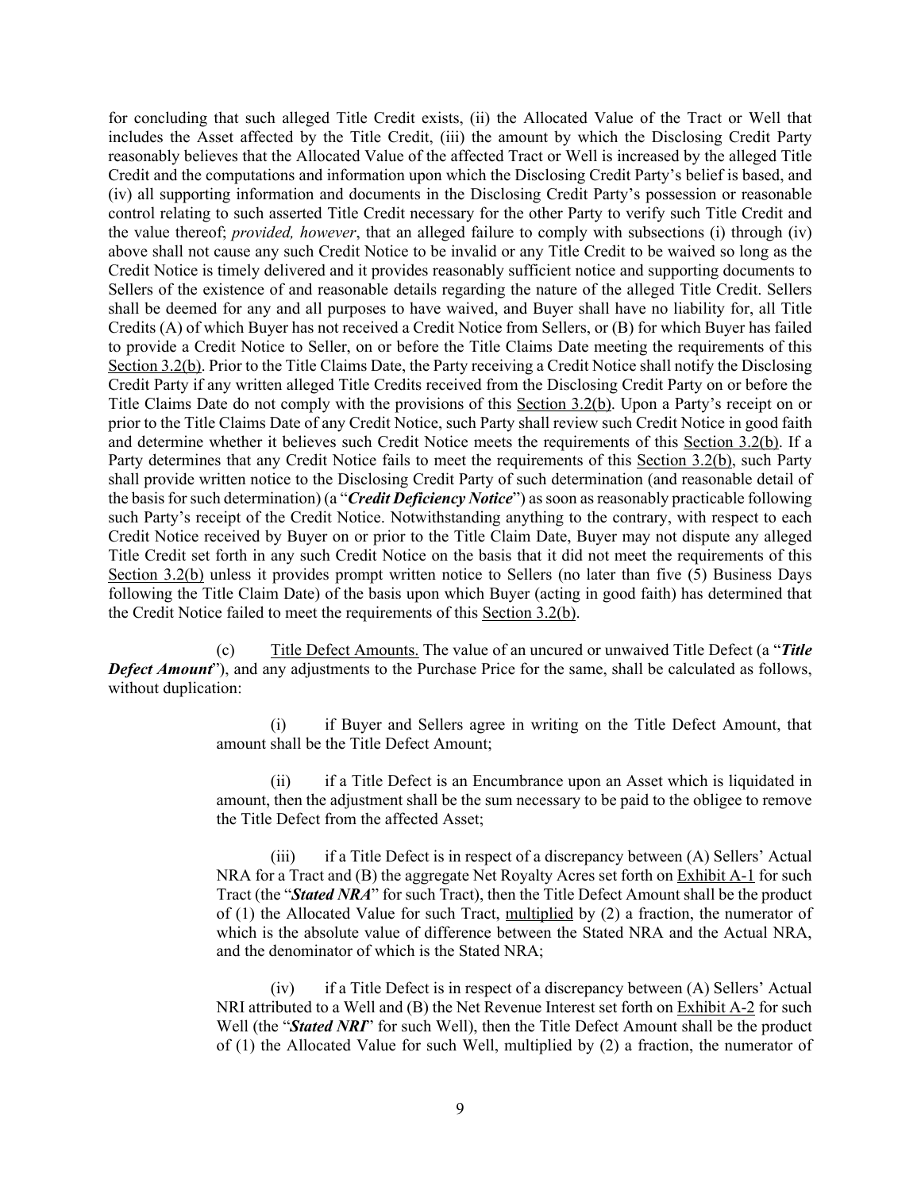for concluding that such alleged Title Credit exists, (ii) the Allocated Value of the Tract or Well that includes the Asset affected by the Title Credit, (iii) the amount by which the Disclosing Credit Party reasonably believes that the Allocated Value of the affected Tract or Well is increased by the alleged Title Credit and the computations and information upon which the Disclosing Credit Party's belief is based, and (iv) all supporting information and documents in the Disclosing Credit Party's possession or reasonable control relating to such asserted Title Credit necessary for the other Party to verify such Title Credit and the value thereof; *provided, however*, that an alleged failure to comply with subsections (i) through (iv) above shall not cause any such Credit Notice to be invalid or any Title Credit to be waived so long as the Credit Notice is timely delivered and it provides reasonably sufficient notice and supporting documents to Sellers of the existence of and reasonable details regarding the nature of the alleged Title Credit. Sellers shall be deemed for any and all purposes to have waived, and Buyer shall have no liability for, all Title Credits (A) of which Buyer has not received a Credit Notice from Sellers, or (B) for which Buyer has failed to provide a Credit Notice to Seller, on or before the Title Claims Date meeting the requirements of this Section 3.2(b). Prior to the Title Claims Date, the Party receiving a Credit Notice shall notify the Disclosing Credit Party if any written alleged Title Credits received from the Disclosing Credit Party on or before the Title Claims Date do not comply with the provisions of this Section 3.2(b). Upon a Party's receipt on or prior to the Title Claims Date of any Credit Notice, such Party shall review such Credit Notice in good faith and determine whether it believes such Credit Notice meets the requirements of this Section 3.2(b). If a Party determines that any Credit Notice fails to meet the requirements of this Section 3.2(b), such Party shall provide written notice to the Disclosing Credit Party of such determination (and reasonable detail of the basis for such determination) (a "***Credit Deficiency Notice***") as soon as reasonably practicable following such Party's receipt of the Credit Notice. Notwithstanding anything to the contrary, with respect to each Credit Notice received by Buyer on or prior to the Title Claim Date, Buyer may not dispute any alleged Title Credit set forth in any such Credit Notice on the basis that it did not meet the requirements of this Section 3.2(b) unless it provides prompt written notice to Sellers (no later than five (5) Business Days following the Title Claim Date) of the basis upon which Buyer (acting in good faith) has determined that the Credit Notice failed to meet the requirements of this Section 3.2(b).

(c) Title Defect Amounts. The value of an uncured or unwaived Title Defect (a "***Title Defect Amount***"), and any adjustments to the Purchase Price for the same, shall be calculated as follows, without duplication:

(i) if Buyer and Sellers agree in writing on the Title Defect Amount, that amount shall be the Title Defect Amount;

(ii) if a Title Defect is an Encumbrance upon an Asset which is liquidated in amount, then the adjustment shall be the sum necessary to be paid to the obligee to remove the Title Defect from the affected Asset;

(iii) if a Title Defect is in respect of a discrepancy between (A) Sellers' Actual NRA for a Tract and (B) the aggregate Net Royalty Acres set forth on Exhibit A-1 for such Tract (the "***Stated NRA***" for such Tract), then the Title Defect Amount shall be the product of (1) the Allocated Value for such Tract, multiplied by (2) a fraction, the numerator of which is the absolute value of difference between the Stated NRA and the Actual NRA, and the denominator of which is the Stated NRA;

(iv) if a Title Defect is in respect of a discrepancy between (A) Sellers' Actual NRI attributed to a Well and (B) the Net Revenue Interest set forth on Exhibit A-2 for such Well (the "***Stated NRI***" for such Well), then the Title Defect Amount shall be the product of (1) the Allocated Value for such Well, multiplied by (2) a fraction, the numerator of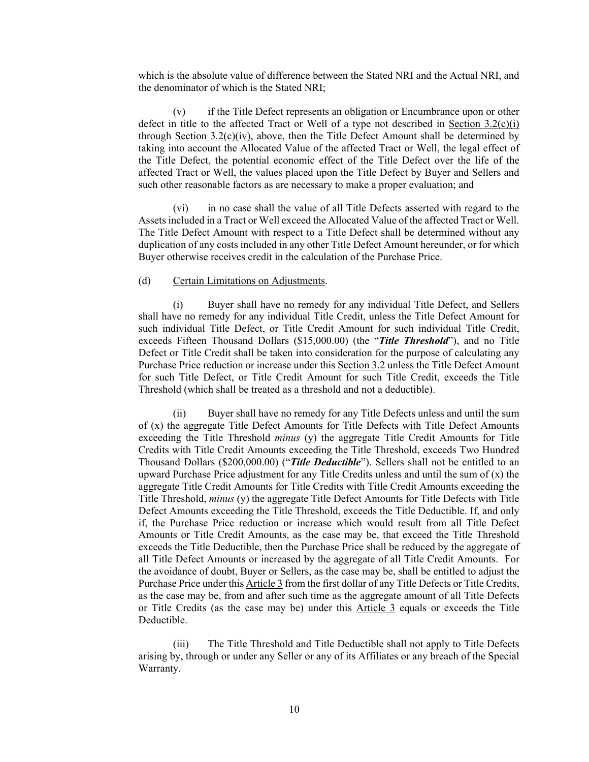which is the absolute value of difference between the Stated NRI and the Actual NRI, and the denominator of which is the Stated NRI;

(v) if the Title Defect represents an obligation or Encumbrance upon or other defect in title to the affected Tract or Well of a type not described in Section 3.2(c)(i) through Section 3.2(c)(iv), above, then the Title Defect Amount shall be determined by taking into account the Allocated Value of the affected Tract or Well, the legal effect of the Title Defect, the potential economic effect of the Title Defect over the life of the affected Tract or Well, the values placed upon the Title Defect by Buyer and Sellers and such other reasonable factors as are necessary to make a proper evaluation; and

(vi) in no case shall the value of all Title Defects asserted with regard to the Assets included in a Tract or Well exceed the Allocated Value of the affected Tract or Well. The Title Defect Amount with respect to a Title Defect shall be determined without any duplication of any costs included in any other Title Defect Amount hereunder, or for which Buyer otherwise receives credit in the calculation of the Purchase Price.

(d) Certain Limitations on Adjustments.

(i) Buyer shall have no remedy for any individual Title Defect, and Sellers shall have no remedy for any individual Title Credit, unless the Title Defect Amount for such individual Title Defect, or Title Credit Amount for such individual Title Credit, exceeds Fifteen Thousand Dollars ($15,000.00) (the "***Title Threshold***"), and no Title Defect or Title Credit shall be taken into consideration for the purpose of calculating any Purchase Price reduction or increase under this Section 3.2 unless the Title Defect Amount for such Title Defect, or Title Credit Amount for such Title Credit, exceeds the Title Threshold (which shall be treated as a threshold and not a deductible).

(ii) Buyer shall have no remedy for any Title Defects unless and until the sum of (x) the aggregate Title Defect Amounts for Title Defects with Title Defect Amounts exceeding the Title Threshold *minus* (y) the aggregate Title Credit Amounts for Title Credits with Title Credit Amounts exceeding the Title Threshold, exceeds Two Hundred Thousand Dollars ($200,000.00) ("***Title Deductible***"). Sellers shall not be entitled to an upward Purchase Price adjustment for any Title Credits unless and until the sum of (x) the aggregate Title Credit Amounts for Title Credits with Title Credit Amounts exceeding the Title Threshold, *minus* (y) the aggregate Title Defect Amounts for Title Defects with Title Defect Amounts exceeding the Title Threshold, exceeds the Title Deductible. If, and only if, the Purchase Price reduction or increase which would result from all Title Defect Amounts or Title Credit Amounts, as the case may be, that exceed the Title Threshold exceeds the Title Deductible, then the Purchase Price shall be reduced by the aggregate of all Title Defect Amounts or increased by the aggregate of all Title Credit Amounts. For the avoidance of doubt, Buyer or Sellers, as the case may be, shall be entitled to adjust the Purchase Price under this Article 3 from the first dollar of any Title Defects or Title Credits, as the case may be, from and after such time as the aggregate amount of all Title Defects or Title Credits (as the case may be) under this Article 3 equals or exceeds the Title Deductible.

(iii) The Title Threshold and Title Deductible shall not apply to Title Defects arising by, through or under any Seller or any of its Affiliates or any breach of the Special Warranty.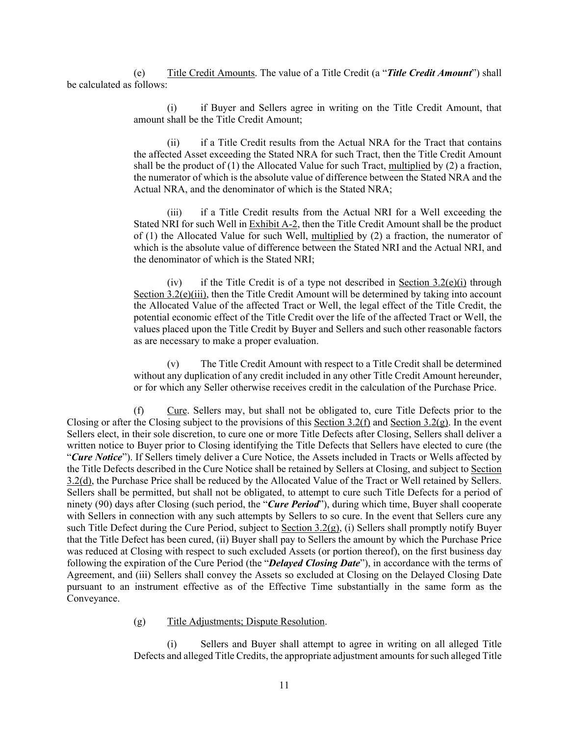(e) Title Credit Amounts. The value of a Title Credit (a "***Title Credit Amount***") shall be calculated as follows:

(i) if Buyer and Sellers agree in writing on the Title Credit Amount, that amount shall be the Title Credit Amount;

(ii) if a Title Credit results from the Actual NRA for the Tract that contains the affected Asset exceeding the Stated NRA for such Tract, then the Title Credit Amount shall be the product of (1) the Allocated Value for such Tract, multiplied by (2) a fraction, the numerator of which is the absolute value of difference between the Stated NRA and the Actual NRA, and the denominator of which is the Stated NRA;

(iii) if a Title Credit results from the Actual NRI for a Well exceeding the Stated NRI for such Well in Exhibit A-2, then the Title Credit Amount shall be the product of (1) the Allocated Value for such Well, multiplied by (2) a fraction, the numerator of which is the absolute value of difference between the Stated NRI and the Actual NRI, and the denominator of which is the Stated NRI;

(iv) if the Title Credit is of a type not described in Section 3.2(e)(i) through Section 3.2(e)(iii), then the Title Credit Amount will be determined by taking into account the Allocated Value of the affected Tract or Well, the legal effect of the Title Credit, the potential economic effect of the Title Credit over the life of the affected Tract or Well, the values placed upon the Title Credit by Buyer and Sellers and such other reasonable factors as are necessary to make a proper evaluation.

(v) The Title Credit Amount with respect to a Title Credit shall be determined without any duplication of any credit included in any other Title Credit Amount hereunder, or for which any Seller otherwise receives credit in the calculation of the Purchase Price.

(f) Cure. Sellers may, but shall not be obligated to, cure Title Defects prior to the Closing or after the Closing subject to the provisions of this Section 3.2(f) and Section 3.2(g). In the event Sellers elect, in their sole discretion, to cure one or more Title Defects after Closing, Sellers shall deliver a written notice to Buyer prior to Closing identifying the Title Defects that Sellers have elected to cure (the "***Cure Notice***"). If Sellers timely deliver a Cure Notice, the Assets included in Tracts or Wells affected by the Title Defects described in the Cure Notice shall be retained by Sellers at Closing, and subject to Section 3.2(d), the Purchase Price shall be reduced by the Allocated Value of the Tract or Well retained by Sellers. Sellers shall be permitted, but shall not be obligated, to attempt to cure such Title Defects for a period of ninety (90) days after Closing (such period, the "***Cure Period***"), during which time, Buyer shall cooperate with Sellers in connection with any such attempts by Sellers to so cure. In the event that Sellers cure any such Title Defect during the Cure Period, subject to Section 3.2(g), (i) Sellers shall promptly notify Buyer that the Title Defect has been cured, (ii) Buyer shall pay to Sellers the amount by which the Purchase Price was reduced at Closing with respect to such excluded Assets (or portion thereof), on the first business day following the expiration of the Cure Period (the "***Delayed Closing Date***"), in accordance with the terms of Agreement, and (iii) Sellers shall convey the Assets so excluded at Closing on the Delayed Closing Date pursuant to an instrument effective as of the Effective Time substantially in the same form as the Conveyance.

(g) Title Adjustments; Dispute Resolution.

(i) Sellers and Buyer shall attempt to agree in writing on all alleged Title Defects and alleged Title Credits, the appropriate adjustment amounts for such alleged Title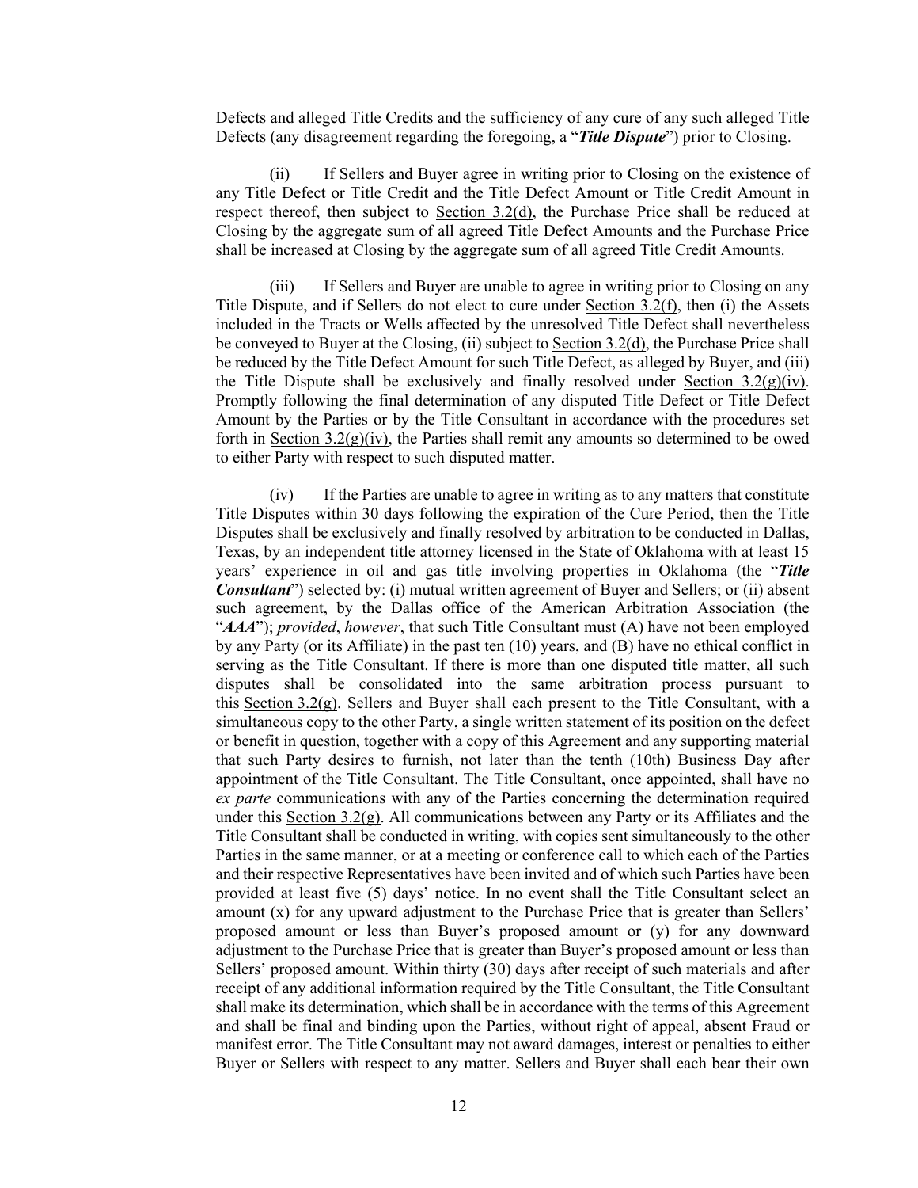Defects and alleged Title Credits and the sufficiency of any cure of any such alleged Title Defects (any disagreement regarding the foregoing, a "***Title Dispute***") prior to Closing.

(ii) If Sellers and Buyer agree in writing prior to Closing on the existence of any Title Defect or Title Credit and the Title Defect Amount or Title Credit Amount in respect thereof, then subject to Section 3.2(d), the Purchase Price shall be reduced at Closing by the aggregate sum of all agreed Title Defect Amounts and the Purchase Price shall be increased at Closing by the aggregate sum of all agreed Title Credit Amounts.

(iii) If Sellers and Buyer are unable to agree in writing prior to Closing on any Title Dispute, and if Sellers do not elect to cure under Section 3.2(f), then (i) the Assets included in the Tracts or Wells affected by the unresolved Title Defect shall nevertheless be conveyed to Buyer at the Closing, (ii) subject to Section 3.2(d), the Purchase Price shall be reduced by the Title Defect Amount for such Title Defect, as alleged by Buyer, and (iii) the Title Dispute shall be exclusively and finally resolved under Section 3.2(g)(iv). Promptly following the final determination of any disputed Title Defect or Title Defect Amount by the Parties or by the Title Consultant in accordance with the procedures set forth in Section 3.2(g)(iv), the Parties shall remit any amounts so determined to be owed to either Party with respect to such disputed matter.

(iv) If the Parties are unable to agree in writing as to any matters that constitute Title Disputes within 30 days following the expiration of the Cure Period, then the Title Disputes shall be exclusively and finally resolved by arbitration to be conducted in Dallas, Texas, by an independent title attorney licensed in the State of Oklahoma with at least 15 years' experience in oil and gas title involving properties in Oklahoma (the "***Title Consultant***") selected by: (i) mutual written agreement of Buyer and Sellers; or (ii) absent such agreement, by the Dallas office of the American Arbitration Association (the "***AAA***"); *provided*, *however*, that such Title Consultant must (A) have not been employed by any Party (or its Affiliate) in the past ten (10) years, and (B) have no ethical conflict in serving as the Title Consultant. If there is more than one disputed title matter, all such disputes shall be consolidated into the same arbitration process pursuant to this Section 3.2(g). Sellers and Buyer shall each present to the Title Consultant, with a simultaneous copy to the other Party, a single written statement of its position on the defect or benefit in question, together with a copy of this Agreement and any supporting material that such Party desires to furnish, not later than the tenth (10th) Business Day after appointment of the Title Consultant. The Title Consultant, once appointed, shall have no *ex parte* communications with any of the Parties concerning the determination required under this Section 3.2(g). All communications between any Party or its Affiliates and the Title Consultant shall be conducted in writing, with copies sent simultaneously to the other Parties in the same manner, or at a meeting or conference call to which each of the Parties and their respective Representatives have been invited and of which such Parties have been provided at least five (5) days' notice. In no event shall the Title Consultant select an amount (x) for any upward adjustment to the Purchase Price that is greater than Sellers' proposed amount or less than Buyer's proposed amount or (y) for any downward adjustment to the Purchase Price that is greater than Buyer's proposed amount or less than Sellers' proposed amount. Within thirty (30) days after receipt of such materials and after receipt of any additional information required by the Title Consultant, the Title Consultant shall make its determination, which shall be in accordance with the terms of this Agreement and shall be final and binding upon the Parties, without right of appeal, absent Fraud or manifest error. The Title Consultant may not award damages, interest or penalties to either Buyer or Sellers with respect to any matter. Sellers and Buyer shall each bear their own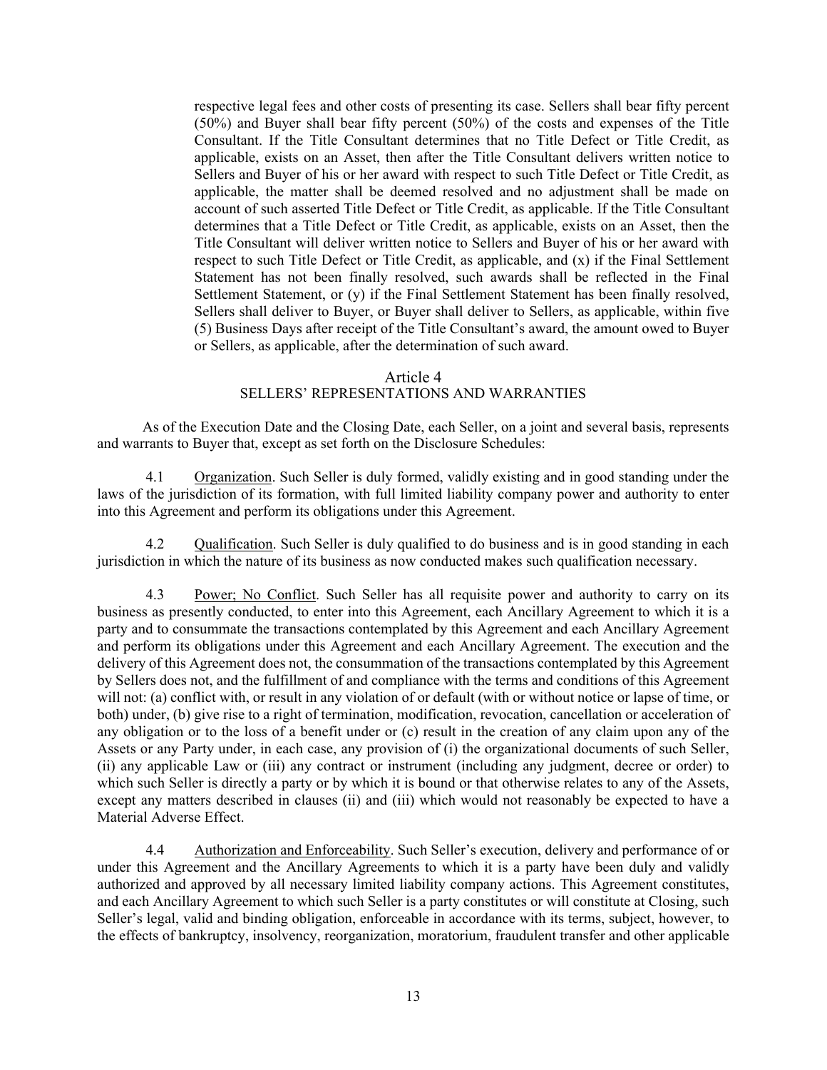respective legal fees and other costs of presenting its case. Sellers shall bear fifty percent (50%) and Buyer shall bear fifty percent (50%) of the costs and expenses of the Title Consultant. If the Title Consultant determines that no Title Defect or Title Credit, as applicable, exists on an Asset, then after the Title Consultant delivers written notice to Sellers and Buyer of his or her award with respect to such Title Defect or Title Credit, as applicable, the matter shall be deemed resolved and no adjustment shall be made on account of such asserted Title Defect or Title Credit, as applicable. If the Title Consultant determines that a Title Defect or Title Credit, as applicable, exists on an Asset, then the Title Consultant will deliver written notice to Sellers and Buyer of his or her award with respect to such Title Defect or Title Credit, as applicable, and (x) if the Final Settlement Statement has not been finally resolved, such awards shall be reflected in the Final Settlement Statement, or (y) if the Final Settlement Statement has been finally resolved, Sellers shall deliver to Buyer, or Buyer shall deliver to Sellers, as applicable, within five (5) Business Days after receipt of the Title Consultant's award, the amount owed to Buyer or Sellers, as applicable, after the determination of such award.

## Article 4
## SELLERS' REPRESENTATIONS AND WARRANTIES

As of the Execution Date and the Closing Date, each Seller, on a joint and several basis, represents and warrants to Buyer that, except as set forth on the Disclosure Schedules:

4.1 Organization. Such Seller is duly formed, validly existing and in good standing under the laws of the jurisdiction of its formation, with full limited liability company power and authority to enter into this Agreement and perform its obligations under this Agreement.

4.2 Qualification. Such Seller is duly qualified to do business and is in good standing in each jurisdiction in which the nature of its business as now conducted makes such qualification necessary.

4.3 Power; No Conflict. Such Seller has all requisite power and authority to carry on its business as presently conducted, to enter into this Agreement, each Ancillary Agreement to which it is a party and to consummate the transactions contemplated by this Agreement and each Ancillary Agreement and perform its obligations under this Agreement and each Ancillary Agreement. The execution and the delivery of this Agreement does not, the consummation of the transactions contemplated by this Agreement by Sellers does not, and the fulfillment of and compliance with the terms and conditions of this Agreement will not: (a) conflict with, or result in any violation of or default (with or without notice or lapse of time, or both) under, (b) give rise to a right of termination, modification, revocation, cancellation or acceleration of any obligation or to the loss of a benefit under or (c) result in the creation of any claim upon any of the Assets or any Party under, in each case, any provision of (i) the organizational documents of such Seller, (ii) any applicable Law or (iii) any contract or instrument (including any judgment, decree or order) to which such Seller is directly a party or by which it is bound or that otherwise relates to any of the Assets, except any matters described in clauses (ii) and (iii) which would not reasonably be expected to have a Material Adverse Effect.

4.4 Authorization and Enforceability. Such Seller's execution, delivery and performance of or under this Agreement and the Ancillary Agreements to which it is a party have been duly and validly authorized and approved by all necessary limited liability company actions. This Agreement constitutes, and each Ancillary Agreement to which such Seller is a party constitutes or will constitute at Closing, such Seller's legal, valid and binding obligation, enforceable in accordance with its terms, subject, however, to the effects of bankruptcy, insolvency, reorganization, moratorium, fraudulent transfer and other applicable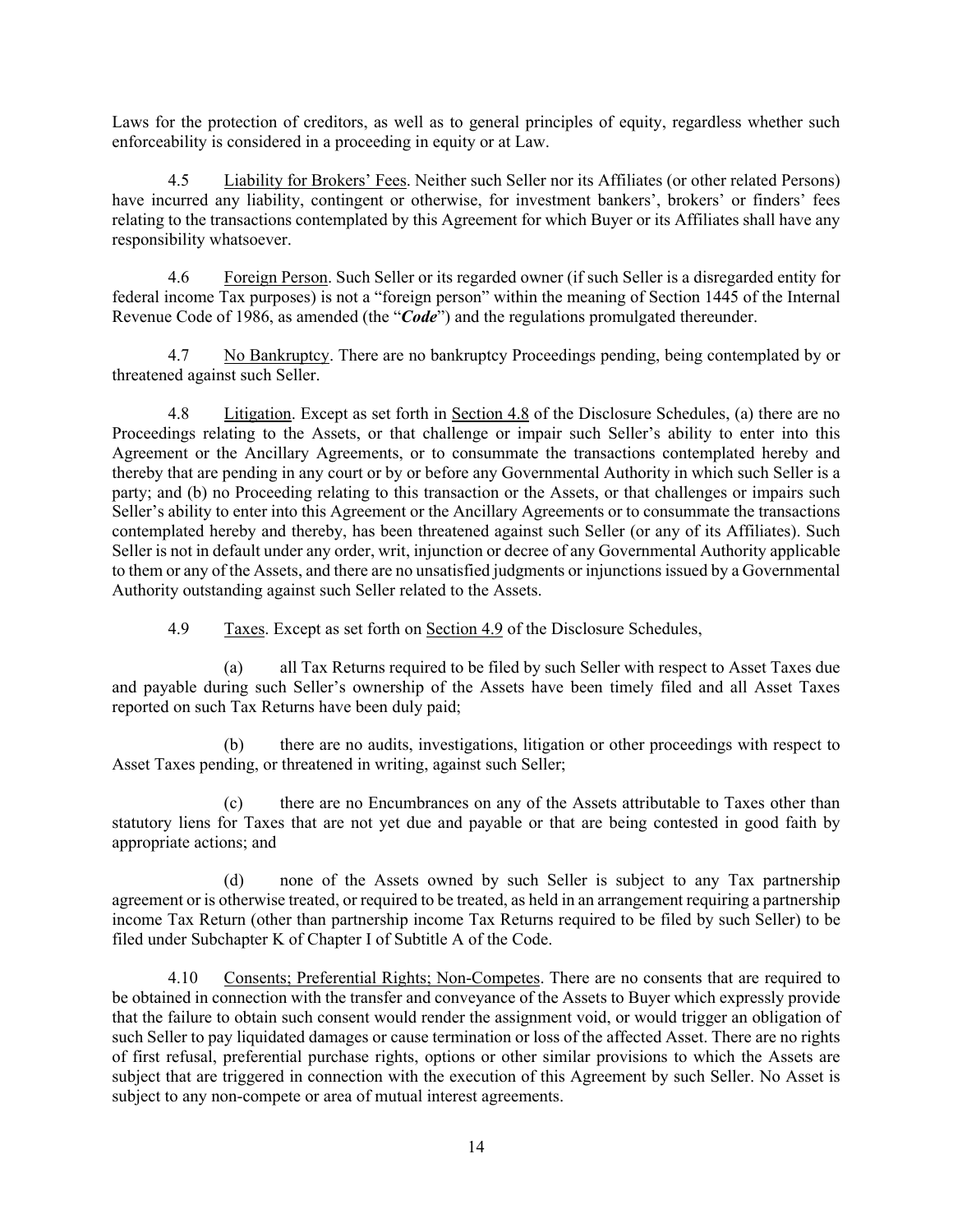Laws for the protection of creditors, as well as to general principles of equity, regardless whether such enforceability is considered in a proceeding in equity or at Law.

4.5 Liability for Brokers' Fees. Neither such Seller nor its Affiliates (or other related Persons) have incurred any liability, contingent or otherwise, for investment bankers', brokers' or finders' fees relating to the transactions contemplated by this Agreement for which Buyer or its Affiliates shall have any responsibility whatsoever.

4.6 Foreign Person. Such Seller or its regarded owner (if such Seller is a disregarded entity for federal income Tax purposes) is not a "foreign person" within the meaning of Section 1445 of the Internal Revenue Code of 1986, as amended (the "***Code***") and the regulations promulgated thereunder.

4.7 No Bankruptcy. There are no bankruptcy Proceedings pending, being contemplated by or threatened against such Seller.

4.8 Litigation. Except as set forth in Section 4.8 of the Disclosure Schedules, (a) there are no Proceedings relating to the Assets, or that challenge or impair such Seller's ability to enter into this Agreement or the Ancillary Agreements, or to consummate the transactions contemplated hereby and thereby that are pending in any court or by or before any Governmental Authority in which such Seller is a party; and (b) no Proceeding relating to this transaction or the Assets, or that challenges or impairs such Seller's ability to enter into this Agreement or the Ancillary Agreements or to consummate the transactions contemplated hereby and thereby, has been threatened against such Seller (or any of its Affiliates). Such Seller is not in default under any order, writ, injunction or decree of any Governmental Authority applicable to them or any of the Assets, and there are no unsatisfied judgments or injunctions issued by a Governmental Authority outstanding against such Seller related to the Assets.

4.9 Taxes. Except as set forth on Section 4.9 of the Disclosure Schedules,

(a) all Tax Returns required to be filed by such Seller with respect to Asset Taxes due and payable during such Seller's ownership of the Assets have been timely filed and all Asset Taxes reported on such Tax Returns have been duly paid;

(b) there are no audits, investigations, litigation or other proceedings with respect to Asset Taxes pending, or threatened in writing, against such Seller;

(c) there are no Encumbrances on any of the Assets attributable to Taxes other than statutory liens for Taxes that are not yet due and payable or that are being contested in good faith by appropriate actions; and

(d) none of the Assets owned by such Seller is subject to any Tax partnership agreement or is otherwise treated, or required to be treated, as held in an arrangement requiring a partnership income Tax Return (other than partnership income Tax Returns required to be filed by such Seller) to be filed under Subchapter K of Chapter I of Subtitle A of the Code.

4.10 Consents; Preferential Rights; Non-Competes. There are no consents that are required to be obtained in connection with the transfer and conveyance of the Assets to Buyer which expressly provide that the failure to obtain such consent would render the assignment void, or would trigger an obligation of such Seller to pay liquidated damages or cause termination or loss of the affected Asset. There are no rights of first refusal, preferential purchase rights, options or other similar provisions to which the Assets are subject that are triggered in connection with the execution of this Agreement by such Seller. No Asset is subject to any non-compete or area of mutual interest agreements.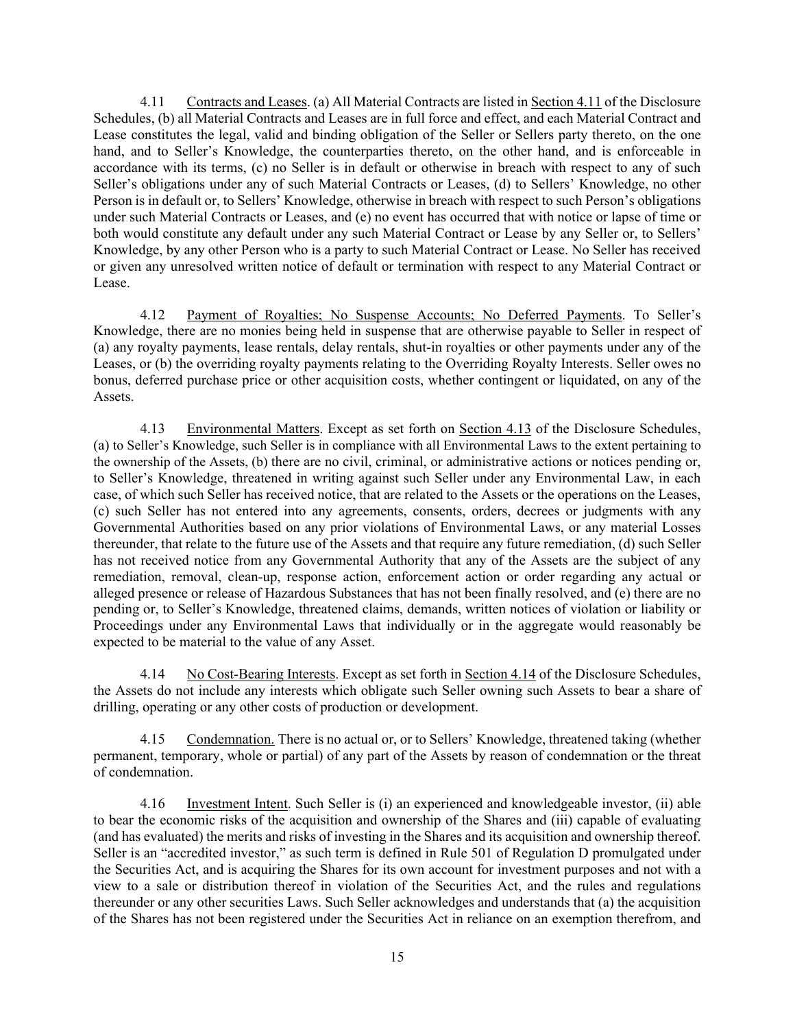4.11 Contracts and Leases. (a) All Material Contracts are listed in Section 4.11 of the Disclosure Schedules, (b) all Material Contracts and Leases are in full force and effect, and each Material Contract and Lease constitutes the legal, valid and binding obligation of the Seller or Sellers party thereto, on the one hand, and to Seller's Knowledge, the counterparties thereto, on the other hand, and is enforceable in accordance with its terms, (c) no Seller is in default or otherwise in breach with respect to any of such Seller's obligations under any of such Material Contracts or Leases, (d) to Sellers' Knowledge, no other Person is in default or, to Sellers' Knowledge, otherwise in breach with respect to such Person's obligations under such Material Contracts or Leases, and (e) no event has occurred that with notice or lapse of time or both would constitute any default under any such Material Contract or Lease by any Seller or, to Sellers' Knowledge, by any other Person who is a party to such Material Contract or Lease. No Seller has received or given any unresolved written notice of default or termination with respect to any Material Contract or Lease.

4.12 Payment of Royalties; No Suspense Accounts; No Deferred Payments. To Seller's Knowledge, there are no monies being held in suspense that are otherwise payable to Seller in respect of (a) any royalty payments, lease rentals, delay rentals, shut-in royalties or other payments under any of the Leases, or (b) the overriding royalty payments relating to the Overriding Royalty Interests. Seller owes no bonus, deferred purchase price or other acquisition costs, whether contingent or liquidated, on any of the Assets.

4.13 Environmental Matters. Except as set forth on Section 4.13 of the Disclosure Schedules, (a) to Seller's Knowledge, such Seller is in compliance with all Environmental Laws to the extent pertaining to the ownership of the Assets, (b) there are no civil, criminal, or administrative actions or notices pending or, to Seller's Knowledge, threatened in writing against such Seller under any Environmental Law, in each case, of which such Seller has received notice, that are related to the Assets or the operations on the Leases, (c) such Seller has not entered into any agreements, consents, orders, decrees or judgments with any Governmental Authorities based on any prior violations of Environmental Laws, or any material Losses thereunder, that relate to the future use of the Assets and that require any future remediation, (d) such Seller has not received notice from any Governmental Authority that any of the Assets are the subject of any remediation, removal, clean-up, response action, enforcement action or order regarding any actual or alleged presence or release of Hazardous Substances that has not been finally resolved, and (e) there are no pending or, to Seller's Knowledge, threatened claims, demands, written notices of violation or liability or Proceedings under any Environmental Laws that individually or in the aggregate would reasonably be expected to be material to the value of any Asset.

4.14 No Cost-Bearing Interests. Except as set forth in Section 4.14 of the Disclosure Schedules, the Assets do not include any interests which obligate such Seller owning such Assets to bear a share of drilling, operating or any other costs of production or development.

4.15 Condemnation. There is no actual or, or to Sellers' Knowledge, threatened taking (whether permanent, temporary, whole or partial) of any part of the Assets by reason of condemnation or the threat of condemnation.

4.16 Investment Intent. Such Seller is (i) an experienced and knowledgeable investor, (ii) able to bear the economic risks of the acquisition and ownership of the Shares and (iii) capable of evaluating (and has evaluated) the merits and risks of investing in the Shares and its acquisition and ownership thereof. Seller is an "accredited investor," as such term is defined in Rule 501 of Regulation D promulgated under the Securities Act, and is acquiring the Shares for its own account for investment purposes and not with a view to a sale or distribution thereof in violation of the Securities Act, and the rules and regulations thereunder or any other securities Laws. Such Seller acknowledges and understands that (a) the acquisition of the Shares has not been registered under the Securities Act in reliance on an exemption therefrom, and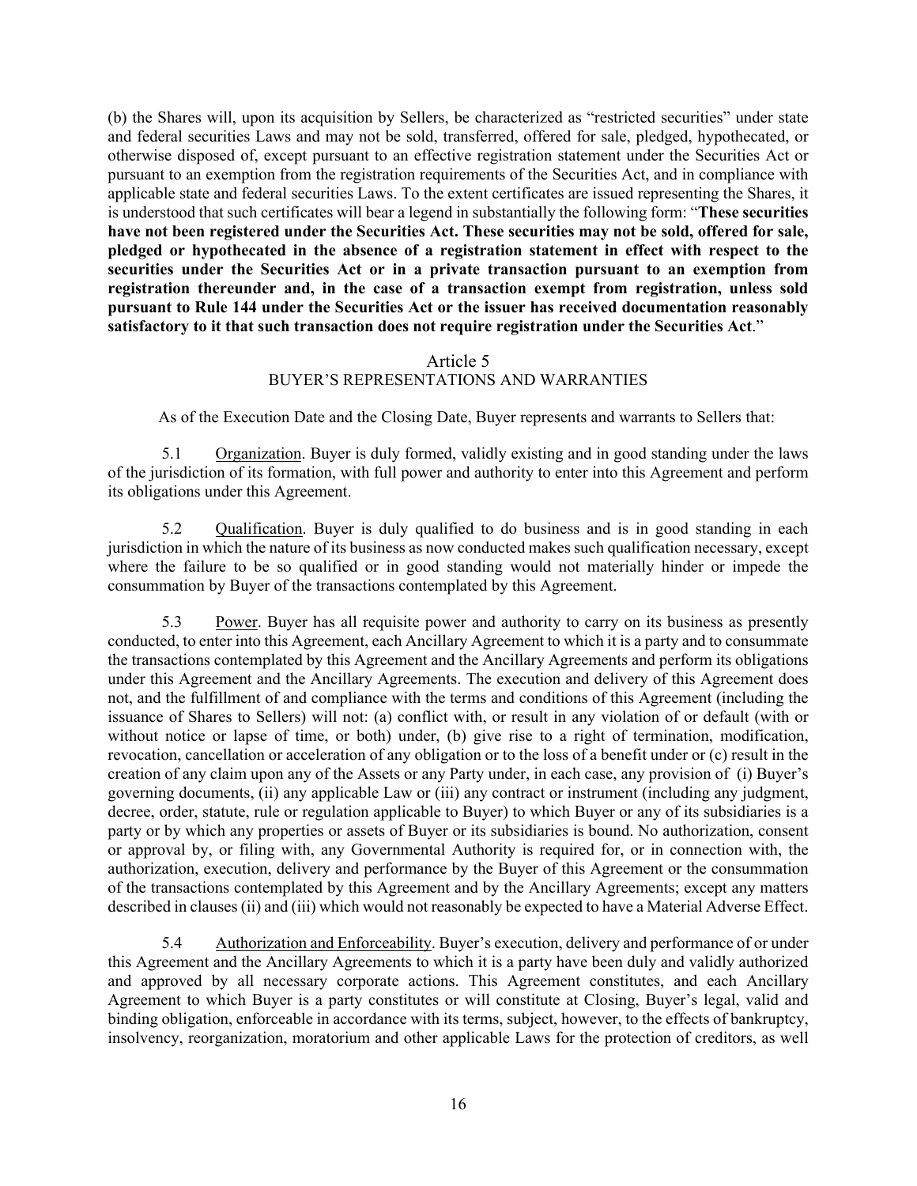(b) the Shares will, upon its acquisition by Sellers, be characterized as "restricted securities" under state and federal securities Laws and may not be sold, transferred, offered for sale, pledged, hypothecated, or otherwise disposed of, except pursuant to an effective registration statement under the Securities Act or pursuant to an exemption from the registration requirements of the Securities Act, and in compliance with applicable state and federal securities Laws. To the extent certificates are issued representing the Shares, it is understood that such certificates will bear a legend in substantially the following form: "**These securities have not been registered under the Securities Act. These securities may not be sold, offered for sale, pledged or hypothecated in the absence of a registration statement in effect with respect to the securities under the Securities Act or in a private transaction pursuant to an exemption from registration thereunder and, in the case of a transaction exempt from registration, unless sold pursuant to Rule 144 under the Securities Act or the issuer has received documentation reasonably satisfactory to it that such transaction does not require registration under the Securities Act**."

## Article 5
## BUYER'S REPRESENTATIONS AND WARRANTIES

As of the Execution Date and the Closing Date, Buyer represents and warrants to Sellers that:

5.1 Organization. Buyer is duly formed, validly existing and in good standing under the laws of the jurisdiction of its formation, with full power and authority to enter into this Agreement and perform its obligations under this Agreement.

5.2 Qualification. Buyer is duly qualified to do business and is in good standing in each jurisdiction in which the nature of its business as now conducted makes such qualification necessary, except where the failure to be so qualified or in good standing would not materially hinder or impede the consummation by Buyer of the transactions contemplated by this Agreement.

5.3 Power. Buyer has all requisite power and authority to carry on its business as presently conducted, to enter into this Agreement, each Ancillary Agreement to which it is a party and to consummate the transactions contemplated by this Agreement and the Ancillary Agreements and perform its obligations under this Agreement and the Ancillary Agreements. The execution and delivery of this Agreement does not, and the fulfillment of and compliance with the terms and conditions of this Agreement (including the issuance of Shares to Sellers) will not: (a) conflict with, or result in any violation of or default (with or without notice or lapse of time, or both) under, (b) give rise to a right of termination, modification, revocation, cancellation or acceleration of any obligation or to the loss of a benefit under or (c) result in the creation of any claim upon any of the Assets or any Party under, in each case, any provision of (i) Buyer's governing documents, (ii) any applicable Law or (iii) any contract or instrument (including any judgment, decree, order, statute, rule or regulation applicable to Buyer) to which Buyer or any of its subsidiaries is a party or by which any properties or assets of Buyer or its subsidiaries is bound. No authorization, consent or approval by, or filing with, any Governmental Authority is required for, or in connection with, the authorization, execution, delivery and performance by the Buyer of this Agreement or the consummation of the transactions contemplated by this Agreement and by the Ancillary Agreements; except any matters described in clauses (ii) and (iii) which would not reasonably be expected to have a Material Adverse Effect.

5.4 Authorization and Enforceability. Buyer's execution, delivery and performance of or under this Agreement and the Ancillary Agreements to which it is a party have been duly and validly authorized and approved by all necessary corporate actions. This Agreement constitutes, and each Ancillary Agreement to which Buyer is a party constitutes or will constitute at Closing, Buyer's legal, valid and binding obligation, enforceable in accordance with its terms, subject, however, to the effects of bankruptcy, insolvency, reorganization, moratorium and other applicable Laws for the protection of creditors, as well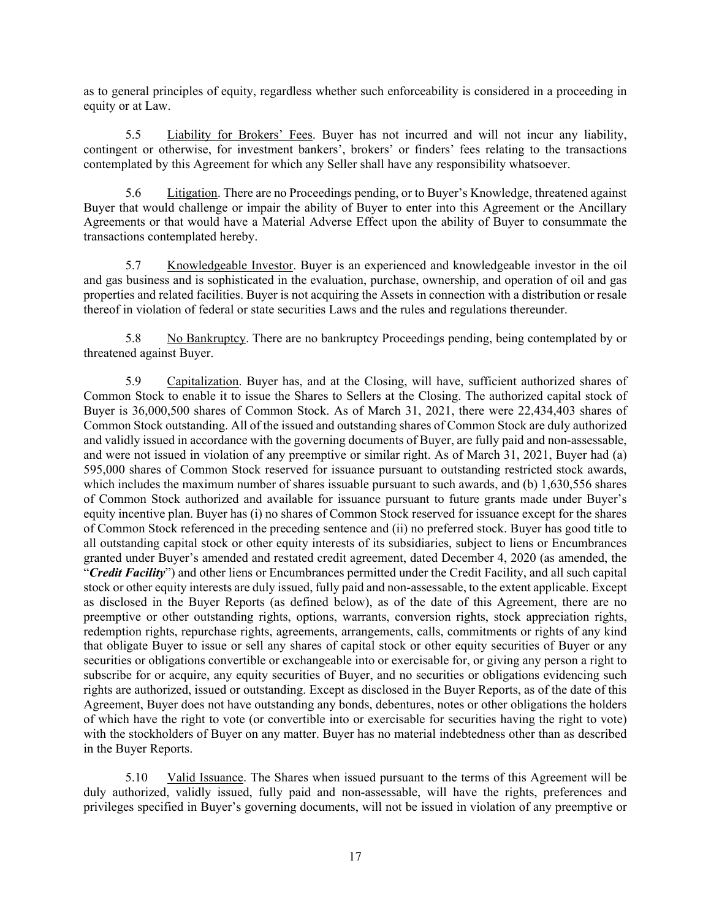as to general principles of equity, regardless whether such enforceability is considered in a proceeding in equity or at Law.

5.5 Liability for Brokers' Fees. Buyer has not incurred and will not incur any liability, contingent or otherwise, for investment bankers', brokers' or finders' fees relating to the transactions contemplated by this Agreement for which any Seller shall have any responsibility whatsoever.

5.6 Litigation. There are no Proceedings pending, or to Buyer's Knowledge, threatened against Buyer that would challenge or impair the ability of Buyer to enter into this Agreement or the Ancillary Agreements or that would have a Material Adverse Effect upon the ability of Buyer to consummate the transactions contemplated hereby.

5.7 Knowledgeable Investor. Buyer is an experienced and knowledgeable investor in the oil and gas business and is sophisticated in the evaluation, purchase, ownership, and operation of oil and gas properties and related facilities. Buyer is not acquiring the Assets in connection with a distribution or resale thereof in violation of federal or state securities Laws and the rules and regulations thereunder.

5.8 No Bankruptcy. There are no bankruptcy Proceedings pending, being contemplated by or threatened against Buyer.

5.9 Capitalization. Buyer has, and at the Closing, will have, sufficient authorized shares of Common Stock to enable it to issue the Shares to Sellers at the Closing. The authorized capital stock of Buyer is 36,000,500 shares of Common Stock. As of March 31, 2021, there were 22,434,403 shares of Common Stock outstanding. All of the issued and outstanding shares of Common Stock are duly authorized and validly issued in accordance with the governing documents of Buyer, are fully paid and non-assessable, and were not issued in violation of any preemptive or similar right. As of March 31, 2021, Buyer had (a) 595,000 shares of Common Stock reserved for issuance pursuant to outstanding restricted stock awards, which includes the maximum number of shares issuable pursuant to such awards, and (b) 1,630,556 shares of Common Stock authorized and available for issuance pursuant to future grants made under Buyer's equity incentive plan. Buyer has (i) no shares of Common Stock reserved for issuance except for the shares of Common Stock referenced in the preceding sentence and (ii) no preferred stock. Buyer has good title to all outstanding capital stock or other equity interests of its subsidiaries, subject to liens or Encumbrances granted under Buyer's amended and restated credit agreement, dated December 4, 2020 (as amended, the "***Credit Facility***") and other liens or Encumbrances permitted under the Credit Facility, and all such capital stock or other equity interests are duly issued, fully paid and non-assessable, to the extent applicable. Except as disclosed in the Buyer Reports (as defined below), as of the date of this Agreement, there are no preemptive or other outstanding rights, options, warrants, conversion rights, stock appreciation rights, redemption rights, repurchase rights, agreements, arrangements, calls, commitments or rights of any kind that obligate Buyer to issue or sell any shares of capital stock or other equity securities of Buyer or any securities or obligations convertible or exchangeable into or exercisable for, or giving any person a right to subscribe for or acquire, any equity securities of Buyer, and no securities or obligations evidencing such rights are authorized, issued or outstanding. Except as disclosed in the Buyer Reports, as of the date of this Agreement, Buyer does not have outstanding any bonds, debentures, notes or other obligations the holders of which have the right to vote (or convertible into or exercisable for securities having the right to vote) with the stockholders of Buyer on any matter. Buyer has no material indebtedness other than as described in the Buyer Reports.

5.10 Valid Issuance. The Shares when issued pursuant to the terms of this Agreement will be duly authorized, validly issued, fully paid and non-assessable, will have the rights, preferences and privileges specified in Buyer's governing documents, will not be issued in violation of any preemptive or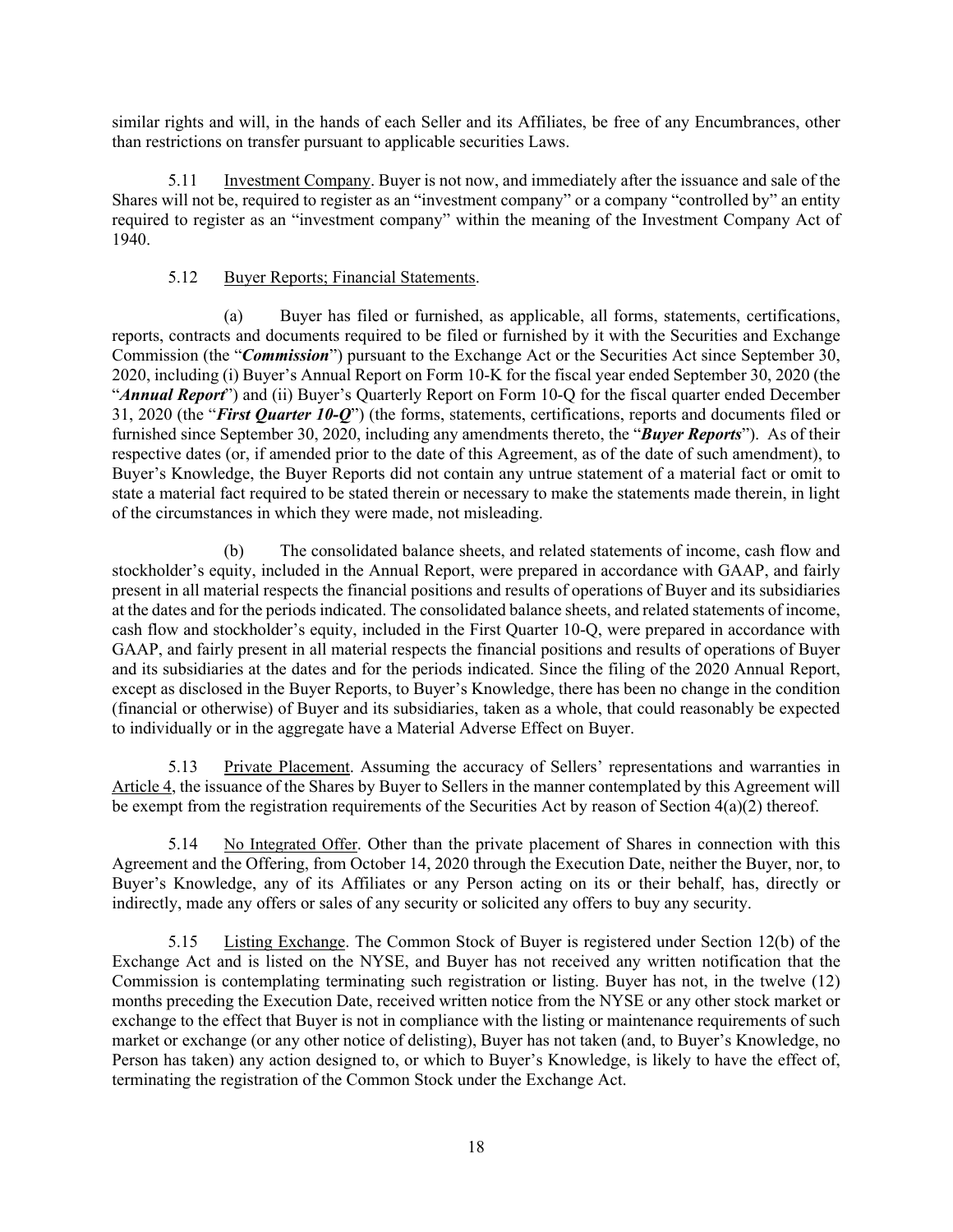similar rights and will, in the hands of each Seller and its Affiliates, be free of any Encumbrances, other than restrictions on transfer pursuant to applicable securities Laws.

5.11 Investment Company. Buyer is not now, and immediately after the issuance and sale of the Shares will not be, required to register as an "investment company" or a company "controlled by" an entity required to register as an "investment company" within the meaning of the Investment Company Act of 1940.

5.12 Buyer Reports; Financial Statements.

(a) Buyer has filed or furnished, as applicable, all forms, statements, certifications, reports, contracts and documents required to be filed or furnished by it with the Securities and Exchange Commission (the "***Commission***") pursuant to the Exchange Act or the Securities Act since September 30, 2020, including (i) Buyer's Annual Report on Form 10-K for the fiscal year ended September 30, 2020 (the "***Annual Report***") and (ii) Buyer's Quarterly Report on Form 10-Q for the fiscal quarter ended December 31, 2020 (the "***First Quarter 10-Q***") (the forms, statements, certifications, reports and documents filed or furnished since September 30, 2020, including any amendments thereto, the "***Buyer Reports***"). As of their respective dates (or, if amended prior to the date of this Agreement, as of the date of such amendment), to Buyer's Knowledge, the Buyer Reports did not contain any untrue statement of a material fact or omit to state a material fact required to be stated therein or necessary to make the statements made therein, in light of the circumstances in which they were made, not misleading.

(b) The consolidated balance sheets, and related statements of income, cash flow and stockholder's equity, included in the Annual Report, were prepared in accordance with GAAP, and fairly present in all material respects the financial positions and results of operations of Buyer and its subsidiaries at the dates and for the periods indicated. The consolidated balance sheets, and related statements of income, cash flow and stockholder's equity, included in the First Quarter 10-Q, were prepared in accordance with GAAP, and fairly present in all material respects the financial positions and results of operations of Buyer and its subsidiaries at the dates and for the periods indicated. Since the filing of the 2020 Annual Report, except as disclosed in the Buyer Reports, to Buyer's Knowledge, there has been no change in the condition (financial or otherwise) of Buyer and its subsidiaries, taken as a whole, that could reasonably be expected to individually or in the aggregate have a Material Adverse Effect on Buyer.

5.13 Private Placement. Assuming the accuracy of Sellers' representations and warranties in Article 4, the issuance of the Shares by Buyer to Sellers in the manner contemplated by this Agreement will be exempt from the registration requirements of the Securities Act by reason of Section 4(a)(2) thereof.

5.14 No Integrated Offer. Other than the private placement of Shares in connection with this Agreement and the Offering, from October 14, 2020 through the Execution Date, neither the Buyer, nor, to Buyer's Knowledge, any of its Affiliates or any Person acting on its or their behalf, has, directly or indirectly, made any offers or sales of any security or solicited any offers to buy any security.

5.15 Listing Exchange. The Common Stock of Buyer is registered under Section 12(b) of the Exchange Act and is listed on the NYSE, and Buyer has not received any written notification that the Commission is contemplating terminating such registration or listing. Buyer has not, in the twelve (12) months preceding the Execution Date, received written notice from the NYSE or any other stock market or exchange to the effect that Buyer is not in compliance with the listing or maintenance requirements of such market or exchange (or any other notice of delisting), Buyer has not taken (and, to Buyer's Knowledge, no Person has taken) any action designed to, or which to Buyer's Knowledge, is likely to have the effect of, terminating the registration of the Common Stock under the Exchange Act.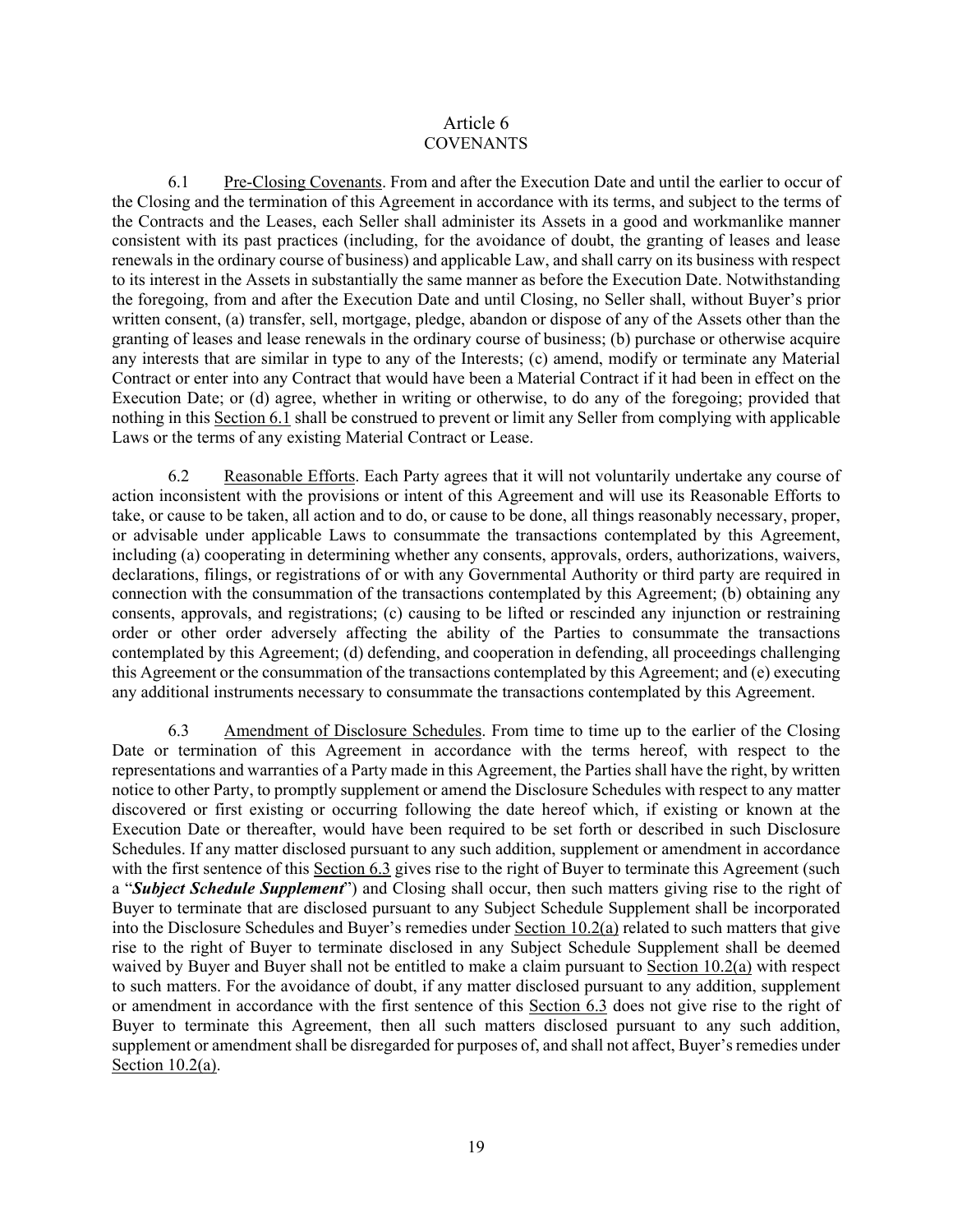# Article 6
# COVENANTS

6.1 Pre-Closing Covenants. From and after the Execution Date and until the earlier to occur of the Closing and the termination of this Agreement in accordance with its terms, and subject to the terms of the Contracts and the Leases, each Seller shall administer its Assets in a good and workmanlike manner consistent with its past practices (including, for the avoidance of doubt, the granting of leases and lease renewals in the ordinary course of business) and applicable Law, and shall carry on its business with respect to its interest in the Assets in substantially the same manner as before the Execution Date. Notwithstanding the foregoing, from and after the Execution Date and until Closing, no Seller shall, without Buyer's prior written consent, (a) transfer, sell, mortgage, pledge, abandon or dispose of any of the Assets other than the granting of leases and lease renewals in the ordinary course of business; (b) purchase or otherwise acquire any interests that are similar in type to any of the Interests; (c) amend, modify or terminate any Material Contract or enter into any Contract that would have been a Material Contract if it had been in effect on the Execution Date; or (d) agree, whether in writing or otherwise, to do any of the foregoing; provided that nothing in this Section 6.1 shall be construed to prevent or limit any Seller from complying with applicable Laws or the terms of any existing Material Contract or Lease.

6.2 Reasonable Efforts. Each Party agrees that it will not voluntarily undertake any course of action inconsistent with the provisions or intent of this Agreement and will use its Reasonable Efforts to take, or cause to be taken, all action and to do, or cause to be done, all things reasonably necessary, proper, or advisable under applicable Laws to consummate the transactions contemplated by this Agreement, including (a) cooperating in determining whether any consents, approvals, orders, authorizations, waivers, declarations, filings, or registrations of or with any Governmental Authority or third party are required in connection with the consummation of the transactions contemplated by this Agreement; (b) obtaining any consents, approvals, and registrations; (c) causing to be lifted or rescinded any injunction or restraining order or other order adversely affecting the ability of the Parties to consummate the transactions contemplated by this Agreement; (d) defending, and cooperation in defending, all proceedings challenging this Agreement or the consummation of the transactions contemplated by this Agreement; and (e) executing any additional instruments necessary to consummate the transactions contemplated by this Agreement.

6.3 Amendment of Disclosure Schedules. From time to time up to the earlier of the Closing Date or termination of this Agreement in accordance with the terms hereof, with respect to the representations and warranties of a Party made in this Agreement, the Parties shall have the right, by written notice to other Party, to promptly supplement or amend the Disclosure Schedules with respect to any matter discovered or first existing or occurring following the date hereof which, if existing or known at the Execution Date or thereafter, would have been required to be set forth or described in such Disclosure Schedules. If any matter disclosed pursuant to any such addition, supplement or amendment in accordance with the first sentence of this Section 6.3 gives rise to the right of Buyer to terminate this Agreement (such a "***Subject Schedule Supplement***") and Closing shall occur, then such matters giving rise to the right of Buyer to terminate that are disclosed pursuant to any Subject Schedule Supplement shall be incorporated into the Disclosure Schedules and Buyer's remedies under Section 10.2(a) related to such matters that give rise to the right of Buyer to terminate disclosed in any Subject Schedule Supplement shall be deemed waived by Buyer and Buyer shall not be entitled to make a claim pursuant to Section 10.2(a) with respect to such matters. For the avoidance of doubt, if any matter disclosed pursuant to any addition, supplement or amendment in accordance with the first sentence of this Section 6.3 does not give rise to the right of Buyer to terminate this Agreement, then all such matters disclosed pursuant to any such addition, supplement or amendment shall be disregarded for purposes of, and shall not affect, Buyer's remedies under Section 10.2(a).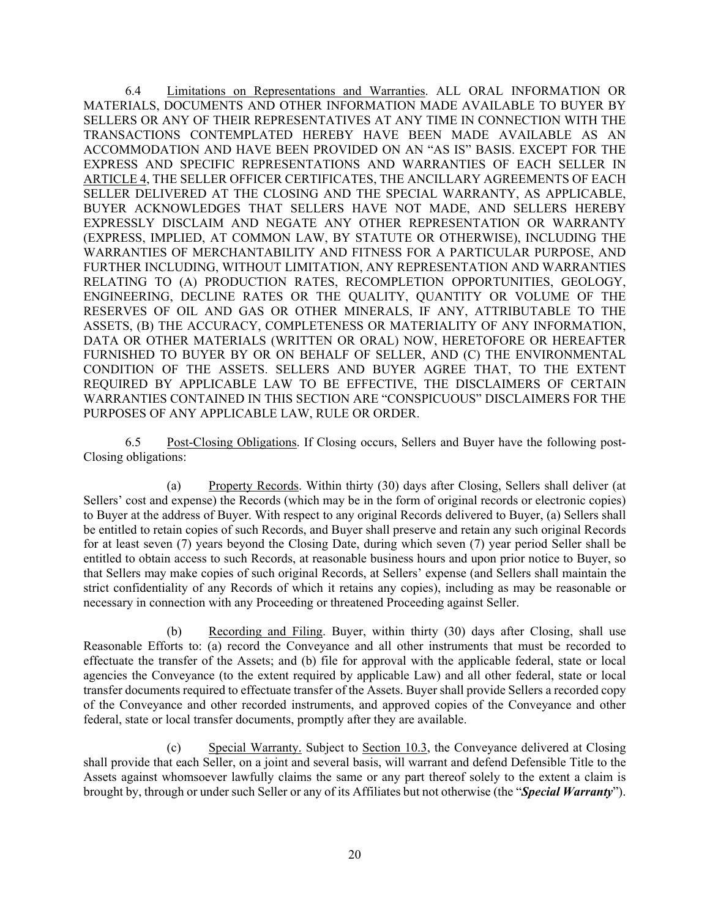6.4 Limitations on Representations and Warranties. ALL ORAL INFORMATION OR MATERIALS, DOCUMENTS AND OTHER INFORMATION MADE AVAILABLE TO BUYER BY SELLERS OR ANY OF THEIR REPRESENTATIVES AT ANY TIME IN CONNECTION WITH THE TRANSACTIONS CONTEMPLATED HEREBY HAVE BEEN MADE AVAILABLE AS AN ACCOMMODATION AND HAVE BEEN PROVIDED ON AN "AS IS" BASIS. EXCEPT FOR THE EXPRESS AND SPECIFIC REPRESENTATIONS AND WARRANTIES OF EACH SELLER IN ARTICLE 4, THE SELLER OFFICER CERTIFICATES, THE ANCILLARY AGREEMENTS OF EACH SELLER DELIVERED AT THE CLOSING AND THE SPECIAL WARRANTY, AS APPLICABLE, BUYER ACKNOWLEDGES THAT SELLERS HAVE NOT MADE, AND SELLERS HEREBY EXPRESSLY DISCLAIM AND NEGATE ANY OTHER REPRESENTATION OR WARRANTY (EXPRESS, IMPLIED, AT COMMON LAW, BY STATUTE OR OTHERWISE), INCLUDING THE WARRANTIES OF MERCHANTABILITY AND FITNESS FOR A PARTICULAR PURPOSE, AND FURTHER INCLUDING, WITHOUT LIMITATION, ANY REPRESENTATION AND WARRANTIES RELATING TO (A) PRODUCTION RATES, RECOMPLETION OPPORTUNITIES, GEOLOGY, ENGINEERING, DECLINE RATES OR THE QUALITY, QUANTITY OR VOLUME OF THE RESERVES OF OIL AND GAS OR OTHER MINERALS, IF ANY, ATTRIBUTABLE TO THE ASSETS, (B) THE ACCURACY, COMPLETENESS OR MATERIALITY OF ANY INFORMATION, DATA OR OTHER MATERIALS (WRITTEN OR ORAL) NOW, HERETOFORE OR HEREAFTER FURNISHED TO BUYER BY OR ON BEHALF OF SELLER, AND (C) THE ENVIRONMENTAL CONDITION OF THE ASSETS. SELLERS AND BUYER AGREE THAT, TO THE EXTENT REQUIRED BY APPLICABLE LAW TO BE EFFECTIVE, THE DISCLAIMERS OF CERTAIN WARRANTIES CONTAINED IN THIS SECTION ARE "CONSPICUOUS" DISCLAIMERS FOR THE PURPOSES OF ANY APPLICABLE LAW, RULE OR ORDER.

6.5 Post-Closing Obligations. If Closing occurs, Sellers and Buyer have the following post-Closing obligations:

(a) Property Records. Within thirty (30) days after Closing, Sellers shall deliver (at Sellers' cost and expense) the Records (which may be in the form of original records or electronic copies) to Buyer at the address of Buyer. With respect to any original Records delivered to Buyer, (a) Sellers shall be entitled to retain copies of such Records, and Buyer shall preserve and retain any such original Records for at least seven (7) years beyond the Closing Date, during which seven (7) year period Seller shall be entitled to obtain access to such Records, at reasonable business hours and upon prior notice to Buyer, so that Sellers may make copies of such original Records, at Sellers' expense (and Sellers shall maintain the strict confidentiality of any Records of which it retains any copies), including as may be reasonable or necessary in connection with any Proceeding or threatened Proceeding against Seller.

(b) Recording and Filing. Buyer, within thirty (30) days after Closing, shall use Reasonable Efforts to: (a) record the Conveyance and all other instruments that must be recorded to effectuate the transfer of the Assets; and (b) file for approval with the applicable federal, state or local agencies the Conveyance (to the extent required by applicable Law) and all other federal, state or local transfer documents required to effectuate transfer of the Assets. Buyer shall provide Sellers a recorded copy of the Conveyance and other recorded instruments, and approved copies of the Conveyance and other federal, state or local transfer documents, promptly after they are available.

(c) Special Warranty. Subject to Section 10.3, the Conveyance delivered at Closing shall provide that each Seller, on a joint and several basis, will warrant and defend Defensible Title to the Assets against whomsoever lawfully claims the same or any part thereof solely to the extent a claim is brought by, through or under such Seller or any of its Affiliates but not otherwise (the "***Special Warranty***").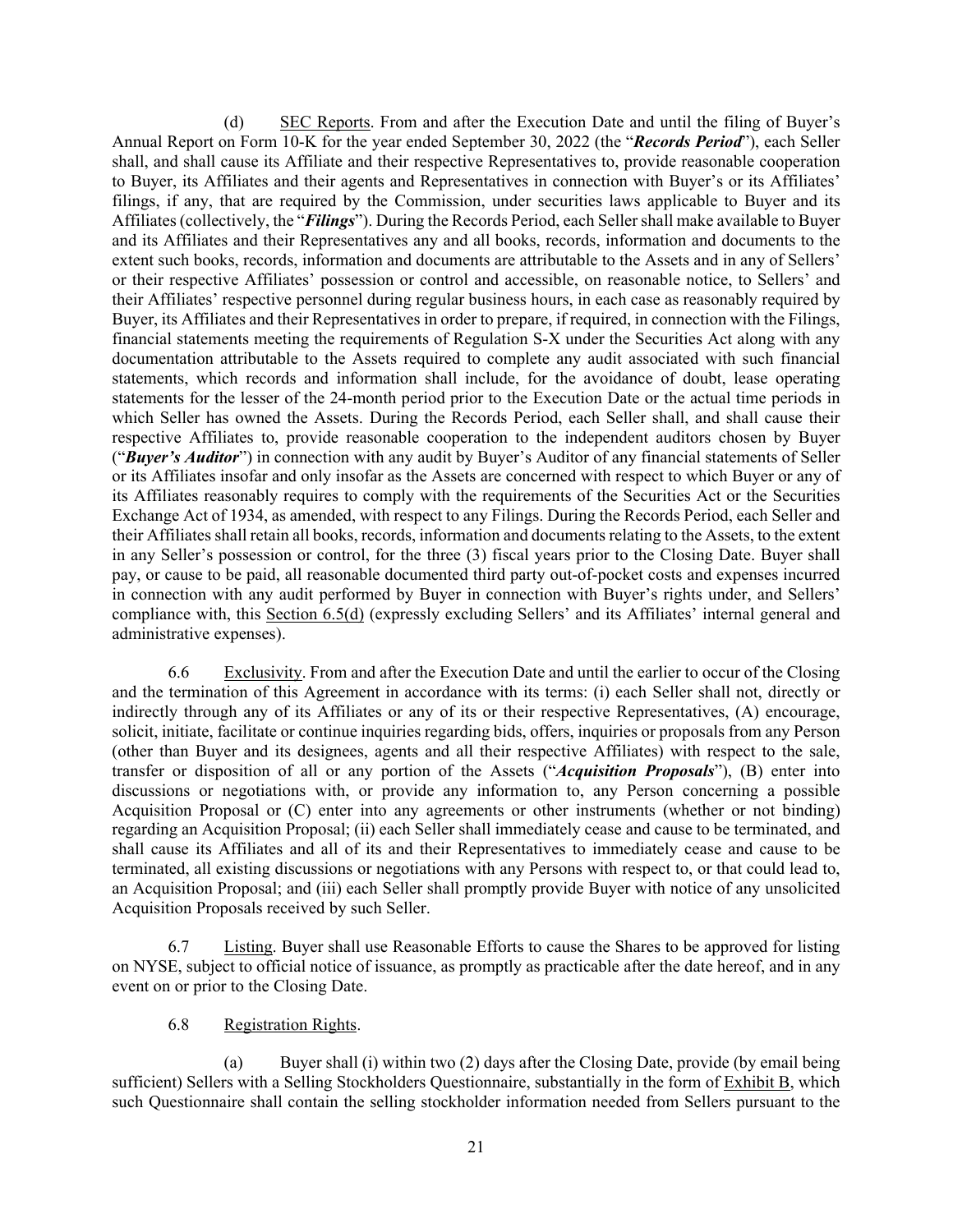(d) SEC Reports. From and after the Execution Date and until the filing of Buyer's Annual Report on Form 10-K for the year ended September 30, 2022 (the "***Records Period***"), each Seller shall, and shall cause its Affiliate and their respective Representatives to, provide reasonable cooperation to Buyer, its Affiliates and their agents and Representatives in connection with Buyer's or its Affiliates' filings, if any, that are required by the Commission, under securities laws applicable to Buyer and its Affiliates (collectively, the "***Filings***"). During the Records Period, each Seller shall make available to Buyer and its Affiliates and their Representatives any and all books, records, information and documents to the extent such books, records, information and documents are attributable to the Assets and in any of Sellers' or their respective Affiliates' possession or control and accessible, on reasonable notice, to Sellers' and their Affiliates' respective personnel during regular business hours, in each case as reasonably required by Buyer, its Affiliates and their Representatives in order to prepare, if required, in connection with the Filings, financial statements meeting the requirements of Regulation S-X under the Securities Act along with any documentation attributable to the Assets required to complete any audit associated with such financial statements, which records and information shall include, for the avoidance of doubt, lease operating statements for the lesser of the 24-month period prior to the Execution Date or the actual time periods in which Seller has owned the Assets. During the Records Period, each Seller shall, and shall cause their respective Affiliates to, provide reasonable cooperation to the independent auditors chosen by Buyer ("***Buyer's Auditor***") in connection with any audit by Buyer's Auditor of any financial statements of Seller or its Affiliates insofar and only insofar as the Assets are concerned with respect to which Buyer or any of its Affiliates reasonably requires to comply with the requirements of the Securities Act or the Securities Exchange Act of 1934, as amended, with respect to any Filings. During the Records Period, each Seller and their Affiliates shall retain all books, records, information and documents relating to the Assets, to the extent in any Seller's possession or control, for the three (3) fiscal years prior to the Closing Date. Buyer shall pay, or cause to be paid, all reasonable documented third party out-of-pocket costs and expenses incurred in connection with any audit performed by Buyer in connection with Buyer's rights under, and Sellers' compliance with, this Section 6.5(d) (expressly excluding Sellers' and its Affiliates' internal general and administrative expenses).

6.6 Exclusivity. From and after the Execution Date and until the earlier to occur of the Closing and the termination of this Agreement in accordance with its terms: (i) each Seller shall not, directly or indirectly through any of its Affiliates or any of its or their respective Representatives, (A) encourage, solicit, initiate, facilitate or continue inquiries regarding bids, offers, inquiries or proposals from any Person (other than Buyer and its designees, agents and all their respective Affiliates) with respect to the sale, transfer or disposition of all or any portion of the Assets ("***Acquisition Proposals***"), (B) enter into discussions or negotiations with, or provide any information to, any Person concerning a possible Acquisition Proposal or (C) enter into any agreements or other instruments (whether or not binding) regarding an Acquisition Proposal; (ii) each Seller shall immediately cease and cause to be terminated, and shall cause its Affiliates and all of its and their Representatives to immediately cease and cause to be terminated, all existing discussions or negotiations with any Persons with respect to, or that could lead to, an Acquisition Proposal; and (iii) each Seller shall promptly provide Buyer with notice of any unsolicited Acquisition Proposals received by such Seller.

6.7 Listing. Buyer shall use Reasonable Efforts to cause the Shares to be approved for listing on NYSE, subject to official notice of issuance, as promptly as practicable after the date hereof, and in any event on or prior to the Closing Date.

6.8 Registration Rights.

(a) Buyer shall (i) within two (2) days after the Closing Date, provide (by email being sufficient) Sellers with a Selling Stockholders Questionnaire, substantially in the form of Exhibit B, which such Questionnaire shall contain the selling stockholder information needed from Sellers pursuant to the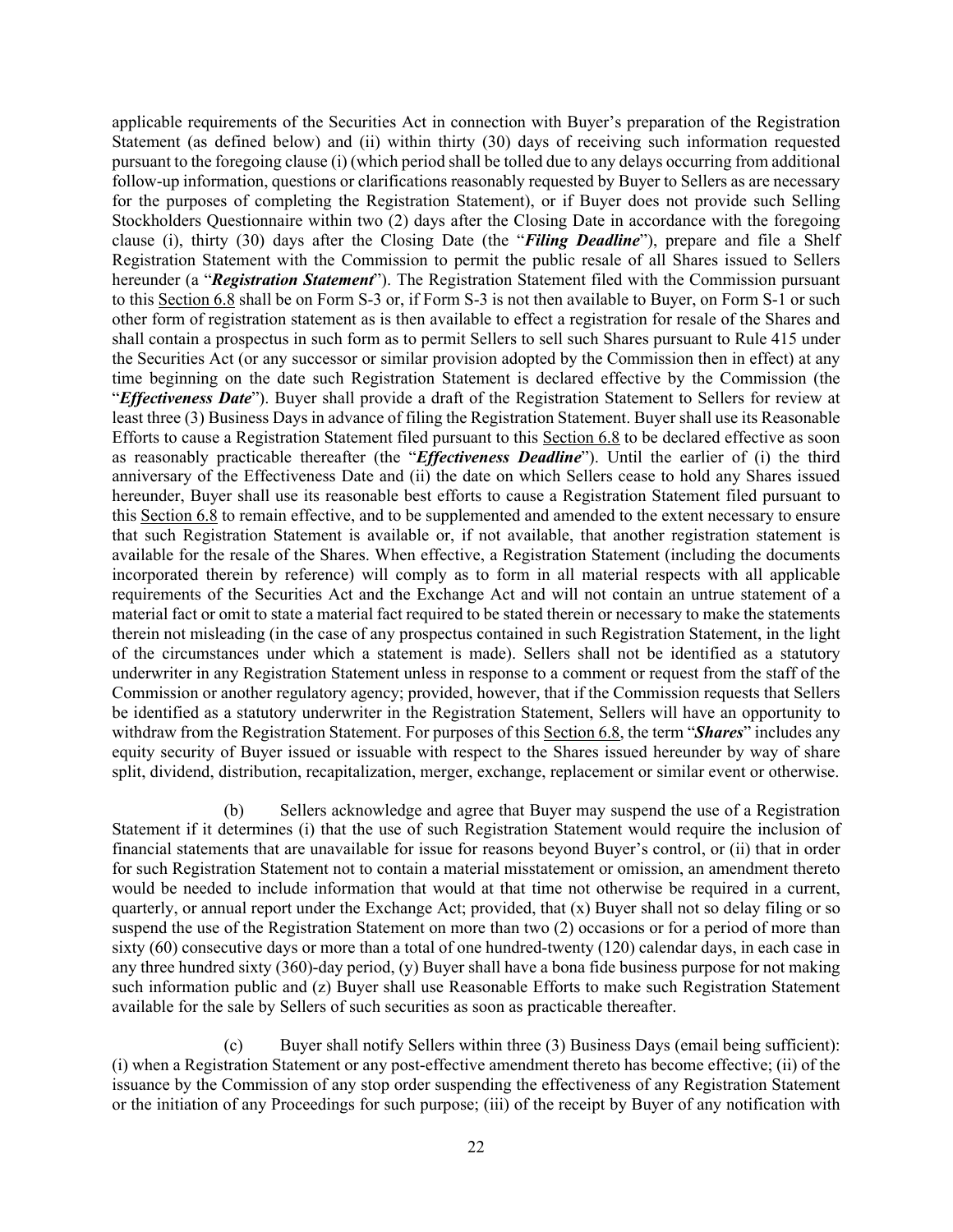applicable requirements of the Securities Act in connection with Buyer's preparation of the Registration Statement (as defined below) and (ii) within thirty (30) days of receiving such information requested pursuant to the foregoing clause (i) (which period shall be tolled due to any delays occurring from additional follow-up information, questions or clarifications reasonably requested by Buyer to Sellers as are necessary for the purposes of completing the Registration Statement), or if Buyer does not provide such Selling Stockholders Questionnaire within two (2) days after the Closing Date in accordance with the foregoing clause (i), thirty (30) days after the Closing Date (the "***Filing Deadline***"), prepare and file a Shelf Registration Statement with the Commission to permit the public resale of all Shares issued to Sellers hereunder (a "***Registration Statement***"). The Registration Statement filed with the Commission pursuant to this Section 6.8 shall be on Form S-3 or, if Form S-3 is not then available to Buyer, on Form S-1 or such other form of registration statement as is then available to effect a registration for resale of the Shares and shall contain a prospectus in such form as to permit Sellers to sell such Shares pursuant to Rule 415 under the Securities Act (or any successor or similar provision adopted by the Commission then in effect) at any time beginning on the date such Registration Statement is declared effective by the Commission (the "***Effectiveness Date***"). Buyer shall provide a draft of the Registration Statement to Sellers for review at least three (3) Business Days in advance of filing the Registration Statement. Buyer shall use its Reasonable Efforts to cause a Registration Statement filed pursuant to this Section 6.8 to be declared effective as soon as reasonably practicable thereafter (the "***Effectiveness Deadline***"). Until the earlier of (i) the third anniversary of the Effectiveness Date and (ii) the date on which Sellers cease to hold any Shares issued hereunder, Buyer shall use its reasonable best efforts to cause a Registration Statement filed pursuant to this Section 6.8 to remain effective, and to be supplemented and amended to the extent necessary to ensure that such Registration Statement is available or, if not available, that another registration statement is available for the resale of the Shares. When effective, a Registration Statement (including the documents incorporated therein by reference) will comply as to form in all material respects with all applicable requirements of the Securities Act and the Exchange Act and will not contain an untrue statement of a material fact or omit to state a material fact required to be stated therein or necessary to make the statements therein not misleading (in the case of any prospectus contained in such Registration Statement, in the light of the circumstances under which a statement is made). Sellers shall not be identified as a statutory underwriter in any Registration Statement unless in response to a comment or request from the staff of the Commission or another regulatory agency; provided, however, that if the Commission requests that Sellers be identified as a statutory underwriter in the Registration Statement, Sellers will have an opportunity to withdraw from the Registration Statement. For purposes of this Section 6.8, the term "***Shares***" includes any equity security of Buyer issued or issuable with respect to the Shares issued hereunder by way of share split, dividend, distribution, recapitalization, merger, exchange, replacement or similar event or otherwise.

(b) Sellers acknowledge and agree that Buyer may suspend the use of a Registration Statement if it determines (i) that the use of such Registration Statement would require the inclusion of financial statements that are unavailable for issue for reasons beyond Buyer's control, or (ii) that in order for such Registration Statement not to contain a material misstatement or omission, an amendment thereto would be needed to include information that would at that time not otherwise be required in a current, quarterly, or annual report under the Exchange Act; provided, that (x) Buyer shall not so delay filing or so suspend the use of the Registration Statement on more than two (2) occasions or for a period of more than sixty (60) consecutive days or more than a total of one hundred-twenty (120) calendar days, in each case in any three hundred sixty (360)-day period, (y) Buyer shall have a bona fide business purpose for not making such information public and (z) Buyer shall use Reasonable Efforts to make such Registration Statement available for the sale by Sellers of such securities as soon as practicable thereafter.

(c) Buyer shall notify Sellers within three (3) Business Days (email being sufficient): (i) when a Registration Statement or any post-effective amendment thereto has become effective; (ii) of the issuance by the Commission of any stop order suspending the effectiveness of any Registration Statement or the initiation of any Proceedings for such purpose; (iii) of the receipt by Buyer of any notification with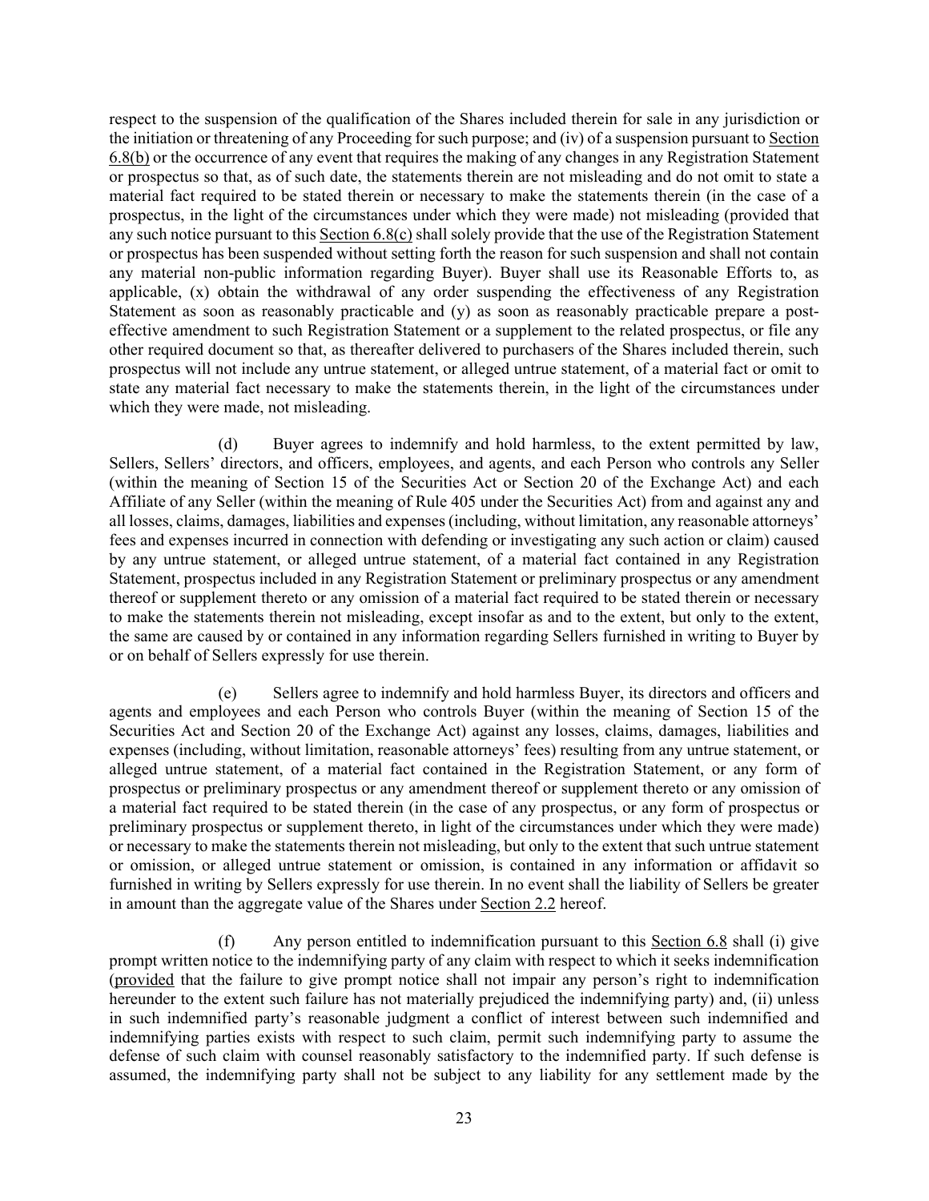respect to the suspension of the qualification of the Shares included therein for sale in any jurisdiction or the initiation or threatening of any Proceeding for such purpose; and (iv) of a suspension pursuant to Section 6.8(b) or the occurrence of any event that requires the making of any changes in any Registration Statement or prospectus so that, as of such date, the statements therein are not misleading and do not omit to state a material fact required to be stated therein or necessary to make the statements therein (in the case of a prospectus, in the light of the circumstances under which they were made) not misleading (provided that any such notice pursuant to this Section 6.8(c) shall solely provide that the use of the Registration Statement or prospectus has been suspended without setting forth the reason for such suspension and shall not contain any material non-public information regarding Buyer). Buyer shall use its Reasonable Efforts to, as applicable, (x) obtain the withdrawal of any order suspending the effectiveness of any Registration Statement as soon as reasonably practicable and (y) as soon as reasonably practicable prepare a post-effective amendment to such Registration Statement or a supplement to the related prospectus, or file any other required document so that, as thereafter delivered to purchasers of the Shares included therein, such prospectus will not include any untrue statement, or alleged untrue statement, of a material fact or omit to state any material fact necessary to make the statements therein, in the light of the circumstances under which they were made, not misleading.

(d) Buyer agrees to indemnify and hold harmless, to the extent permitted by law, Sellers, Sellers' directors, and officers, employees, and agents, and each Person who controls any Seller (within the meaning of Section 15 of the Securities Act or Section 20 of the Exchange Act) and each Affiliate of any Seller (within the meaning of Rule 405 under the Securities Act) from and against any and all losses, claims, damages, liabilities and expenses (including, without limitation, any reasonable attorneys' fees and expenses incurred in connection with defending or investigating any such action or claim) caused by any untrue statement, or alleged untrue statement, of a material fact contained in any Registration Statement, prospectus included in any Registration Statement or preliminary prospectus or any amendment thereof or supplement thereto or any omission of a material fact required to be stated therein or necessary to make the statements therein not misleading, except insofar as and to the extent, but only to the extent, the same are caused by or contained in any information regarding Sellers furnished in writing to Buyer by or on behalf of Sellers expressly for use therein.

(e) Sellers agree to indemnify and hold harmless Buyer, its directors and officers and agents and employees and each Person who controls Buyer (within the meaning of Section 15 of the Securities Act and Section 20 of the Exchange Act) against any losses, claims, damages, liabilities and expenses (including, without limitation, reasonable attorneys' fees) resulting from any untrue statement, or alleged untrue statement, of a material fact contained in the Registration Statement, or any form of prospectus or preliminary prospectus or any amendment thereof or supplement thereto or any omission of a material fact required to be stated therein (in the case of any prospectus, or any form of prospectus or preliminary prospectus or supplement thereto, in light of the circumstances under which they were made) or necessary to make the statements therein not misleading, but only to the extent that such untrue statement or omission, or alleged untrue statement or omission, is contained in any information or affidavit so furnished in writing by Sellers expressly for use therein. In no event shall the liability of Sellers be greater in amount than the aggregate value of the Shares under Section 2.2 hereof.

(f) Any person entitled to indemnification pursuant to this Section 6.8 shall (i) give prompt written notice to the indemnifying party of any claim with respect to which it seeks indemnification (provided that the failure to give prompt notice shall not impair any person's right to indemnification hereunder to the extent such failure has not materially prejudiced the indemnifying party) and, (ii) unless in such indemnified party's reasonable judgment a conflict of interest between such indemnified and indemnifying parties exists with respect to such claim, permit such indemnifying party to assume the defense of such claim with counsel reasonably satisfactory to the indemnified party. If such defense is assumed, the indemnifying party shall not be subject to any liability for any settlement made by the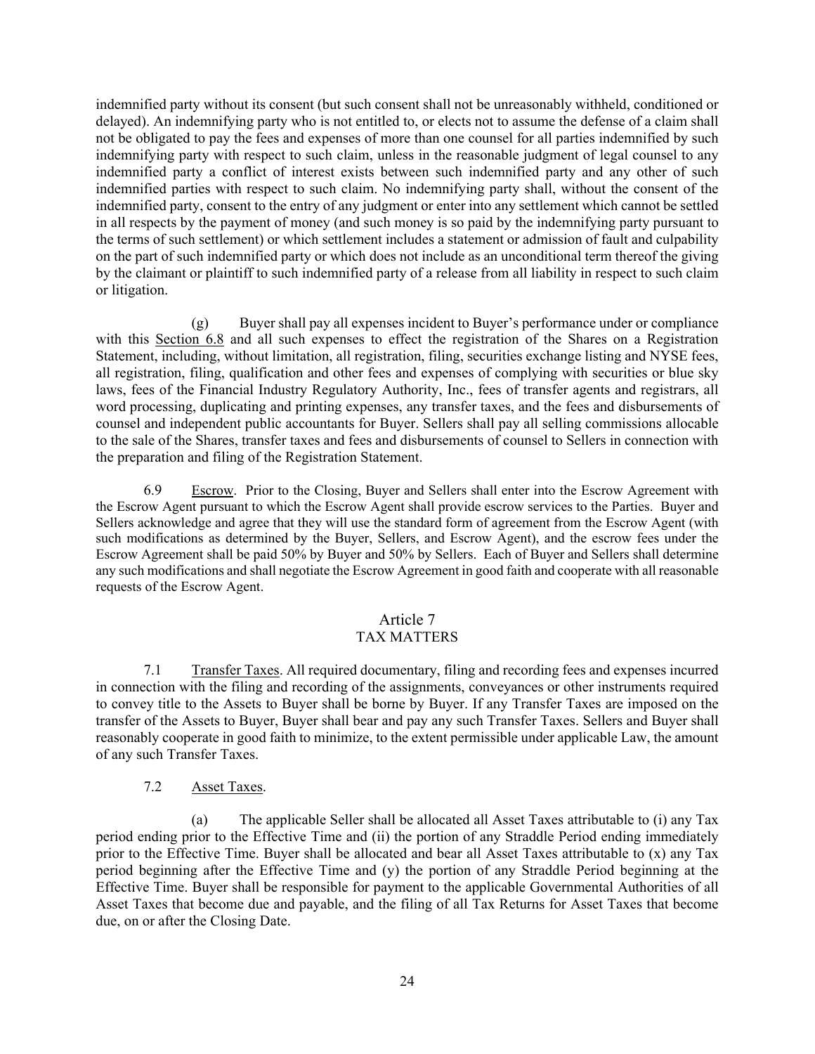indemnified party without its consent (but such consent shall not be unreasonably withheld, conditioned or delayed). An indemnifying party who is not entitled to, or elects not to assume the defense of a claim shall not be obligated to pay the fees and expenses of more than one counsel for all parties indemnified by such indemnifying party with respect to such claim, unless in the reasonable judgment of legal counsel to any indemnified party a conflict of interest exists between such indemnified party and any other of such indemnified parties with respect to such claim. No indemnifying party shall, without the consent of the indemnified party, consent to the entry of any judgment or enter into any settlement which cannot be settled in all respects by the payment of money (and such money is so paid by the indemnifying party pursuant to the terms of such settlement) or which settlement includes a statement or admission of fault and culpability on the part of such indemnified party or which does not include as an unconditional term thereof the giving by the claimant or plaintiff to such indemnified party of a release from all liability in respect to such claim or litigation.

(g) Buyer shall pay all expenses incident to Buyer's performance under or compliance with this Section 6.8 and all such expenses to effect the registration of the Shares on a Registration Statement, including, without limitation, all registration, filing, securities exchange listing and NYSE fees, all registration, filing, qualification and other fees and expenses of complying with securities or blue sky laws, fees of the Financial Industry Regulatory Authority, Inc., fees of transfer agents and registrars, all word processing, duplicating and printing expenses, any transfer taxes, and the fees and disbursements of counsel and independent public accountants for Buyer. Sellers shall pay all selling commissions allocable to the sale of the Shares, transfer taxes and fees and disbursements of counsel to Sellers in connection with the preparation and filing of the Registration Statement.

6.9 Escrow. Prior to the Closing, Buyer and Sellers shall enter into the Escrow Agreement with the Escrow Agent pursuant to which the Escrow Agent shall provide escrow services to the Parties. Buyer and Sellers acknowledge and agree that they will use the standard form of agreement from the Escrow Agent (with such modifications as determined by the Buyer, Sellers, and Escrow Agent), and the escrow fees under the Escrow Agreement shall be paid 50% by Buyer and 50% by Sellers. Each of Buyer and Sellers shall determine any such modifications and shall negotiate the Escrow Agreement in good faith and cooperate with all reasonable requests of the Escrow Agent.

## Article 7
## TAX MATTERS

7.1 Transfer Taxes. All required documentary, filing and recording fees and expenses incurred in connection with the filing and recording of the assignments, conveyances or other instruments required to convey title to the Assets to Buyer shall be borne by Buyer. If any Transfer Taxes are imposed on the transfer of the Assets to Buyer, Buyer shall bear and pay any such Transfer Taxes. Sellers and Buyer shall reasonably cooperate in good faith to minimize, to the extent permissible under applicable Law, the amount of any such Transfer Taxes.

7.2 Asset Taxes.

(a) The applicable Seller shall be allocated all Asset Taxes attributable to (i) any Tax period ending prior to the Effective Time and (ii) the portion of any Straddle Period ending immediately prior to the Effective Time. Buyer shall be allocated and bear all Asset Taxes attributable to (x) any Tax period beginning after the Effective Time and (y) the portion of any Straddle Period beginning at the Effective Time. Buyer shall be responsible for payment to the applicable Governmental Authorities of all Asset Taxes that become due and payable, and the filing of all Tax Returns for Asset Taxes that become due, on or after the Closing Date.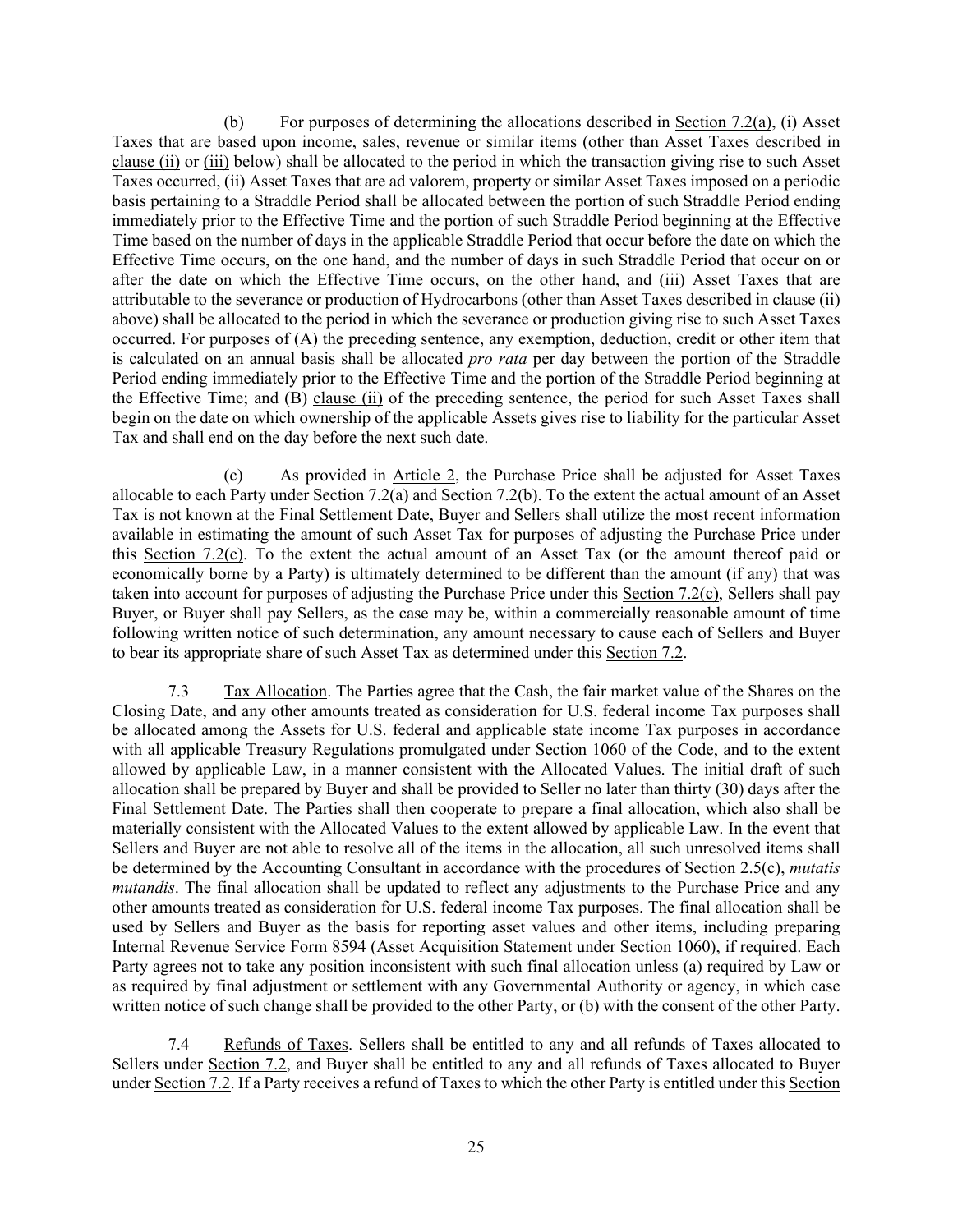(b) For purposes of determining the allocations described in Section 7.2(a), (i) Asset Taxes that are based upon income, sales, revenue or similar items (other than Asset Taxes described in clause (ii) or (iii) below) shall be allocated to the period in which the transaction giving rise to such Asset Taxes occurred, (ii) Asset Taxes that are ad valorem, property or similar Asset Taxes imposed on a periodic basis pertaining to a Straddle Period shall be allocated between the portion of such Straddle Period ending immediately prior to the Effective Time and the portion of such Straddle Period beginning at the Effective Time based on the number of days in the applicable Straddle Period that occur before the date on which the Effective Time occurs, on the one hand, and the number of days in such Straddle Period that occur on or after the date on which the Effective Time occurs, on the other hand, and (iii) Asset Taxes that are attributable to the severance or production of Hydrocarbons (other than Asset Taxes described in clause (ii) above) shall be allocated to the period in which the severance or production giving rise to such Asset Taxes occurred. For purposes of (A) the preceding sentence, any exemption, deduction, credit or other item that is calculated on an annual basis shall be allocated *pro rata* per day between the portion of the Straddle Period ending immediately prior to the Effective Time and the portion of the Straddle Period beginning at the Effective Time; and (B) clause (ii) of the preceding sentence, the period for such Asset Taxes shall begin on the date on which ownership of the applicable Assets gives rise to liability for the particular Asset Tax and shall end on the day before the next such date.

(c) As provided in Article 2, the Purchase Price shall be adjusted for Asset Taxes allocable to each Party under Section 7.2(a) and Section 7.2(b). To the extent the actual amount of an Asset Tax is not known at the Final Settlement Date, Buyer and Sellers shall utilize the most recent information available in estimating the amount of such Asset Tax for purposes of adjusting the Purchase Price under this Section 7.2(c). To the extent the actual amount of an Asset Tax (or the amount thereof paid or economically borne by a Party) is ultimately determined to be different than the amount (if any) that was taken into account for purposes of adjusting the Purchase Price under this Section 7.2(c), Sellers shall pay Buyer, or Buyer shall pay Sellers, as the case may be, within a commercially reasonable amount of time following written notice of such determination, any amount necessary to cause each of Sellers and Buyer to bear its appropriate share of such Asset Tax as determined under this Section 7.2.

7.3 Tax Allocation. The Parties agree that the Cash, the fair market value of the Shares on the Closing Date, and any other amounts treated as consideration for U.S. federal income Tax purposes shall be allocated among the Assets for U.S. federal and applicable state income Tax purposes in accordance with all applicable Treasury Regulations promulgated under Section 1060 of the Code, and to the extent allowed by applicable Law, in a manner consistent with the Allocated Values. The initial draft of such allocation shall be prepared by Buyer and shall be provided to Seller no later than thirty (30) days after the Final Settlement Date. The Parties shall then cooperate to prepare a final allocation, which also shall be materially consistent with the Allocated Values to the extent allowed by applicable Law. In the event that Sellers and Buyer are not able to resolve all of the items in the allocation, all such unresolved items shall be determined by the Accounting Consultant in accordance with the procedures of Section 2.5(c), *mutatis mutandis*. The final allocation shall be updated to reflect any adjustments to the Purchase Price and any other amounts treated as consideration for U.S. federal income Tax purposes. The final allocation shall be used by Sellers and Buyer as the basis for reporting asset values and other items, including preparing Internal Revenue Service Form 8594 (Asset Acquisition Statement under Section 1060), if required. Each Party agrees not to take any position inconsistent with such final allocation unless (a) required by Law or as required by final adjustment or settlement with any Governmental Authority or agency, in which case written notice of such change shall be provided to the other Party, or (b) with the consent of the other Party.

7.4 Refunds of Taxes. Sellers shall be entitled to any and all refunds of Taxes allocated to Sellers under Section 7.2, and Buyer shall be entitled to any and all refunds of Taxes allocated to Buyer under Section 7.2. If a Party receives a refund of Taxes to which the other Party is entitled under this Section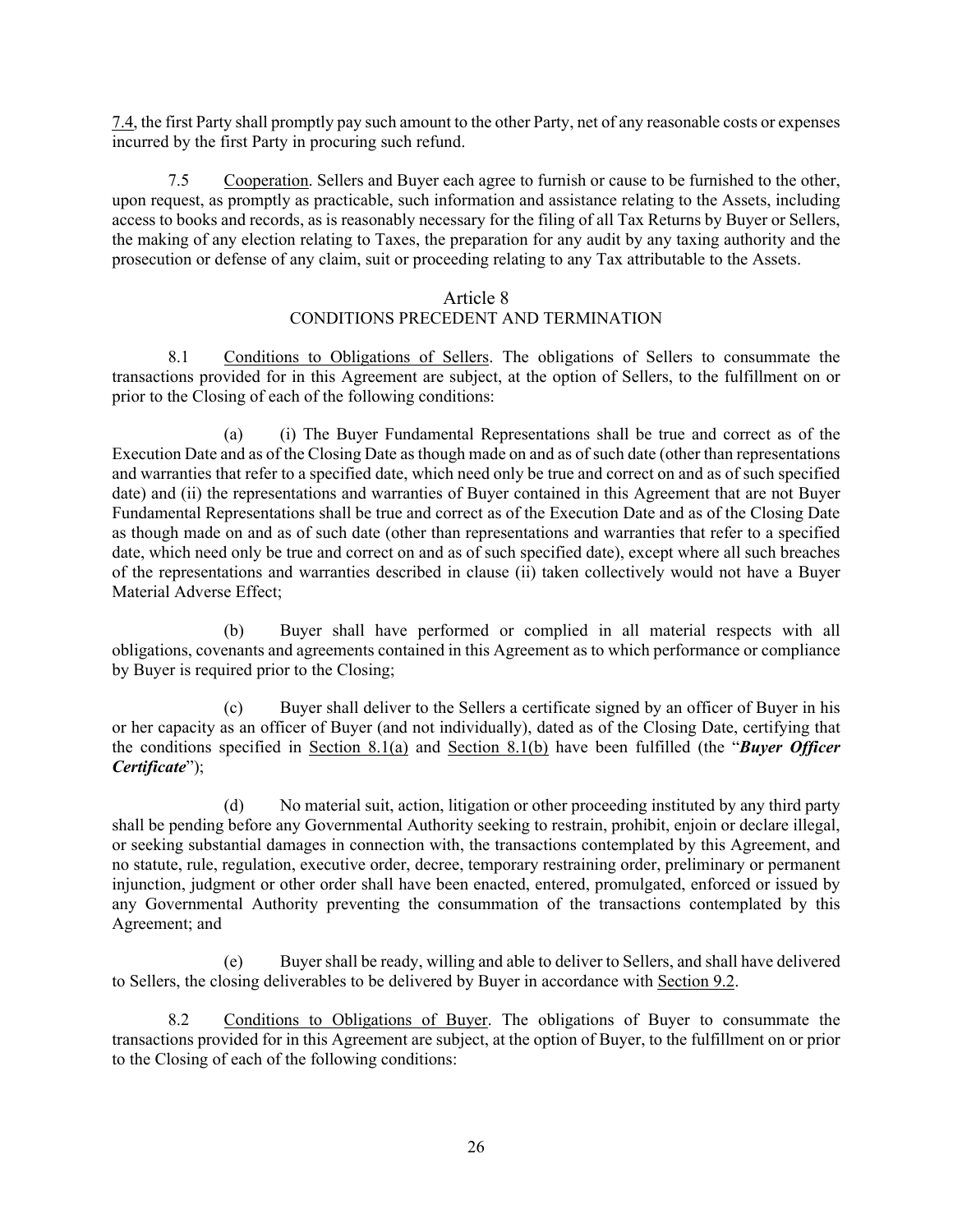7.4, the first Party shall promptly pay such amount to the other Party, net of any reasonable costs or expenses incurred by the first Party in procuring such refund.

7.5 Cooperation. Sellers and Buyer each agree to furnish or cause to be furnished to the other, upon request, as promptly as practicable, such information and assistance relating to the Assets, including access to books and records, as is reasonably necessary for the filing of all Tax Returns by Buyer or Sellers, the making of any election relating to Taxes, the preparation for any audit by any taxing authority and the prosecution or defense of any claim, suit or proceeding relating to any Tax attributable to the Assets.

## Article 8
## CONDITIONS PRECEDENT AND TERMINATION

8.1 Conditions to Obligations of Sellers. The obligations of Sellers to consummate the transactions provided for in this Agreement are subject, at the option of Sellers, to the fulfillment on or prior to the Closing of each of the following conditions:

(a) (i) The Buyer Fundamental Representations shall be true and correct as of the Execution Date and as of the Closing Date as though made on and as of such date (other than representations and warranties that refer to a specified date, which need only be true and correct on and as of such specified date) and (ii) the representations and warranties of Buyer contained in this Agreement that are not Buyer Fundamental Representations shall be true and correct as of the Execution Date and as of the Closing Date as though made on and as of such date (other than representations and warranties that refer to a specified date, which need only be true and correct on and as of such specified date), except where all such breaches of the representations and warranties described in clause (ii) taken collectively would not have a Buyer Material Adverse Effect;

(b) Buyer shall have performed or complied in all material respects with all obligations, covenants and agreements contained in this Agreement as to which performance or compliance by Buyer is required prior to the Closing;

(c) Buyer shall deliver to the Sellers a certificate signed by an officer of Buyer in his or her capacity as an officer of Buyer (and not individually), dated as of the Closing Date, certifying that the conditions specified in Section 8.1(a) and Section 8.1(b) have been fulfilled (the "***Buyer Officer Certificate***");

(d) No material suit, action, litigation or other proceeding instituted by any third party shall be pending before any Governmental Authority seeking to restrain, prohibit, enjoin or declare illegal, or seeking substantial damages in connection with, the transactions contemplated by this Agreement, and no statute, rule, regulation, executive order, decree, temporary restraining order, preliminary or permanent injunction, judgment or other order shall have been enacted, entered, promulgated, enforced or issued by any Governmental Authority preventing the consummation of the transactions contemplated by this Agreement; and

(e) Buyer shall be ready, willing and able to deliver to Sellers, and shall have delivered to Sellers, the closing deliverables to be delivered by Buyer in accordance with Section 9.2.

8.2 Conditions to Obligations of Buyer. The obligations of Buyer to consummate the transactions provided for in this Agreement are subject, at the option of Buyer, to the fulfillment on or prior to the Closing of each of the following conditions: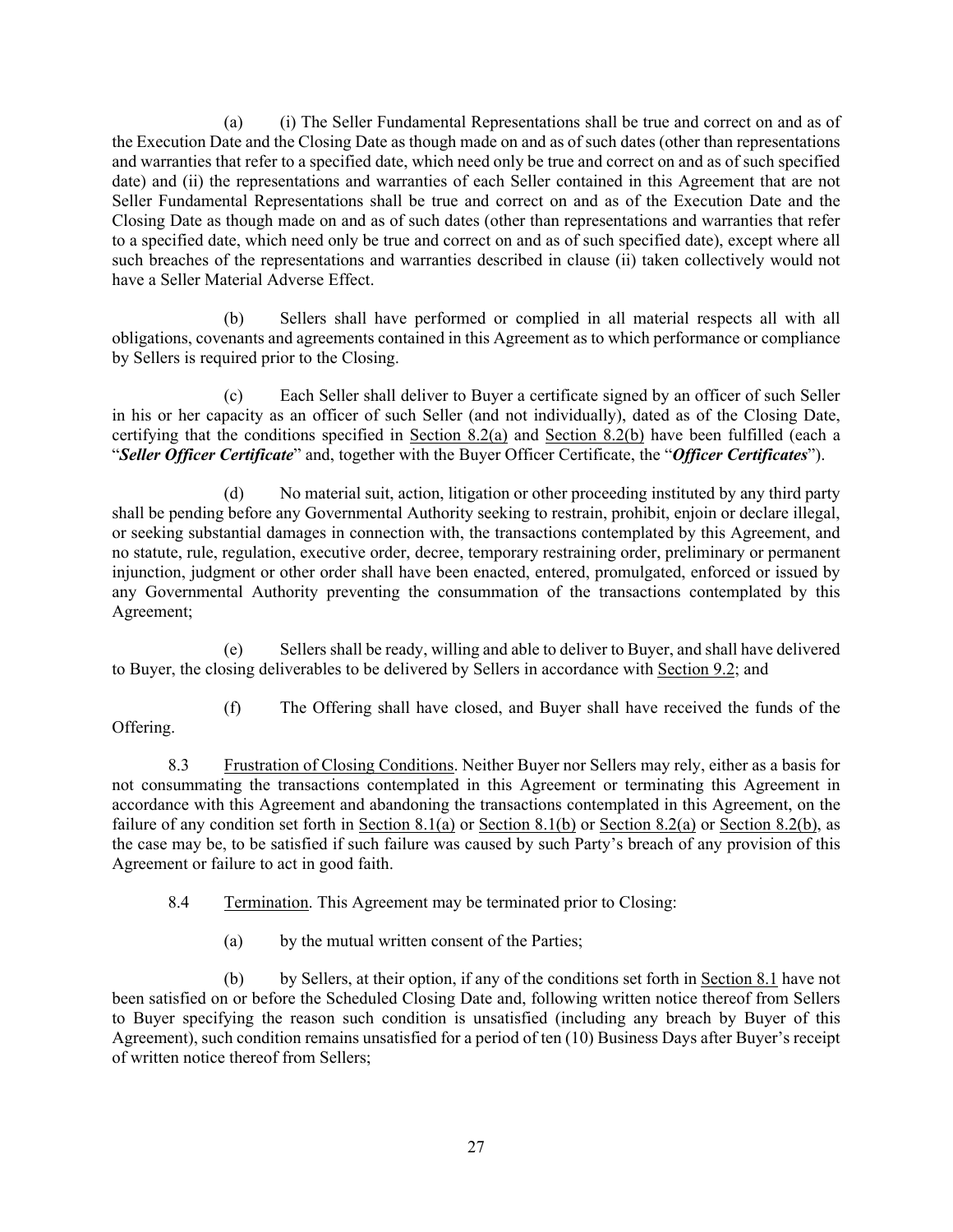(a) (i) The Seller Fundamental Representations shall be true and correct on and as of the Execution Date and the Closing Date as though made on and as of such dates (other than representations and warranties that refer to a specified date, which need only be true and correct on and as of such specified date) and (ii) the representations and warranties of each Seller contained in this Agreement that are not Seller Fundamental Representations shall be true and correct on and as of the Execution Date and the Closing Date as though made on and as of such dates (other than representations and warranties that refer to a specified date, which need only be true and correct on and as of such specified date), except where all such breaches of the representations and warranties described in clause (ii) taken collectively would not have a Seller Material Adverse Effect.

(b) Sellers shall have performed or complied in all material respects all with all obligations, covenants and agreements contained in this Agreement as to which performance or compliance by Sellers is required prior to the Closing.

(c) Each Seller shall deliver to Buyer a certificate signed by an officer of such Seller in his or her capacity as an officer of such Seller (and not individually), dated as of the Closing Date, certifying that the conditions specified in Section 8.2(a) and Section 8.2(b) have been fulfilled (each a "***Seller Officer Certificate***" and, together with the Buyer Officer Certificate, the "***Officer Certificates***").

(d) No material suit, action, litigation or other proceeding instituted by any third party shall be pending before any Governmental Authority seeking to restrain, prohibit, enjoin or declare illegal, or seeking substantial damages in connection with, the transactions contemplated by this Agreement, and no statute, rule, regulation, executive order, decree, temporary restraining order, preliminary or permanent injunction, judgment or other order shall have been enacted, entered, promulgated, enforced or issued by any Governmental Authority preventing the consummation of the transactions contemplated by this Agreement;

(e) Sellers shall be ready, willing and able to deliver to Buyer, and shall have delivered to Buyer, the closing deliverables to be delivered by Sellers in accordance with Section 9.2; and

(f) The Offering shall have closed, and Buyer shall have received the funds of the Offering.

8.3 Frustration of Closing Conditions. Neither Buyer nor Sellers may rely, either as a basis for not consummating the transactions contemplated in this Agreement or terminating this Agreement in accordance with this Agreement and abandoning the transactions contemplated in this Agreement, on the failure of any condition set forth in Section 8.1(a) or Section 8.1(b) or Section 8.2(a) or Section 8.2(b), as the case may be, to be satisfied if such failure was caused by such Party's breach of any provision of this Agreement or failure to act in good faith.

8.4 Termination. This Agreement may be terminated prior to Closing:

(a) by the mutual written consent of the Parties;

(b) by Sellers, at their option, if any of the conditions set forth in Section 8.1 have not been satisfied on or before the Scheduled Closing Date and, following written notice thereof from Sellers to Buyer specifying the reason such condition is unsatisfied (including any breach by Buyer of this Agreement), such condition remains unsatisfied for a period of ten (10) Business Days after Buyer's receipt of written notice thereof from Sellers;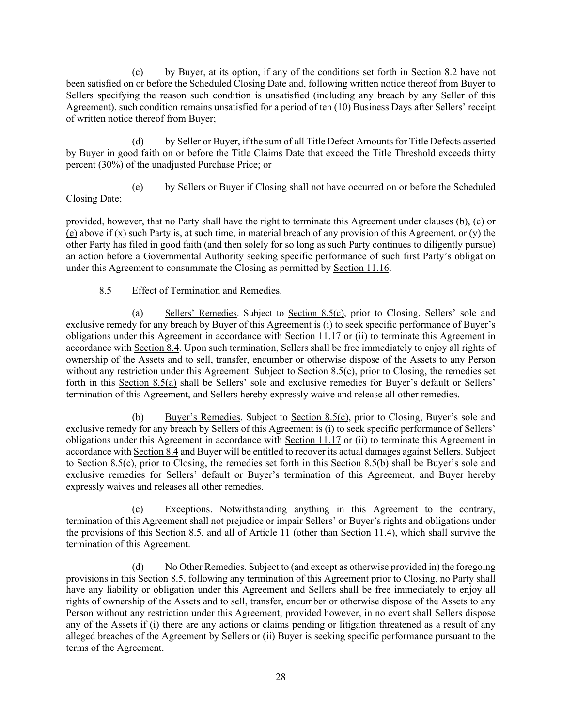(c) by Buyer, at its option, if any of the conditions set forth in Section 8.2 have not been satisfied on or before the Scheduled Closing Date and, following written notice thereof from Buyer to Sellers specifying the reason such condition is unsatisfied (including any breach by any Seller of this Agreement), such condition remains unsatisfied for a period of ten (10) Business Days after Sellers' receipt of written notice thereof from Buyer;

(d) by Seller or Buyer, if the sum of all Title Defect Amounts for Title Defects asserted by Buyer in good faith on or before the Title Claims Date that exceed the Title Threshold exceeds thirty percent (30%) of the unadjusted Purchase Price; or

(e) by Sellers or Buyer if Closing shall not have occurred on or before the Scheduled Closing Date;

provided, however, that no Party shall have the right to terminate this Agreement under clauses (b), (c) or (e) above if (x) such Party is, at such time, in material breach of any provision of this Agreement, or (y) the other Party has filed in good faith (and then solely for so long as such Party continues to diligently pursue) an action before a Governmental Authority seeking specific performance of such first Party's obligation under this Agreement to consummate the Closing as permitted by Section 11.16.

8.5 Effect of Termination and Remedies.

(a) Sellers' Remedies. Subject to Section 8.5(c), prior to Closing, Sellers' sole and exclusive remedy for any breach by Buyer of this Agreement is (i) to seek specific performance of Buyer's obligations under this Agreement in accordance with Section 11.17 or (ii) to terminate this Agreement in accordance with Section 8.4. Upon such termination, Sellers shall be free immediately to enjoy all rights of ownership of the Assets and to sell, transfer, encumber or otherwise dispose of the Assets to any Person without any restriction under this Agreement. Subject to Section 8.5(c), prior to Closing, the remedies set forth in this Section 8.5(a) shall be Sellers' sole and exclusive remedies for Buyer's default or Sellers' termination of this Agreement, and Sellers hereby expressly waive and release all other remedies.

(b) Buyer's Remedies. Subject to Section 8.5(c), prior to Closing, Buyer's sole and exclusive remedy for any breach by Sellers of this Agreement is (i) to seek specific performance of Sellers' obligations under this Agreement in accordance with Section 11.17 or (ii) to terminate this Agreement in accordance with Section 8.4 and Buyer will be entitled to recover its actual damages against Sellers. Subject to Section 8.5(c), prior to Closing, the remedies set forth in this Section 8.5(b) shall be Buyer's sole and exclusive remedies for Sellers' default or Buyer's termination of this Agreement, and Buyer hereby expressly waives and releases all other remedies.

(c) Exceptions. Notwithstanding anything in this Agreement to the contrary, termination of this Agreement shall not prejudice or impair Sellers' or Buyer's rights and obligations under the provisions of this Section 8.5, and all of Article 11 (other than Section 11.4), which shall survive the termination of this Agreement.

(d) No Other Remedies. Subject to (and except as otherwise provided in) the foregoing provisions in this Section 8.5, following any termination of this Agreement prior to Closing, no Party shall have any liability or obligation under this Agreement and Sellers shall be free immediately to enjoy all rights of ownership of the Assets and to sell, transfer, encumber or otherwise dispose of the Assets to any Person without any restriction under this Agreement; provided however, in no event shall Sellers dispose any of the Assets if (i) there are any actions or claims pending or litigation threatened as a result of any alleged breaches of the Agreement by Sellers or (ii) Buyer is seeking specific performance pursuant to the terms of the Agreement.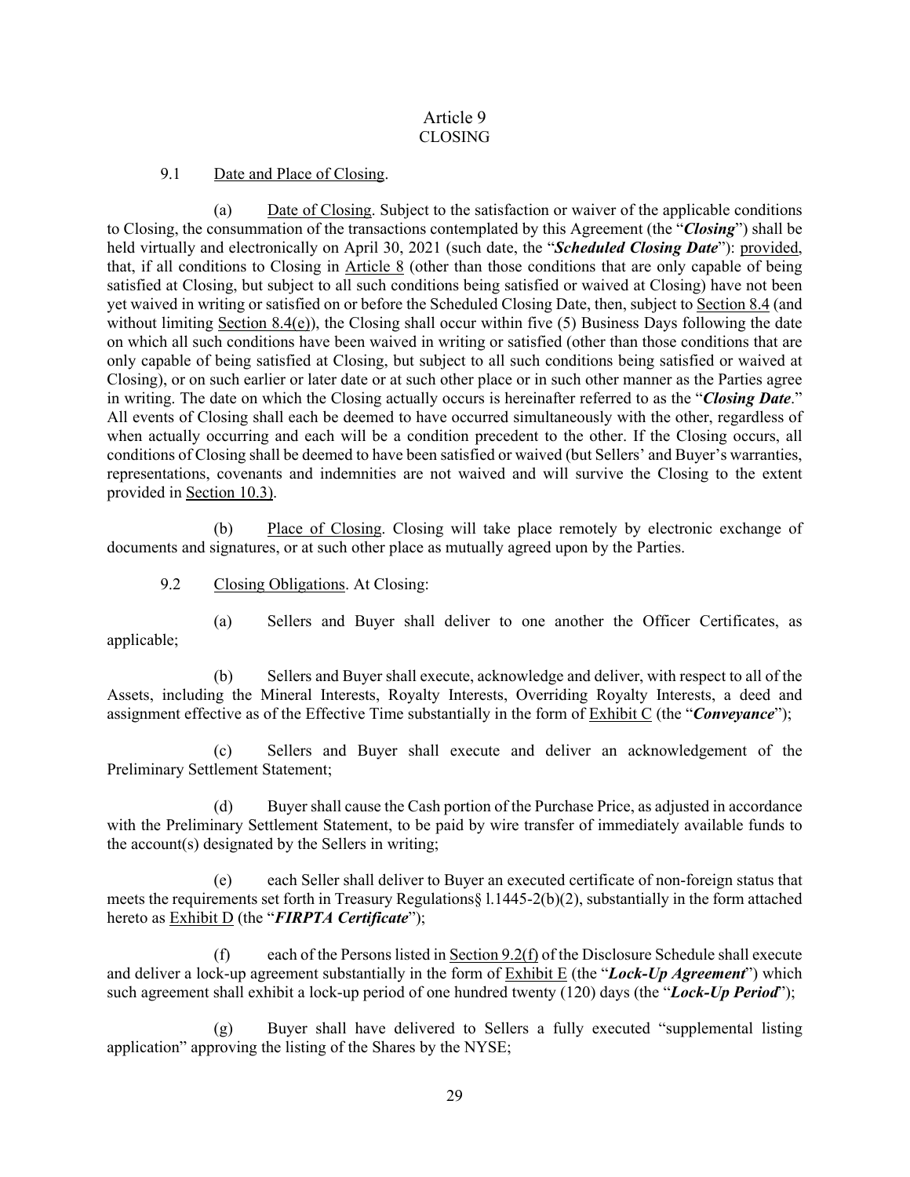# Article 9
# CLOSING

9.1 Date and Place of Closing.

(a) Date of Closing. Subject to the satisfaction or waiver of the applicable conditions to Closing, the consummation of the transactions contemplated by this Agreement (the "***Closing***") shall be held virtually and electronically on April 30, 2021 (such date, the "***Scheduled Closing Date***"): provided, that, if all conditions to Closing in Article 8 (other than those conditions that are only capable of being satisfied at Closing, but subject to all such conditions being satisfied or waived at Closing) have not been yet waived in writing or satisfied on or before the Scheduled Closing Date, then, subject to Section 8.4 (and without limiting Section 8.4(e)), the Closing shall occur within five (5) Business Days following the date on which all such conditions have been waived in writing or satisfied (other than those conditions that are only capable of being satisfied at Closing, but subject to all such conditions being satisfied or waived at Closing), or on such earlier or later date or at such other place or in such other manner as the Parties agree in writing. The date on which the Closing actually occurs is hereinafter referred to as the "***Closing Date***." All events of Closing shall each be deemed to have occurred simultaneously with the other, regardless of when actually occurring and each will be a condition precedent to the other. If the Closing occurs, all conditions of Closing shall be deemed to have been satisfied or waived (but Sellers' and Buyer's warranties, representations, covenants and indemnities are not waived and will survive the Closing to the extent provided in Section 10.3).

(b) Place of Closing. Closing will take place remotely by electronic exchange of documents and signatures, or at such other place as mutually agreed upon by the Parties.

9.2 Closing Obligations. At Closing:

(a) Sellers and Buyer shall deliver to one another the Officer Certificates, as applicable;

(b) Sellers and Buyer shall execute, acknowledge and deliver, with respect to all of the Assets, including the Mineral Interests, Royalty Interests, Overriding Royalty Interests, a deed and assignment effective as of the Effective Time substantially in the form of Exhibit C (the "***Conveyance***");

(c) Sellers and Buyer shall execute and deliver an acknowledgement of the Preliminary Settlement Statement;

(d) Buyer shall cause the Cash portion of the Purchase Price, as adjusted in accordance with the Preliminary Settlement Statement, to be paid by wire transfer of immediately available funds to the account(s) designated by the Sellers in writing;

(e) each Seller shall deliver to Buyer an executed certificate of non-foreign status that meets the requirements set forth in Treasury Regulations§ l.1445-2(b)(2), substantially in the form attached hereto as Exhibit D (the "***FIRPTA Certificate***");

(f) each of the Persons listed in Section 9.2(f) of the Disclosure Schedule shall execute and deliver a lock-up agreement substantially in the form of Exhibit E (the "***Lock-Up Agreement***") which such agreement shall exhibit a lock-up period of one hundred twenty (120) days (the "***Lock-Up Period***");

(g) Buyer shall have delivered to Sellers a fully executed "supplemental listing application" approving the listing of the Shares by the NYSE;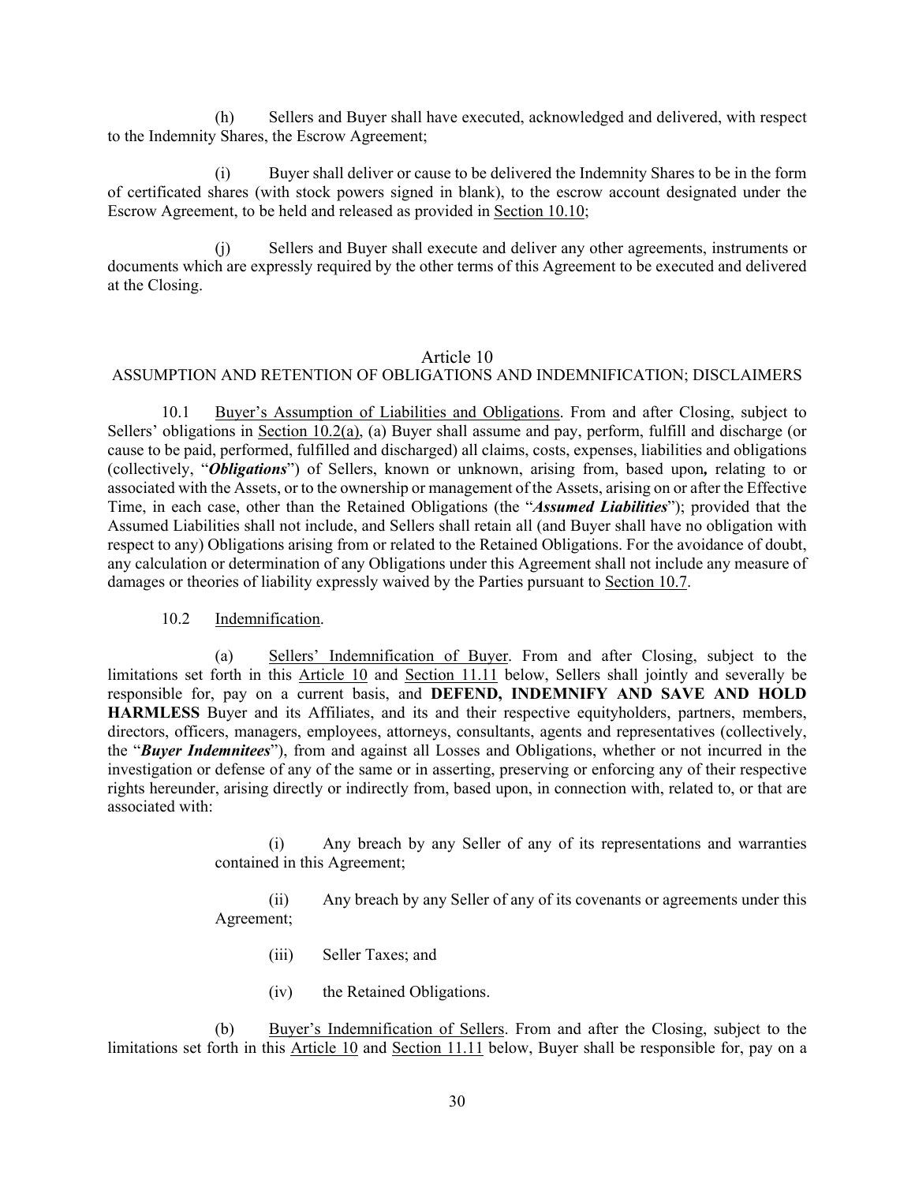(h) Sellers and Buyer shall have executed, acknowledged and delivered, with respect to the Indemnity Shares, the Escrow Agreement;

(i) Buyer shall deliver or cause to be delivered the Indemnity Shares to be in the form of certificated shares (with stock powers signed in blank), to the escrow account designated under the Escrow Agreement, to be held and released as provided in Section 10.10;

(j) Sellers and Buyer shall execute and deliver any other agreements, instruments or documents which are expressly required by the other terms of this Agreement to be executed and delivered at the Closing.

## Article 10
## ASSUMPTION AND RETENTION OF OBLIGATIONS AND INDEMNIFICATION; DISCLAIMERS

10.1 Buyer's Assumption of Liabilities and Obligations. From and after Closing, subject to Sellers' obligations in Section 10.2(a), (a) Buyer shall assume and pay, perform, fulfill and discharge (or cause to be paid, performed, fulfilled and discharged) all claims, costs, expenses, liabilities and obligations (collectively, "***Obligations***") of Sellers, known or unknown, arising from, based upon**,** relating to or associated with the Assets, or to the ownership or management of the Assets, arising on or after the Effective Time, in each case, other than the Retained Obligations (the "***Assumed Liabilities***"); provided that the Assumed Liabilities shall not include, and Sellers shall retain all (and Buyer shall have no obligation with respect to any) Obligations arising from or related to the Retained Obligations. For the avoidance of doubt, any calculation or determination of any Obligations under this Agreement shall not include any measure of damages or theories of liability expressly waived by the Parties pursuant to Section 10.7.

10.2 Indemnification.

(a) Sellers' Indemnification of Buyer. From and after Closing, subject to the limitations set forth in this Article 10 and Section 11.11 below, Sellers shall jointly and severally be responsible for, pay on a current basis, and **DEFEND, INDEMNIFY AND SAVE AND HOLD HARMLESS** Buyer and its Affiliates, and its and their respective equityholders, partners, members, directors, officers, managers, employees, attorneys, consultants, agents and representatives (collectively, the "***Buyer Indemnitees***"), from and against all Losses and Obligations, whether or not incurred in the investigation or defense of any of the same or in asserting, preserving or enforcing any of their respective rights hereunder, arising directly or indirectly from, based upon, in connection with, related to, or that are associated with:

(i) Any breach by any Seller of any of its representations and warranties contained in this Agreement;

(ii) Any breach by any Seller of any of its covenants or agreements under this Agreement;

(iii) Seller Taxes; and

(iv) the Retained Obligations.

(b) Buyer's Indemnification of Sellers. From and after the Closing, subject to the limitations set forth in this Article 10 and Section 11.11 below, Buyer shall be responsible for, pay on a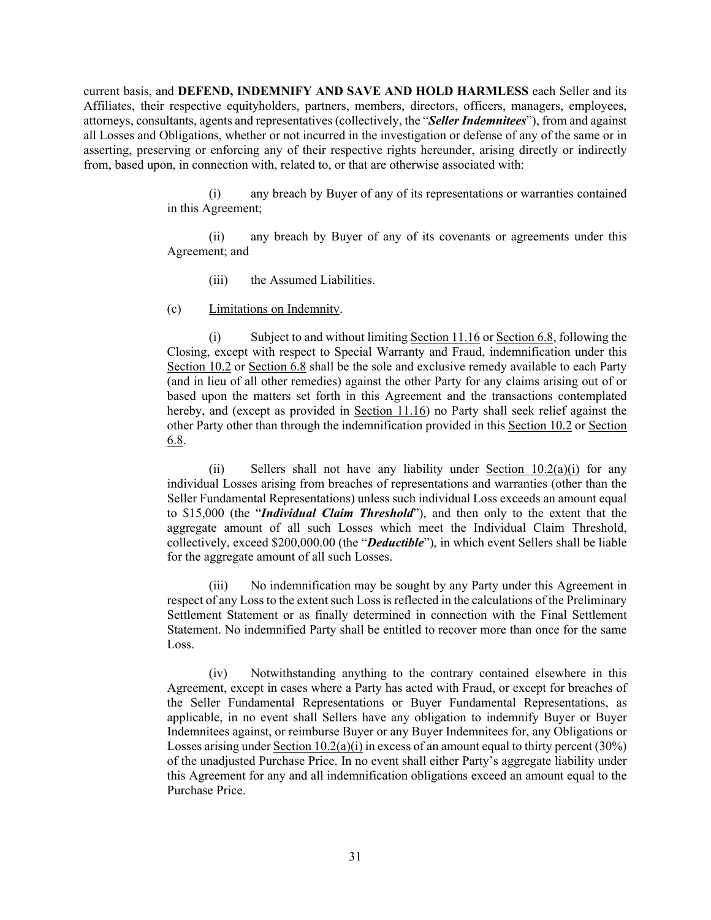current basis, and **DEFEND, INDEMNIFY AND SAVE AND HOLD HARMLESS** each Seller and its Affiliates, their respective equityholders, partners, members, directors, officers, managers, employees, attorneys, consultants, agents and representatives (collectively, the "***Seller Indemnitees***"), from and against all Losses and Obligations, whether or not incurred in the investigation or defense of any of the same or in asserting, preserving or enforcing any of their respective rights hereunder, arising directly or indirectly from, based upon, in connection with, related to, or that are otherwise associated with:

(i) any breach by Buyer of any of its representations or warranties contained in this Agreement;

(ii) any breach by Buyer of any of its covenants or agreements under this Agreement; and

(iii) the Assumed Liabilities.

(c) Limitations on Indemnity.

(i) Subject to and without limiting Section 11.16 or Section 6.8, following the Closing, except with respect to Special Warranty and Fraud, indemnification under this Section 10.2 or Section 6.8 shall be the sole and exclusive remedy available to each Party (and in lieu of all other remedies) against the other Party for any claims arising out of or based upon the matters set forth in this Agreement and the transactions contemplated hereby, and (except as provided in Section 11.16) no Party shall seek relief against the other Party other than through the indemnification provided in this Section 10.2 or Section 6.8.

(ii) Sellers shall not have any liability under Section 10.2(a)(i) for any individual Losses arising from breaches of representations and warranties (other than the Seller Fundamental Representations) unless such individual Loss exceeds an amount equal to $15,000 (the "***Individual Claim Threshold***"), and then only to the extent that the aggregate amount of all such Losses which meet the Individual Claim Threshold, collectively, exceed $200,000.00 (the "***Deductible***"), in which event Sellers shall be liable for the aggregate amount of all such Losses.

(iii) No indemnification may be sought by any Party under this Agreement in respect of any Loss to the extent such Loss is reflected in the calculations of the Preliminary Settlement Statement or as finally determined in connection with the Final Settlement Statement. No indemnified Party shall be entitled to recover more than once for the same Loss.

(iv) Notwithstanding anything to the contrary contained elsewhere in this Agreement, except in cases where a Party has acted with Fraud, or except for breaches of the Seller Fundamental Representations or Buyer Fundamental Representations, as applicable, in no event shall Sellers have any obligation to indemnify Buyer or Buyer Indemnitees against, or reimburse Buyer or any Buyer Indemnitees for, any Obligations or Losses arising under Section 10.2(a)(i) in excess of an amount equal to thirty percent (30%) of the unadjusted Purchase Price. In no event shall either Party's aggregate liability under this Agreement for any and all indemnification obligations exceed an amount equal to the Purchase Price.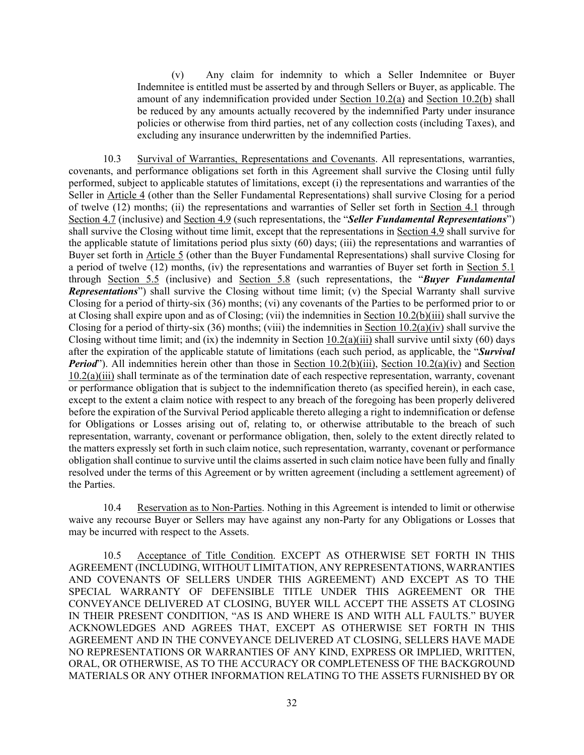(v) Any claim for indemnity to which a Seller Indemnitee or Buyer Indemnitee is entitled must be asserted by and through Sellers or Buyer, as applicable. The amount of any indemnification provided under Section 10.2(a) and Section 10.2(b) shall be reduced by any amounts actually recovered by the indemnified Party under insurance policies or otherwise from third parties, net of any collection costs (including Taxes), and excluding any insurance underwritten by the indemnified Parties.

10.3 Survival of Warranties, Representations and Covenants. All representations, warranties, covenants, and performance obligations set forth in this Agreement shall survive the Closing until fully performed, subject to applicable statutes of limitations, except (i) the representations and warranties of the Seller in Article 4 (other than the Seller Fundamental Representations) shall survive Closing for a period of twelve (12) months; (ii) the representations and warranties of Seller set forth in Section 4.1 through Section 4.7 (inclusive) and Section 4.9 (such representations, the "***Seller Fundamental Representations***") shall survive the Closing without time limit, except that the representations in Section 4.9 shall survive for the applicable statute of limitations period plus sixty (60) days; (iii) the representations and warranties of Buyer set forth in Article 5 (other than the Buyer Fundamental Representations) shall survive Closing for a period of twelve (12) months, (iv) the representations and warranties of Buyer set forth in Section 5.1 through Section 5.5 (inclusive) and Section 5.8 (such representations, the "***Buyer Fundamental Representations***") shall survive the Closing without time limit; (v) the Special Warranty shall survive Closing for a period of thirty-six (36) months; (vi) any covenants of the Parties to be performed prior to or at Closing shall expire upon and as of Closing; (vii) the indemnities in Section 10.2(b)(iii) shall survive the Closing for a period of thirty-six (36) months; (viii) the indemnities in Section 10.2(a)(iv) shall survive the Closing without time limit; and (ix) the indemnity in Section 10.2(a)(iii) shall survive until sixty (60) days after the expiration of the applicable statute of limitations (each such period, as applicable, the "***Survival Period***"). All indemnities herein other than those in Section 10.2(b)(iii), Section 10.2(a)(iv) and Section 10.2(a)(iii) shall terminate as of the termination date of each respective representation, warranty, covenant or performance obligation that is subject to the indemnification thereto (as specified herein), in each case, except to the extent a claim notice with respect to any breach of the foregoing has been properly delivered before the expiration of the Survival Period applicable thereto alleging a right to indemnification or defense for Obligations or Losses arising out of, relating to, or otherwise attributable to the breach of such representation, warranty, covenant or performance obligation, then, solely to the extent directly related to the matters expressly set forth in such claim notice, such representation, warranty, covenant or performance obligation shall continue to survive until the claims asserted in such claim notice have been fully and finally resolved under the terms of this Agreement or by written agreement (including a settlement agreement) of the Parties.

10.4 Reservation as to Non-Parties. Nothing in this Agreement is intended to limit or otherwise waive any recourse Buyer or Sellers may have against any non-Party for any Obligations or Losses that may be incurred with respect to the Assets.

10.5 Acceptance of Title Condition. EXCEPT AS OTHERWISE SET FORTH IN THIS AGREEMENT (INCLUDING, WITHOUT LIMITATION, ANY REPRESENTATIONS, WARRANTIES AND COVENANTS OF SELLERS UNDER THIS AGREEMENT) AND EXCEPT AS TO THE SPECIAL WARRANTY OF DEFENSIBLE TITLE UNDER THIS AGREEMENT OR THE CONVEYANCE DELIVERED AT CLOSING, BUYER WILL ACCEPT THE ASSETS AT CLOSING IN THEIR PRESENT CONDITION, "AS IS AND WHERE IS AND WITH ALL FAULTS." BUYER ACKNOWLEDGES AND AGREES THAT, EXCEPT AS OTHERWISE SET FORTH IN THIS AGREEMENT AND IN THE CONVEYANCE DELIVERED AT CLOSING, SELLERS HAVE MADE NO REPRESENTATIONS OR WARRANTIES OF ANY KIND, EXPRESS OR IMPLIED, WRITTEN, ORAL, OR OTHERWISE, AS TO THE ACCURACY OR COMPLETENESS OF THE BACKGROUND MATERIALS OR ANY OTHER INFORMATION RELATING TO THE ASSETS FURNISHED BY OR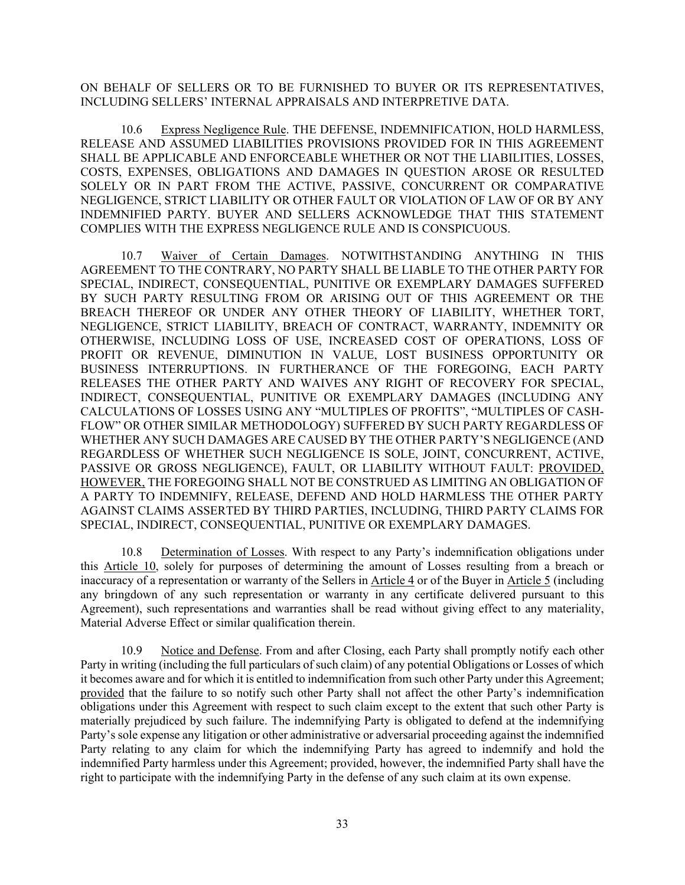ON BEHALF OF SELLERS OR TO BE FURNISHED TO BUYER OR ITS REPRESENTATIVES, INCLUDING SELLERS' INTERNAL APPRAISALS AND INTERPRETIVE DATA.

10.6 Express Negligence Rule. THE DEFENSE, INDEMNIFICATION, HOLD HARMLESS, RELEASE AND ASSUMED LIABILITIES PROVISIONS PROVIDED FOR IN THIS AGREEMENT SHALL BE APPLICABLE AND ENFORCEABLE WHETHER OR NOT THE LIABILITIES, LOSSES, COSTS, EXPENSES, OBLIGATIONS AND DAMAGES IN QUESTION AROSE OR RESULTED SOLELY OR IN PART FROM THE ACTIVE, PASSIVE, CONCURRENT OR COMPARATIVE NEGLIGENCE, STRICT LIABILITY OR OTHER FAULT OR VIOLATION OF LAW OF OR BY ANY INDEMNIFIED PARTY. BUYER AND SELLERS ACKNOWLEDGE THAT THIS STATEMENT COMPLIES WITH THE EXPRESS NEGLIGENCE RULE AND IS CONSPICUOUS.

10.7 Waiver of Certain Damages. NOTWITHSTANDING ANYTHING IN THIS AGREEMENT TO THE CONTRARY, NO PARTY SHALL BE LIABLE TO THE OTHER PARTY FOR SPECIAL, INDIRECT, CONSEQUENTIAL, PUNITIVE OR EXEMPLARY DAMAGES SUFFERED BY SUCH PARTY RESULTING FROM OR ARISING OUT OF THIS AGREEMENT OR THE BREACH THEREOF OR UNDER ANY OTHER THEORY OF LIABILITY, WHETHER TORT, NEGLIGENCE, STRICT LIABILITY, BREACH OF CONTRACT, WARRANTY, INDEMNITY OR OTHERWISE, INCLUDING LOSS OF USE, INCREASED COST OF OPERATIONS, LOSS OF PROFIT OR REVENUE, DIMINUTION IN VALUE, LOST BUSINESS OPPORTUNITY OR BUSINESS INTERRUPTIONS. IN FURTHERANCE OF THE FOREGOING, EACH PARTY RELEASES THE OTHER PARTY AND WAIVES ANY RIGHT OF RECOVERY FOR SPECIAL, INDIRECT, CONSEQUENTIAL, PUNITIVE OR EXEMPLARY DAMAGES (INCLUDING ANY CALCULATIONS OF LOSSES USING ANY "MULTIPLES OF PROFITS", "MULTIPLES OF CASH-FLOW" OR OTHER SIMILAR METHODOLOGY) SUFFERED BY SUCH PARTY REGARDLESS OF WHETHER ANY SUCH DAMAGES ARE CAUSED BY THE OTHER PARTY'S NEGLIGENCE (AND REGARDLESS OF WHETHER SUCH NEGLIGENCE IS SOLE, JOINT, CONCURRENT, ACTIVE, PASSIVE OR GROSS NEGLIGENCE), FAULT, OR LIABILITY WITHOUT FAULT: PROVIDED, HOWEVER, THE FOREGOING SHALL NOT BE CONSTRUED AS LIMITING AN OBLIGATION OF A PARTY TO INDEMNIFY, RELEASE, DEFEND AND HOLD HARMLESS THE OTHER PARTY AGAINST CLAIMS ASSERTED BY THIRD PARTIES, INCLUDING, THIRD PARTY CLAIMS FOR SPECIAL, INDIRECT, CONSEQUENTIAL, PUNITIVE OR EXEMPLARY DAMAGES.

10.8 Determination of Losses. With respect to any Party's indemnification obligations under this Article 10, solely for purposes of determining the amount of Losses resulting from a breach or inaccuracy of a representation or warranty of the Sellers in Article 4 or of the Buyer in Article 5 (including any bringdown of any such representation or warranty in any certificate delivered pursuant to this Agreement), such representations and warranties shall be read without giving effect to any materiality, Material Adverse Effect or similar qualification therein.

10.9 Notice and Defense. From and after Closing, each Party shall promptly notify each other Party in writing (including the full particulars of such claim) of any potential Obligations or Losses of which it becomes aware and for which it is entitled to indemnification from such other Party under this Agreement; provided that the failure to so notify such other Party shall not affect the other Party's indemnification obligations under this Agreement with respect to such claim except to the extent that such other Party is materially prejudiced by such failure. The indemnifying Party is obligated to defend at the indemnifying Party's sole expense any litigation or other administrative or adversarial proceeding against the indemnified Party relating to any claim for which the indemnifying Party has agreed to indemnify and hold the indemnified Party harmless under this Agreement; provided, however, the indemnified Party shall have the right to participate with the indemnifying Party in the defense of any such claim at its own expense.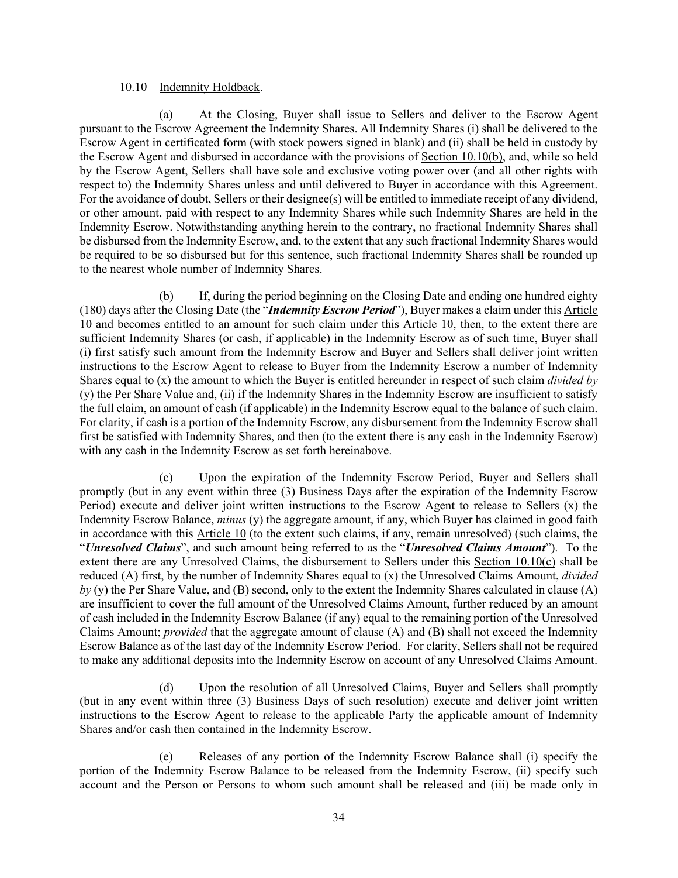10.10 Indemnity Holdback.

(a) At the Closing, Buyer shall issue to Sellers and deliver to the Escrow Agent pursuant to the Escrow Agreement the Indemnity Shares. All Indemnity Shares (i) shall be delivered to the Escrow Agent in certificated form (with stock powers signed in blank) and (ii) shall be held in custody by the Escrow Agent and disbursed in accordance with the provisions of Section 10.10(b), and, while so held by the Escrow Agent, Sellers shall have sole and exclusive voting power over (and all other rights with respect to) the Indemnity Shares unless and until delivered to Buyer in accordance with this Agreement. For the avoidance of doubt, Sellers or their designee(s) will be entitled to immediate receipt of any dividend, or other amount, paid with respect to any Indemnity Shares while such Indemnity Shares are held in the Indemnity Escrow. Notwithstanding anything herein to the contrary, no fractional Indemnity Shares shall be disbursed from the Indemnity Escrow, and, to the extent that any such fractional Indemnity Shares would be required to be so disbursed but for this sentence, such fractional Indemnity Shares shall be rounded up to the nearest whole number of Indemnity Shares.

(b) If, during the period beginning on the Closing Date and ending one hundred eighty (180) days after the Closing Date (the "***Indemnity Escrow Period***"), Buyer makes a claim under this Article 10 and becomes entitled to an amount for such claim under this Article 10, then, to the extent there are sufficient Indemnity Shares (or cash, if applicable) in the Indemnity Escrow as of such time, Buyer shall (i) first satisfy such amount from the Indemnity Escrow and Buyer and Sellers shall deliver joint written instructions to the Escrow Agent to release to Buyer from the Indemnity Escrow a number of Indemnity Shares equal to (x) the amount to which the Buyer is entitled hereunder in respect of such claim *divided by* (y) the Per Share Value and, (ii) if the Indemnity Shares in the Indemnity Escrow are insufficient to satisfy the full claim, an amount of cash (if applicable) in the Indemnity Escrow equal to the balance of such claim. For clarity, if cash is a portion of the Indemnity Escrow, any disbursement from the Indemnity Escrow shall first be satisfied with Indemnity Shares, and then (to the extent there is any cash in the Indemnity Escrow) with any cash in the Indemnity Escrow as set forth hereinabove.

(c) Upon the expiration of the Indemnity Escrow Period, Buyer and Sellers shall promptly (but in any event within three (3) Business Days after the expiration of the Indemnity Escrow Period) execute and deliver joint written instructions to the Escrow Agent to release to Sellers (x) the Indemnity Escrow Balance, *minus* (y) the aggregate amount, if any, which Buyer has claimed in good faith in accordance with this Article 10 (to the extent such claims, if any, remain unresolved) (such claims, the "***Unresolved Claims***", and such amount being referred to as the "***Unresolved Claims Amount***"). To the extent there are any Unresolved Claims, the disbursement to Sellers under this Section 10.10(c) shall be reduced (A) first, by the number of Indemnity Shares equal to (x) the Unresolved Claims Amount, *divided by* (y) the Per Share Value, and (B) second, only to the extent the Indemnity Shares calculated in clause (A) are insufficient to cover the full amount of the Unresolved Claims Amount, further reduced by an amount of cash included in the Indemnity Escrow Balance (if any) equal to the remaining portion of the Unresolved Claims Amount; *provided* that the aggregate amount of clause (A) and (B) shall not exceed the Indemnity Escrow Balance as of the last day of the Indemnity Escrow Period. For clarity, Sellers shall not be required to make any additional deposits into the Indemnity Escrow on account of any Unresolved Claims Amount.

(d) Upon the resolution of all Unresolved Claims, Buyer and Sellers shall promptly (but in any event within three (3) Business Days of such resolution) execute and deliver joint written instructions to the Escrow Agent to release to the applicable Party the applicable amount of Indemnity Shares and/or cash then contained in the Indemnity Escrow.

(e) Releases of any portion of the Indemnity Escrow Balance shall (i) specify the portion of the Indemnity Escrow Balance to be released from the Indemnity Escrow, (ii) specify such account and the Person or Persons to whom such amount shall be released and (iii) be made only in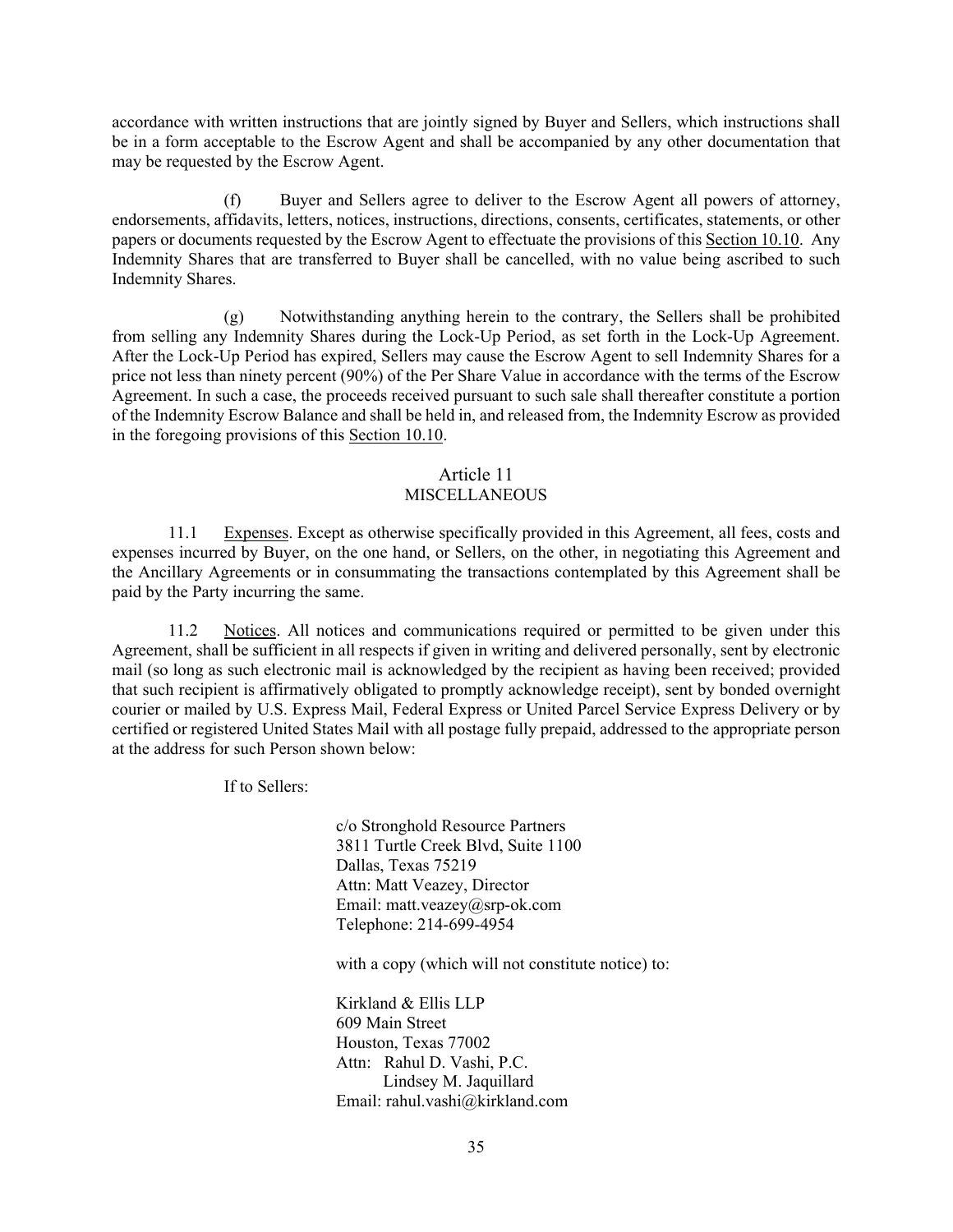accordance with written instructions that are jointly signed by Buyer and Sellers, which instructions shall be in a form acceptable to the Escrow Agent and shall be accompanied by any other documentation that may be requested by the Escrow Agent.

(f) Buyer and Sellers agree to deliver to the Escrow Agent all powers of attorney, endorsements, affidavits, letters, notices, instructions, directions, consents, certificates, statements, or other papers or documents requested by the Escrow Agent to effectuate the provisions of this Section 10.10. Any Indemnity Shares that are transferred to Buyer shall be cancelled, with no value being ascribed to such Indemnity Shares.

(g) Notwithstanding anything herein to the contrary, the Sellers shall be prohibited from selling any Indemnity Shares during the Lock-Up Period, as set forth in the Lock-Up Agreement. After the Lock-Up Period has expired, Sellers may cause the Escrow Agent to sell Indemnity Shares for a price not less than ninety percent (90%) of the Per Share Value in accordance with the terms of the Escrow Agreement. In such a case, the proceeds received pursuant to such sale shall thereafter constitute a portion of the Indemnity Escrow Balance and shall be held in, and released from, the Indemnity Escrow as provided in the foregoing provisions of this Section 10.10.

## Article 11
## MISCELLANEOUS

11.1 Expenses. Except as otherwise specifically provided in this Agreement, all fees, costs and expenses incurred by Buyer, on the one hand, or Sellers, on the other, in negotiating this Agreement and the Ancillary Agreements or in consummating the transactions contemplated by this Agreement shall be paid by the Party incurring the same.

11.2 Notices. All notices and communications required or permitted to be given under this Agreement, shall be sufficient in all respects if given in writing and delivered personally, sent by electronic mail (so long as such electronic mail is acknowledged by the recipient as having been received; provided that such recipient is affirmatively obligated to promptly acknowledge receipt), sent by bonded overnight courier or mailed by U.S. Express Mail, Federal Express or United Parcel Service Express Delivery or by certified or registered United States Mail with all postage fully prepaid, addressed to the appropriate person at the address for such Person shown below:

If to Sellers:

c/o Stronghold Resource Partners
3811 Turtle Creek Blvd, Suite 1100
Dallas, Texas 75219
Attn: Matt Veazey, Director
Email: matt.veazey@srp-ok.com
Telephone: 214-699-4954

with a copy (which will not constitute notice) to:

Kirkland & Ellis LLP
609 Main Street
Houston, Texas 77002
Attn: Rahul D. Vashi, P.C.
Lindsey M. Jaquillard
Email: rahul.vashi@kirkland.com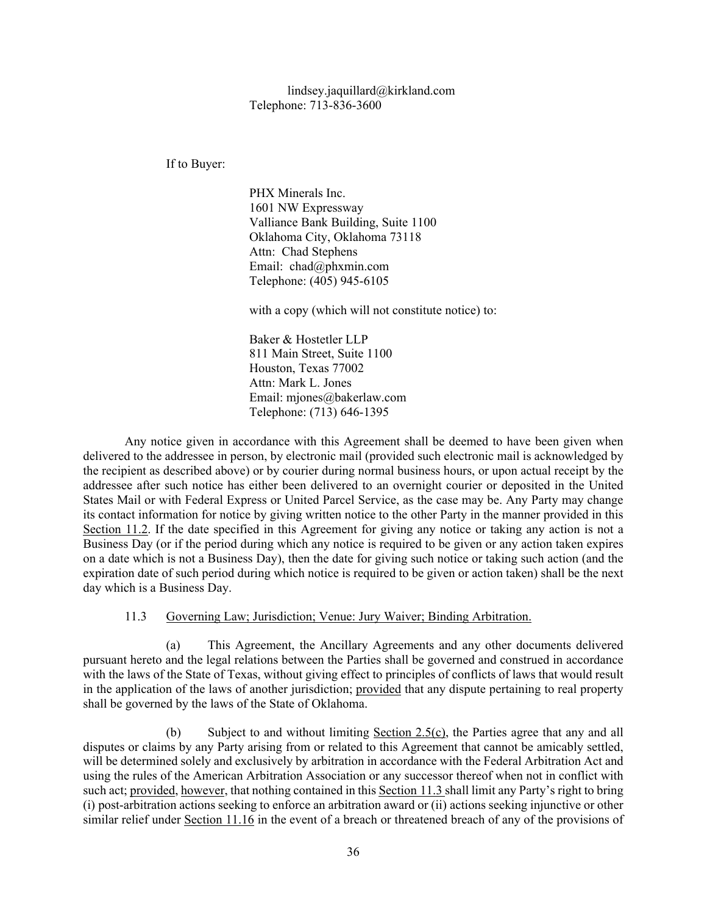lindsey.jaquillard@kirkland.com
Telephone: 713-836-3600

If to Buyer:

PHX Minerals Inc.
1601 NW Expressway
Valliance Bank Building, Suite 1100
Oklahoma City, Oklahoma 73118
Attn: Chad Stephens
Email: chad@phxmin.com
Telephone: (405) 945-6105

with a copy (which will not constitute notice) to:

Baker & Hostetler LLP
811 Main Street, Suite 1100
Houston, Texas 77002
Attn: Mark L. Jones
Email: mjones@bakerlaw.com
Telephone: (713) 646-1395

Any notice given in accordance with this Agreement shall be deemed to have been given when delivered to the addressee in person, by electronic mail (provided such electronic mail is acknowledged by the recipient as described above) or by courier during normal business hours, or upon actual receipt by the addressee after such notice has either been delivered to an overnight courier or deposited in the United States Mail or with Federal Express or United Parcel Service, as the case may be. Any Party may change its contact information for notice by giving written notice to the other Party in the manner provided in this Section 11.2. If the date specified in this Agreement for giving any notice or taking any action is not a Business Day (or if the period during which any notice is required to be given or any action taken expires on a date which is not a Business Day), then the date for giving such notice or taking such action (and the expiration date of such period during which notice is required to be given or action taken) shall be the next day which is a Business Day.

11.3 Governing Law; Jurisdiction; Venue: Jury Waiver; Binding Arbitration.

(a) This Agreement, the Ancillary Agreements and any other documents delivered pursuant hereto and the legal relations between the Parties shall be governed and construed in accordance with the laws of the State of Texas, without giving effect to principles of conflicts of laws that would result in the application of the laws of another jurisdiction; provided that any dispute pertaining to real property shall be governed by the laws of the State of Oklahoma.

(b) Subject to and without limiting Section 2.5(c), the Parties agree that any and all disputes or claims by any Party arising from or related to this Agreement that cannot be amicably settled, will be determined solely and exclusively by arbitration in accordance with the Federal Arbitration Act and using the rules of the American Arbitration Association or any successor thereof when not in conflict with such act; provided, however, that nothing contained in this Section 11.3 shall limit any Party's right to bring (i) post-arbitration actions seeking to enforce an arbitration award or (ii) actions seeking injunctive or other similar relief under Section 11.16 in the event of a breach or threatened breach of any of the provisions of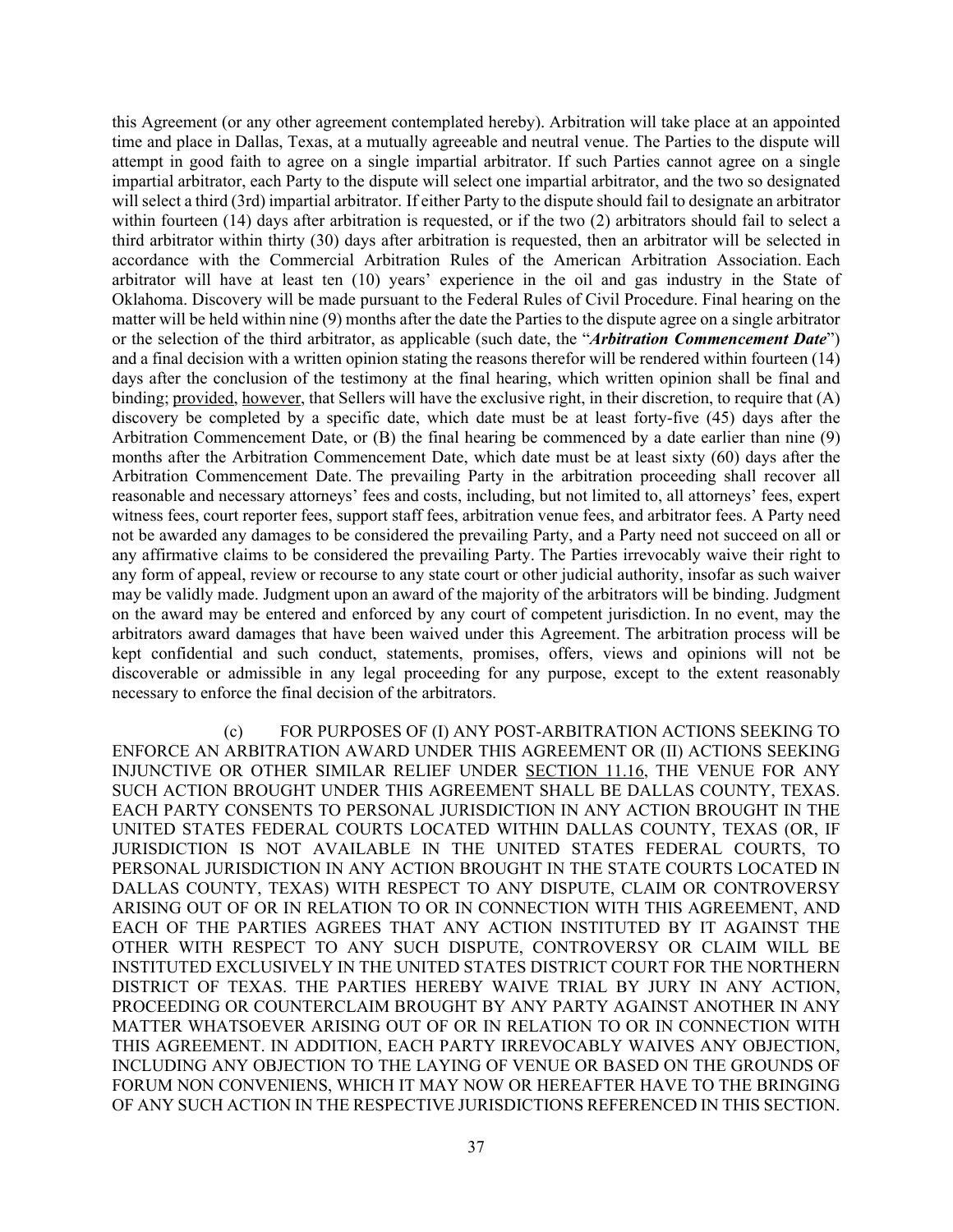this Agreement (or any other agreement contemplated hereby). Arbitration will take place at an appointed time and place in Dallas, Texas, at a mutually agreeable and neutral venue. The Parties to the dispute will attempt in good faith to agree on a single impartial arbitrator. If such Parties cannot agree on a single impartial arbitrator, each Party to the dispute will select one impartial arbitrator, and the two so designated will select a third (3rd) impartial arbitrator. If either Party to the dispute should fail to designate an arbitrator within fourteen (14) days after arbitration is requested, or if the two (2) arbitrators should fail to select a third arbitrator within thirty (30) days after arbitration is requested, then an arbitrator will be selected in accordance with the Commercial Arbitration Rules of the American Arbitration Association. Each arbitrator will have at least ten (10) years' experience in the oil and gas industry in the State of Oklahoma. Discovery will be made pursuant to the Federal Rules of Civil Procedure. Final hearing on the matter will be held within nine (9) months after the date the Parties to the dispute agree on a single arbitrator or the selection of the third arbitrator, as applicable (such date, the "***Arbitration Commencement Date***") and a final decision with a written opinion stating the reasons therefor will be rendered within fourteen (14) days after the conclusion of the testimony at the final hearing, which written opinion shall be final and binding; provided, however, that Sellers will have the exclusive right, in their discretion, to require that (A) discovery be completed by a specific date, which date must be at least forty-five (45) days after the Arbitration Commencement Date, or (B) the final hearing be commenced by a date earlier than nine (9) months after the Arbitration Commencement Date, which date must be at least sixty (60) days after the Arbitration Commencement Date. The prevailing Party in the arbitration proceeding shall recover all reasonable and necessary attorneys' fees and costs, including, but not limited to, all attorneys' fees, expert witness fees, court reporter fees, support staff fees, arbitration venue fees, and arbitrator fees. A Party need not be awarded any damages to be considered the prevailing Party, and a Party need not succeed on all or any affirmative claims to be considered the prevailing Party. The Parties irrevocably waive their right to any form of appeal, review or recourse to any state court or other judicial authority, insofar as such waiver may be validly made. Judgment upon an award of the majority of the arbitrators will be binding. Judgment on the award may be entered and enforced by any court of competent jurisdiction. In no event, may the arbitrators award damages that have been waived under this Agreement. The arbitration process will be kept confidential and such conduct, statements, promises, offers, views and opinions will not be discoverable or admissible in any legal proceeding for any purpose, except to the extent reasonably necessary to enforce the final decision of the arbitrators.

(c) FOR PURPOSES OF (I) ANY POST-ARBITRATION ACTIONS SEEKING TO ENFORCE AN ARBITRATION AWARD UNDER THIS AGREEMENT OR (II) ACTIONS SEEKING INJUNCTIVE OR OTHER SIMILAR RELIEF UNDER SECTION 11.16, THE VENUE FOR ANY SUCH ACTION BROUGHT UNDER THIS AGREEMENT SHALL BE DALLAS COUNTY, TEXAS. EACH PARTY CONSENTS TO PERSONAL JURISDICTION IN ANY ACTION BROUGHT IN THE UNITED STATES FEDERAL COURTS LOCATED WITHIN DALLAS COUNTY, TEXAS (OR, IF JURISDICTION IS NOT AVAILABLE IN THE UNITED STATES FEDERAL COURTS, TO PERSONAL JURISDICTION IN ANY ACTION BROUGHT IN THE STATE COURTS LOCATED IN DALLAS COUNTY, TEXAS) WITH RESPECT TO ANY DISPUTE, CLAIM OR CONTROVERSY ARISING OUT OF OR IN RELATION TO OR IN CONNECTION WITH THIS AGREEMENT, AND EACH OF THE PARTIES AGREES THAT ANY ACTION INSTITUTED BY IT AGAINST THE OTHER WITH RESPECT TO ANY SUCH DISPUTE, CONTROVERSY OR CLAIM WILL BE INSTITUTED EXCLUSIVELY IN THE UNITED STATES DISTRICT COURT FOR THE NORTHERN DISTRICT OF TEXAS. THE PARTIES HEREBY WAIVE TRIAL BY JURY IN ANY ACTION, PROCEEDING OR COUNTERCLAIM BROUGHT BY ANY PARTY AGAINST ANOTHER IN ANY MATTER WHATSOEVER ARISING OUT OF OR IN RELATION TO OR IN CONNECTION WITH THIS AGREEMENT. IN ADDITION, EACH PARTY IRREVOCABLY WAIVES ANY OBJECTION, INCLUDING ANY OBJECTION TO THE LAYING OF VENUE OR BASED ON THE GROUNDS OF FORUM NON CONVENIENS, WHICH IT MAY NOW OR HEREAFTER HAVE TO THE BRINGING OF ANY SUCH ACTION IN THE RESPECTIVE JURISDICTIONS REFERENCED IN THIS SECTION.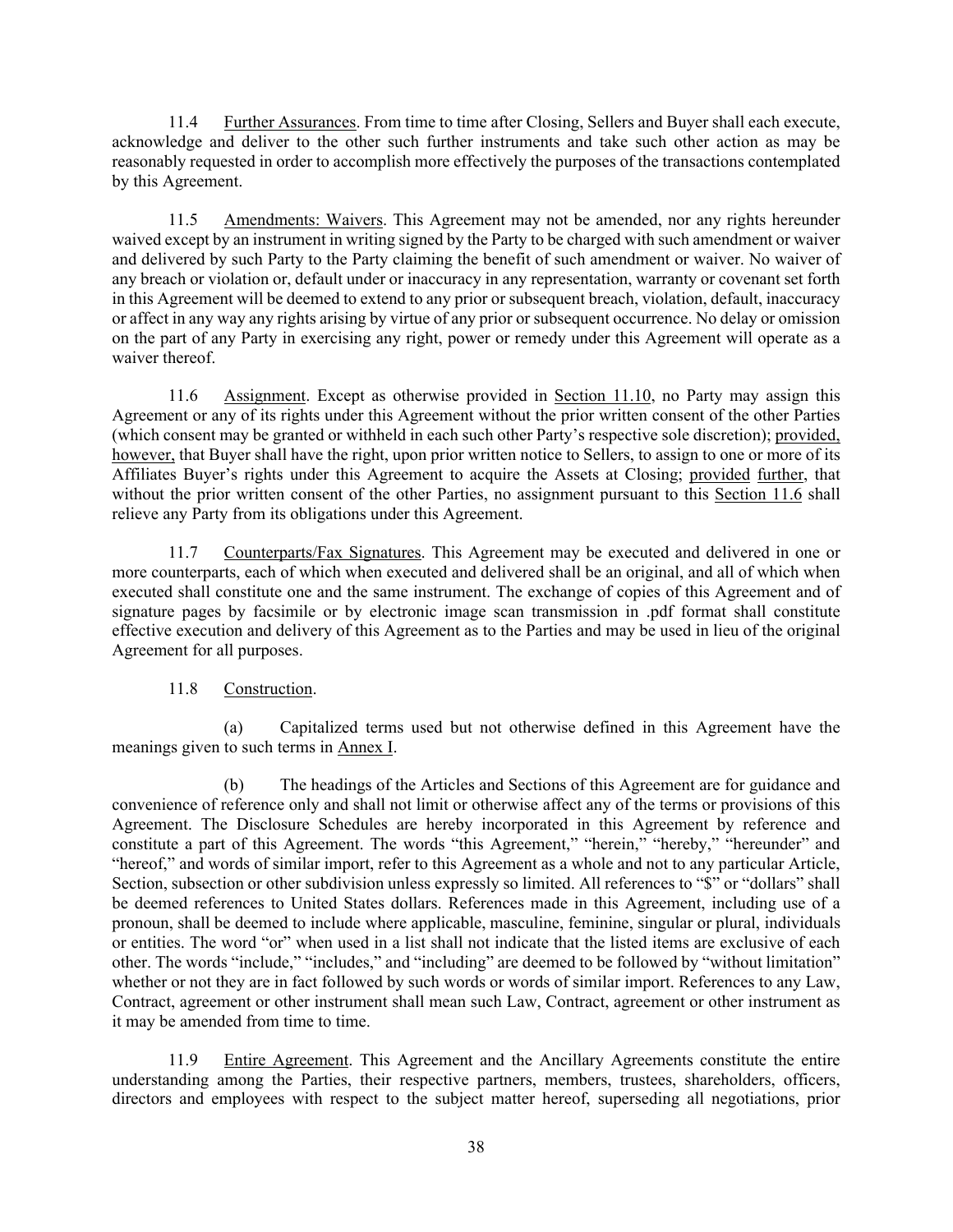11.4 Further Assurances. From time to time after Closing, Sellers and Buyer shall each execute, acknowledge and deliver to the other such further instruments and take such other action as may be reasonably requested in order to accomplish more effectively the purposes of the transactions contemplated by this Agreement.

11.5 Amendments: Waivers. This Agreement may not be amended, nor any rights hereunder waived except by an instrument in writing signed by the Party to be charged with such amendment or waiver and delivered by such Party to the Party claiming the benefit of such amendment or waiver. No waiver of any breach or violation or, default under or inaccuracy in any representation, warranty or covenant set forth in this Agreement will be deemed to extend to any prior or subsequent breach, violation, default, inaccuracy or affect in any way any rights arising by virtue of any prior or subsequent occurrence. No delay or omission on the part of any Party in exercising any right, power or remedy under this Agreement will operate as a waiver thereof.

11.6 Assignment. Except as otherwise provided in Section 11.10, no Party may assign this Agreement or any of its rights under this Agreement without the prior written consent of the other Parties (which consent may be granted or withheld in each such other Party's respective sole discretion); provided, however, that Buyer shall have the right, upon prior written notice to Sellers, to assign to one or more of its Affiliates Buyer's rights under this Agreement to acquire the Assets at Closing; provided further, that without the prior written consent of the other Parties, no assignment pursuant to this Section 11.6 shall relieve any Party from its obligations under this Agreement.

11.7 Counterparts/Fax Signatures. This Agreement may be executed and delivered in one or more counterparts, each of which when executed and delivered shall be an original, and all of which when executed shall constitute one and the same instrument. The exchange of copies of this Agreement and of signature pages by facsimile or by electronic image scan transmission in .pdf format shall constitute effective execution and delivery of this Agreement as to the Parties and may be used in lieu of the original Agreement for all purposes.

11.8 Construction.

(a) Capitalized terms used but not otherwise defined in this Agreement have the meanings given to such terms in Annex I.

(b) The headings of the Articles and Sections of this Agreement are for guidance and convenience of reference only and shall not limit or otherwise affect any of the terms or provisions of this Agreement. The Disclosure Schedules are hereby incorporated in this Agreement by reference and constitute a part of this Agreement. The words "this Agreement," "herein," "hereby," "hereunder" and "hereof," and words of similar import, refer to this Agreement as a whole and not to any particular Article, Section, subsection or other subdivision unless expressly so limited. All references to "$" or "dollars" shall be deemed references to United States dollars. References made in this Agreement, including use of a pronoun, shall be deemed to include where applicable, masculine, feminine, singular or plural, individuals or entities. The word "or" when used in a list shall not indicate that the listed items are exclusive of each other. The words "include," "includes," and "including" are deemed to be followed by "without limitation" whether or not they are in fact followed by such words or words of similar import. References to any Law, Contract, agreement or other instrument shall mean such Law, Contract, agreement or other instrument as it may be amended from time to time.

11.9 Entire Agreement. This Agreement and the Ancillary Agreements constitute the entire understanding among the Parties, their respective partners, members, trustees, shareholders, officers, directors and employees with respect to the subject matter hereof, superseding all negotiations, prior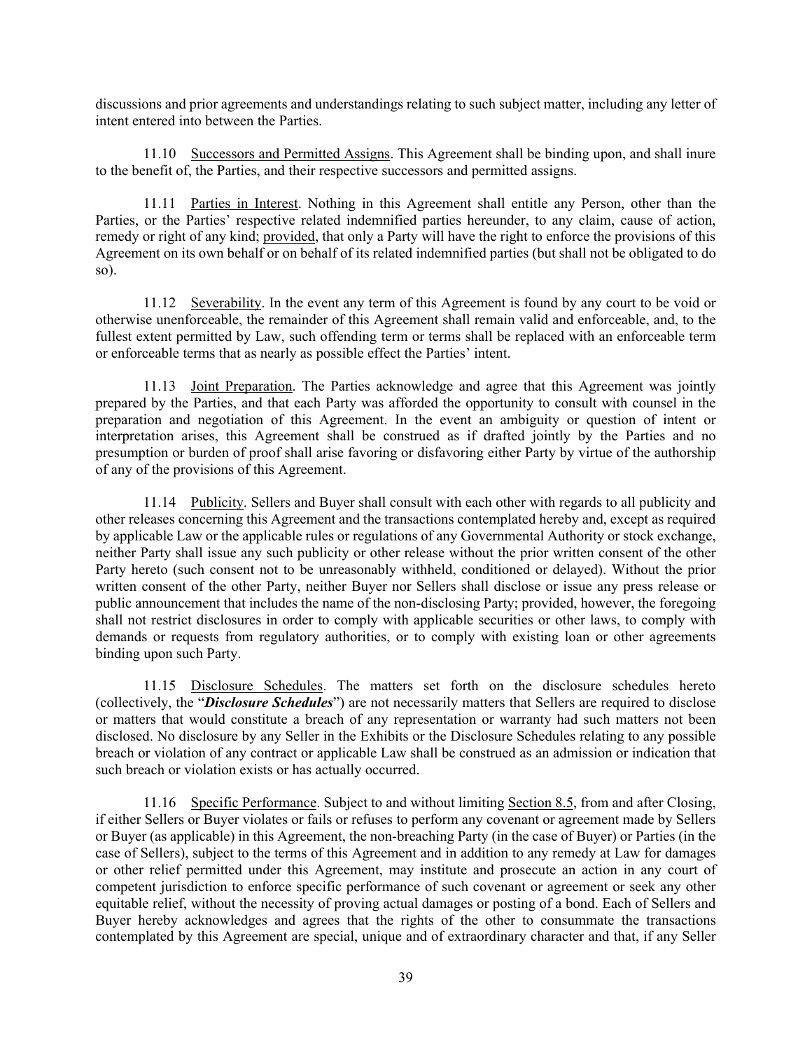discussions and prior agreements and understandings relating to such subject matter, including any letter of intent entered into between the Parties.

11.10 Successors and Permitted Assigns. This Agreement shall be binding upon, and shall inure to the benefit of, the Parties, and their respective successors and permitted assigns.

11.11 Parties in Interest. Nothing in this Agreement shall entitle any Person, other than the Parties, or the Parties' respective related indemnified parties hereunder, to any claim, cause of action, remedy or right of any kind; provided, that only a Party will have the right to enforce the provisions of this Agreement on its own behalf or on behalf of its related indemnified parties (but shall not be obligated to do so).

11.12 Severability. In the event any term of this Agreement is found by any court to be void or otherwise unenforceable, the remainder of this Agreement shall remain valid and enforceable, and, to the fullest extent permitted by Law, such offending term or terms shall be replaced with an enforceable term or enforceable terms that as nearly as possible effect the Parties' intent.

11.13 Joint Preparation. The Parties acknowledge and agree that this Agreement was jointly prepared by the Parties, and that each Party was afforded the opportunity to consult with counsel in the preparation and negotiation of this Agreement. In the event an ambiguity or question of intent or interpretation arises, this Agreement shall be construed as if drafted jointly by the Parties and no presumption or burden of proof shall arise favoring or disfavoring either Party by virtue of the authorship of any of the provisions of this Agreement.

11.14 Publicity. Sellers and Buyer shall consult with each other with regards to all publicity and other releases concerning this Agreement and the transactions contemplated hereby and, except as required by applicable Law or the applicable rules or regulations of any Governmental Authority or stock exchange, neither Party shall issue any such publicity or other release without the prior written consent of the other Party hereto (such consent not to be unreasonably withheld, conditioned or delayed). Without the prior written consent of the other Party, neither Buyer nor Sellers shall disclose or issue any press release or public announcement that includes the name of the non-disclosing Party; provided, however, the foregoing shall not restrict disclosures in order to comply with applicable securities or other laws, to comply with demands or requests from regulatory authorities, or to comply with existing loan or other agreements binding upon such Party.

11.15 Disclosure Schedules. The matters set forth on the disclosure schedules hereto (collectively, the "***Disclosure Schedules***") are not necessarily matters that Sellers are required to disclose or matters that would constitute a breach of any representation or warranty had such matters not been disclosed. No disclosure by any Seller in the Exhibits or the Disclosure Schedules relating to any possible breach or violation of any contract or applicable Law shall be construed as an admission or indication that such breach or violation exists or has actually occurred.

11.16 Specific Performance. Subject to and without limiting Section 8.5, from and after Closing, if either Sellers or Buyer violates or fails or refuses to perform any covenant or agreement made by Sellers or Buyer (as applicable) in this Agreement, the non-breaching Party (in the case of Buyer) or Parties (in the case of Sellers), subject to the terms of this Agreement and in addition to any remedy at Law for damages or other relief permitted under this Agreement, may institute and prosecute an action in any court of competent jurisdiction to enforce specific performance of such covenant or agreement or seek any other equitable relief, without the necessity of proving actual damages or posting of a bond. Each of Sellers and Buyer hereby acknowledges and agrees that the rights of the other to consummate the transactions contemplated by this Agreement are special, unique and of extraordinary character and that, if any Seller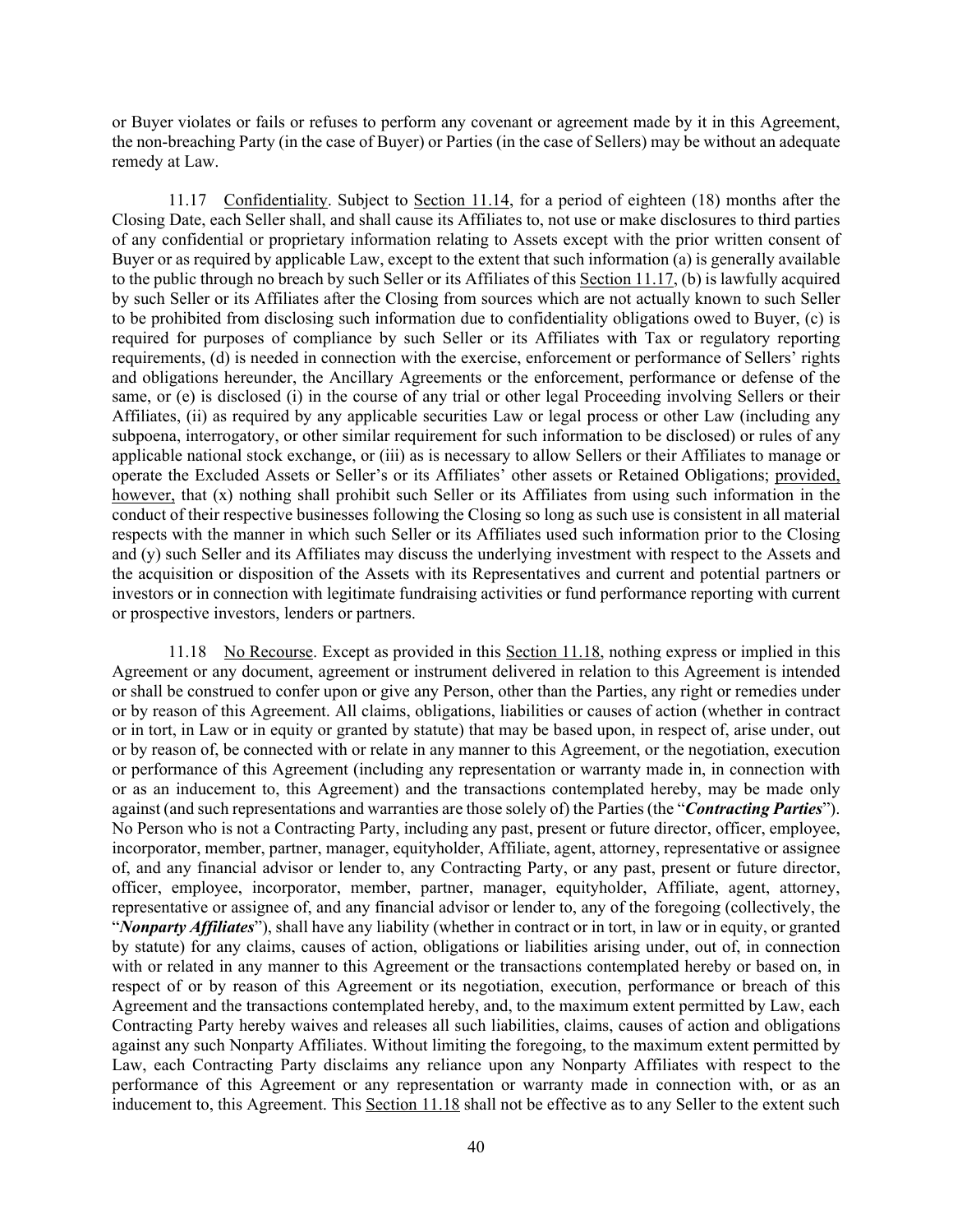or Buyer violates or fails or refuses to perform any covenant or agreement made by it in this Agreement, the non-breaching Party (in the case of Buyer) or Parties (in the case of Sellers) may be without an adequate remedy at Law.

11.17 Confidentiality. Subject to Section 11.14, for a period of eighteen (18) months after the Closing Date, each Seller shall, and shall cause its Affiliates to, not use or make disclosures to third parties of any confidential or proprietary information relating to Assets except with the prior written consent of Buyer or as required by applicable Law, except to the extent that such information (a) is generally available to the public through no breach by such Seller or its Affiliates of this Section 11.17, (b) is lawfully acquired by such Seller or its Affiliates after the Closing from sources which are not actually known to such Seller to be prohibited from disclosing such information due to confidentiality obligations owed to Buyer, (c) is required for purposes of compliance by such Seller or its Affiliates with Tax or regulatory reporting requirements, (d) is needed in connection with the exercise, enforcement or performance of Sellers' rights and obligations hereunder, the Ancillary Agreements or the enforcement, performance or defense of the same, or (e) is disclosed (i) in the course of any trial or other legal Proceeding involving Sellers or their Affiliates, (ii) as required by any applicable securities Law or legal process or other Law (including any subpoena, interrogatory, or other similar requirement for such information to be disclosed) or rules of any applicable national stock exchange, or (iii) as is necessary to allow Sellers or their Affiliates to manage or operate the Excluded Assets or Seller's or its Affiliates' other assets or Retained Obligations; provided, however, that (x) nothing shall prohibit such Seller or its Affiliates from using such information in the conduct of their respective businesses following the Closing so long as such use is consistent in all material respects with the manner in which such Seller or its Affiliates used such information prior to the Closing and (y) such Seller and its Affiliates may discuss the underlying investment with respect to the Assets and the acquisition or disposition of the Assets with its Representatives and current and potential partners or investors or in connection with legitimate fundraising activities or fund performance reporting with current or prospective investors, lenders or partners.

11.18 No Recourse. Except as provided in this Section 11.18, nothing express or implied in this Agreement or any document, agreement or instrument delivered in relation to this Agreement is intended or shall be construed to confer upon or give any Person, other than the Parties, any right or remedies under or by reason of this Agreement. All claims, obligations, liabilities or causes of action (whether in contract or in tort, in Law or in equity or granted by statute) that may be based upon, in respect of, arise under, out or by reason of, be connected with or relate in any manner to this Agreement, or the negotiation, execution or performance of this Agreement (including any representation or warranty made in, in connection with or as an inducement to, this Agreement) and the transactions contemplated hereby, may be made only against (and such representations and warranties are those solely of) the Parties (the "***Contracting Parties***"). No Person who is not a Contracting Party, including any past, present or future director, officer, employee, incorporator, member, partner, manager, equityholder, Affiliate, agent, attorney, representative or assignee of, and any financial advisor or lender to, any Contracting Party, or any past, present or future director, officer, employee, incorporator, member, partner, manager, equityholder, Affiliate, agent, attorney, representative or assignee of, and any financial advisor or lender to, any of the foregoing (collectively, the "***Nonparty Affiliates***"), shall have any liability (whether in contract or in tort, in law or in equity, or granted by statute) for any claims, causes of action, obligations or liabilities arising under, out of, in connection with or related in any manner to this Agreement or the transactions contemplated hereby or based on, in respect of or by reason of this Agreement or its negotiation, execution, performance or breach of this Agreement and the transactions contemplated hereby, and, to the maximum extent permitted by Law, each Contracting Party hereby waives and releases all such liabilities, claims, causes of action and obligations against any such Nonparty Affiliates. Without limiting the foregoing, to the maximum extent permitted by Law, each Contracting Party disclaims any reliance upon any Nonparty Affiliates with respect to the performance of this Agreement or any representation or warranty made in connection with, or as an inducement to, this Agreement. This Section 11.18 shall not be effective as to any Seller to the extent such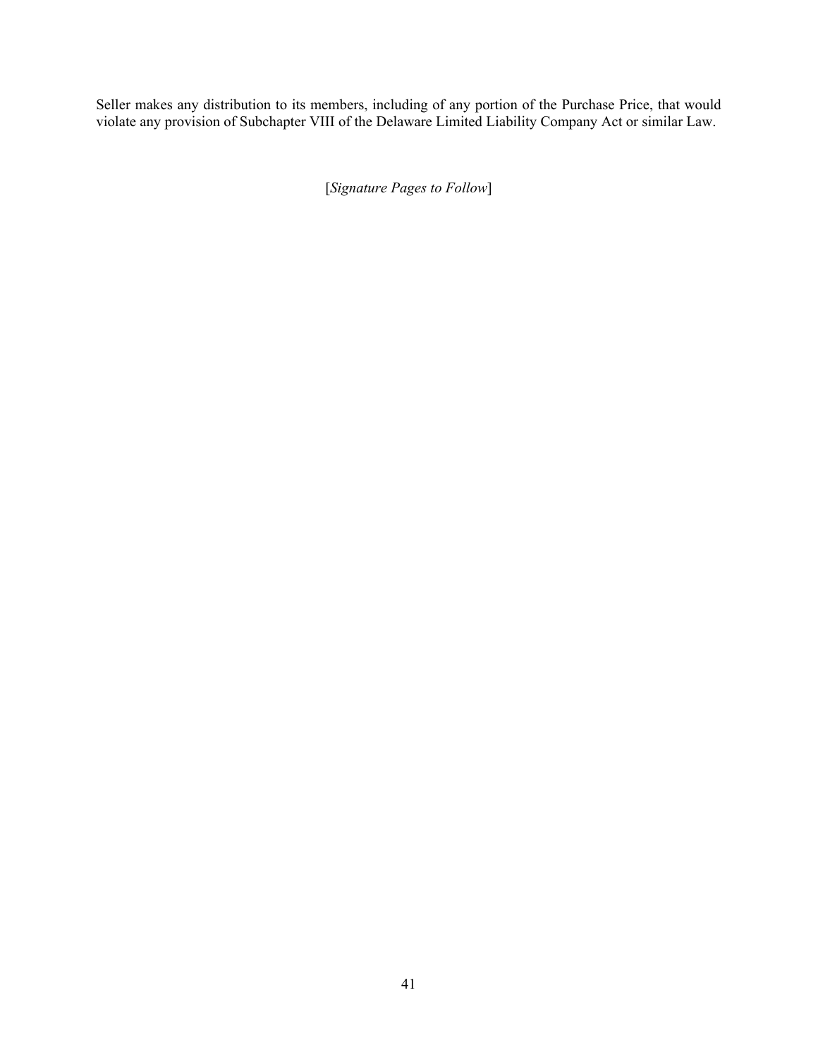Seller makes any distribution to its members, including of any portion of the Purchase Price, that would violate any provision of Subchapter VIII of the Delaware Limited Liability Company Act or similar Law.

[*Signature Pages to Follow*]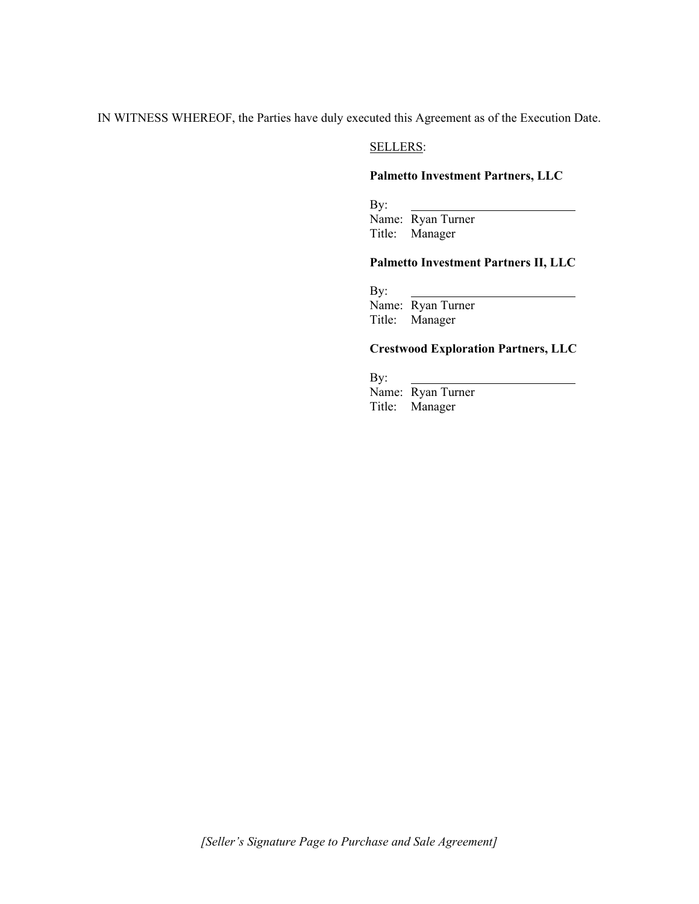IN WITNESS WHEREOF, the Parties have duly executed this Agreement as of the Execution Date.

<u>SELLERS</u>:

**Palmetto Investment Partners, LLC**

By: \_\_\_\_\_\_\_\_\_\_\_\_\_\_\_\_\_\_\_\_\_\_\_\_\_\_\_\_
Name: Ryan Turner
Title: Manager

**Palmetto Investment Partners II, LLC**

By: \_\_\_\_\_\_\_\_\_\_\_\_\_\_\_\_\_\_\_\_\_\_\_\_\_\_\_\_
Name: Ryan Turner
Title: Manager

**Crestwood Exploration Partners, LLC**

By: \_\_\_\_\_\_\_\_\_\_\_\_\_\_\_\_\_\_\_\_\_\_\_\_\_\_\_\_
Name: Ryan Turner
Title: Manager

*[Seller's Signature Page to Purchase and Sale Agreement]*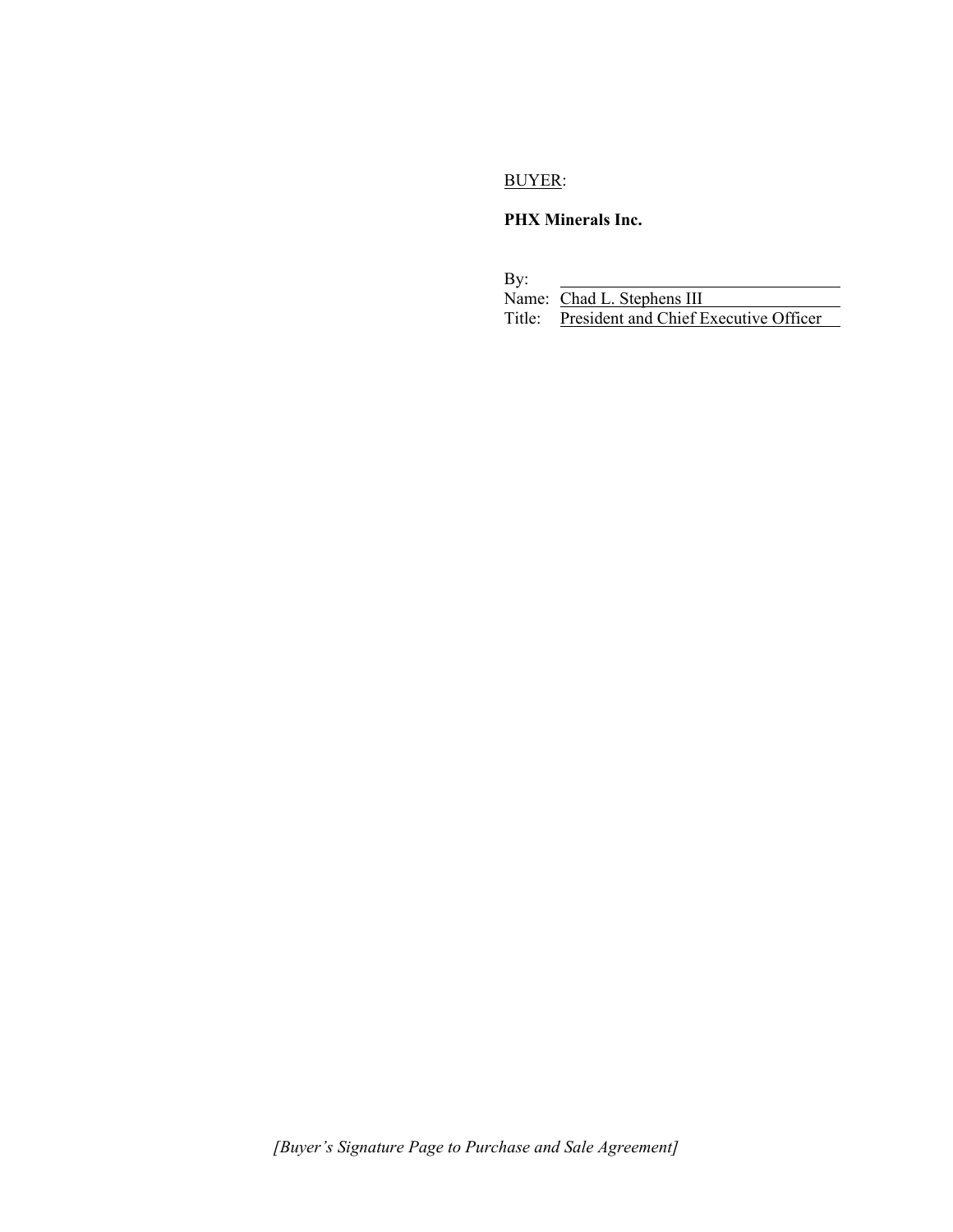BUYER:

**PHX Minerals Inc.**

By: \_\_\_\_\_\_\_\_\_\_\_\_\_\_\_\_\_\_\_\_\_\_\_\_\_\_\_\_\_\_\_\_\_\_\_\_
Name: Chad L. Stephens III
Title: President and Chief Executive Officer

*[Buyer's Signature Page to Purchase and Sale Agreement]*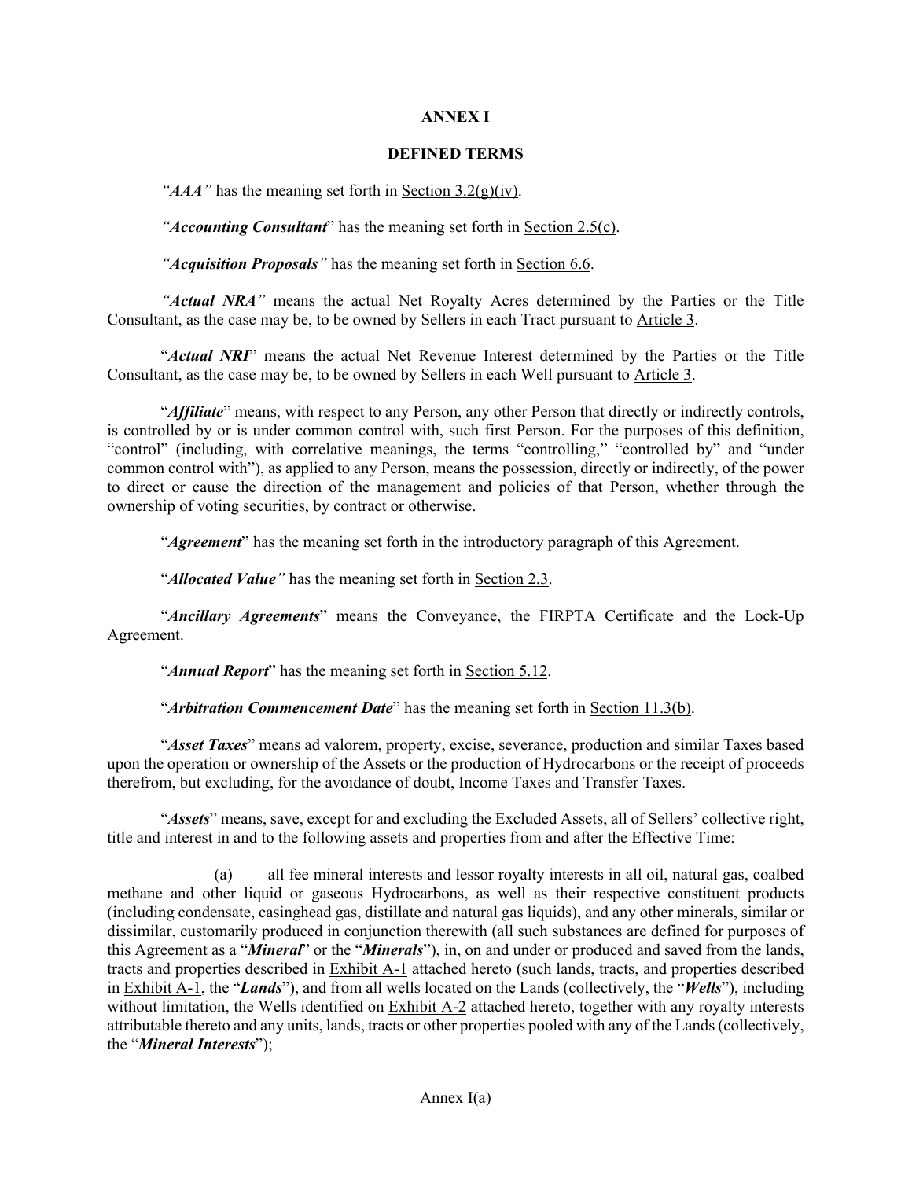# ANNEX I

## DEFINED TERMS

"***AAA***" has the meaning set forth in Section 3.2(g)(iv).

"***Accounting Consultant***" has the meaning set forth in Section 2.5(c).

"***Acquisition Proposals***" has the meaning set forth in Section 6.6.

"***Actual NRA***" means the actual Net Royalty Acres determined by the Parties or the Title Consultant, as the case may be, to be owned by Sellers in each Tract pursuant to Article 3.

"***Actual NRI***" means the actual Net Revenue Interest determined by the Parties or the Title Consultant, as the case may be, to be owned by Sellers in each Well pursuant to Article 3.

"***Affiliate***" means, with respect to any Person, any other Person that directly or indirectly controls, is controlled by or is under common control with, such first Person. For the purposes of this definition, "control" (including, with correlative meanings, the terms "controlling," "controlled by" and "under common control with"), as applied to any Person, means the possession, directly or indirectly, of the power to direct or cause the direction of the management and policies of that Person, whether through the ownership of voting securities, by contract or otherwise.

"***Agreement***" has the meaning set forth in the introductory paragraph of this Agreement.

"***Allocated Value***" has the meaning set forth in Section 2.3.

"***Ancillary Agreements***" means the Conveyance, the FIRPTA Certificate and the Lock-Up Agreement.

"***Annual Report***" has the meaning set forth in Section 5.12.

"***Arbitration Commencement Date***" has the meaning set forth in Section 11.3(b).

"***Asset Taxes***" means ad valorem, property, excise, severance, production and similar Taxes based upon the operation or ownership of the Assets or the production of Hydrocarbons or the receipt of proceeds therefrom, but excluding, for the avoidance of doubt, Income Taxes and Transfer Taxes.

"***Assets***" means, save, except for and excluding the Excluded Assets, all of Sellers' collective right, title and interest in and to the following assets and properties from and after the Effective Time:

(a) all fee mineral interests and lessor royalty interests in all oil, natural gas, coalbed methane and other liquid or gaseous Hydrocarbons, as well as their respective constituent products (including condensate, casinghead gas, distillate and natural gas liquids), and any other minerals, similar or dissimilar, customarily produced in conjunction therewith (all such substances are defined for purposes of this Agreement as a "***Mineral***" or the "***Minerals***"), in, on and under or produced and saved from the lands, tracts and properties described in Exhibit A-1 attached hereto (such lands, tracts, and properties described in Exhibit A-1, the "***Lands***"), and from all wells located on the Lands (collectively, the "***Wells***"), including without limitation, the Wells identified on Exhibit A-2 attached hereto, together with any royalty interests attributable thereto and any units, lands, tracts or other properties pooled with any of the Lands (collectively, the "***Mineral Interests***");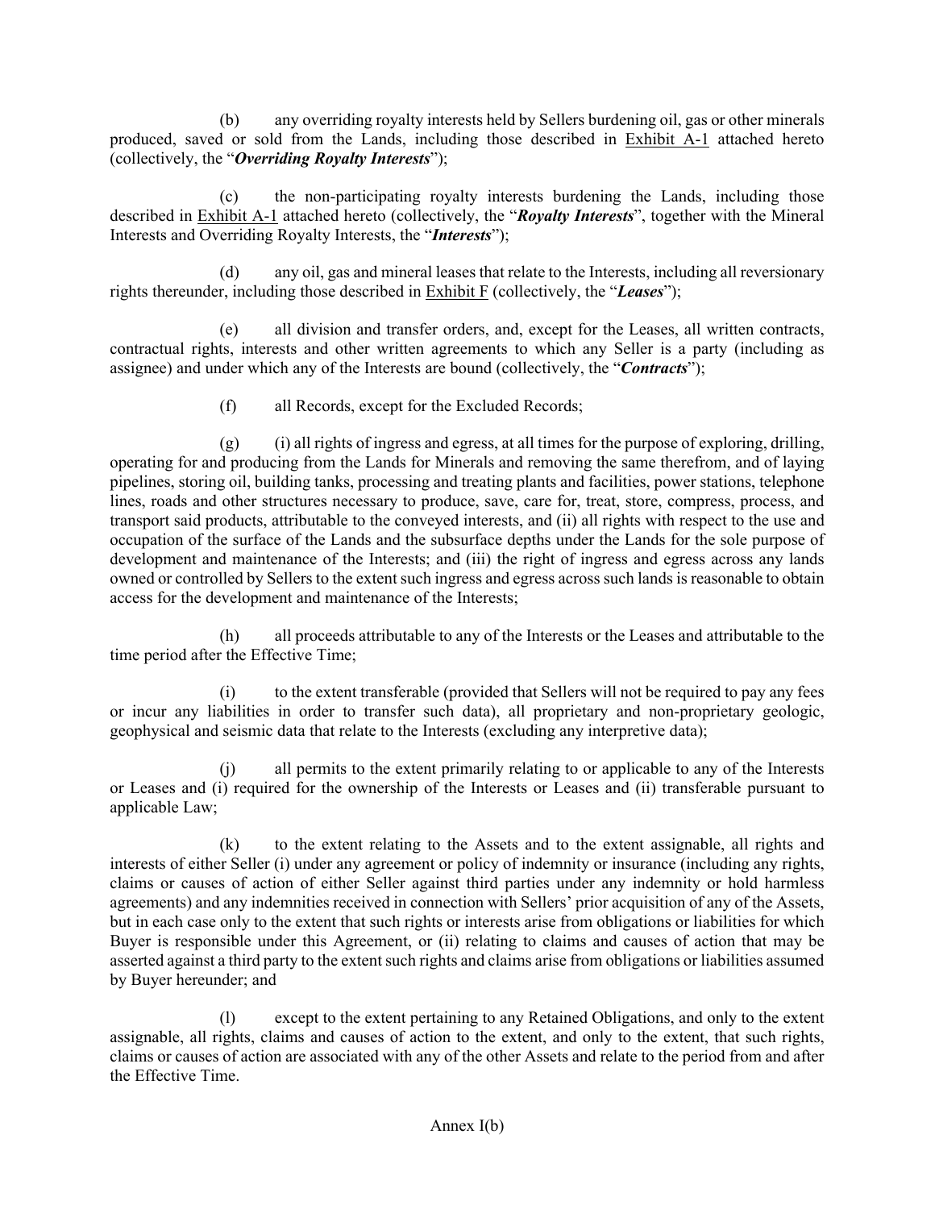(b) any overriding royalty interests held by Sellers burdening oil, gas or other minerals produced, saved or sold from the Lands, including those described in Exhibit A-1 attached hereto (collectively, the "***Overriding Royalty Interests***");

(c) the non-participating royalty interests burdening the Lands, including those described in Exhibit A-1 attached hereto (collectively, the "***Royalty Interests***", together with the Mineral Interests and Overriding Royalty Interests, the "***Interests***");

(d) any oil, gas and mineral leases that relate to the Interests, including all reversionary rights thereunder, including those described in Exhibit F (collectively, the "***Leases***");

(e) all division and transfer orders, and, except for the Leases, all written contracts, contractual rights, interests and other written agreements to which any Seller is a party (including as assignee) and under which any of the Interests are bound (collectively, the "***Contracts***");

(f) all Records, except for the Excluded Records;

(g) (i) all rights of ingress and egress, at all times for the purpose of exploring, drilling, operating for and producing from the Lands for Minerals and removing the same therefrom, and of laying pipelines, storing oil, building tanks, processing and treating plants and facilities, power stations, telephone lines, roads and other structures necessary to produce, save, care for, treat, store, compress, process, and transport said products, attributable to the conveyed interests, and (ii) all rights with respect to the use and occupation of the surface of the Lands and the subsurface depths under the Lands for the sole purpose of development and maintenance of the Interests; and (iii) the right of ingress and egress across any lands owned or controlled by Sellers to the extent such ingress and egress across such lands is reasonable to obtain access for the development and maintenance of the Interests;

(h) all proceeds attributable to any of the Interests or the Leases and attributable to the time period after the Effective Time;

(i) to the extent transferable (provided that Sellers will not be required to pay any fees or incur any liabilities in order to transfer such data), all proprietary and non-proprietary geologic, geophysical and seismic data that relate to the Interests (excluding any interpretive data);

(j) all permits to the extent primarily relating to or applicable to any of the Interests or Leases and (i) required for the ownership of the Interests or Leases and (ii) transferable pursuant to applicable Law;

(k) to the extent relating to the Assets and to the extent assignable, all rights and interests of either Seller (i) under any agreement or policy of indemnity or insurance (including any rights, claims or causes of action of either Seller against third parties under any indemnity or hold harmless agreements) and any indemnities received in connection with Sellers' prior acquisition of any of the Assets, but in each case only to the extent that such rights or interests arise from obligations or liabilities for which Buyer is responsible under this Agreement, or (ii) relating to claims and causes of action that may be asserted against a third party to the extent such rights and claims arise from obligations or liabilities assumed by Buyer hereunder; and

(l) except to the extent pertaining to any Retained Obligations, and only to the extent assignable, all rights, claims and causes of action to the extent, and only to the extent, that such rights, claims or causes of action are associated with any of the other Assets and relate to the period from and after the Effective Time.

Annex I(b)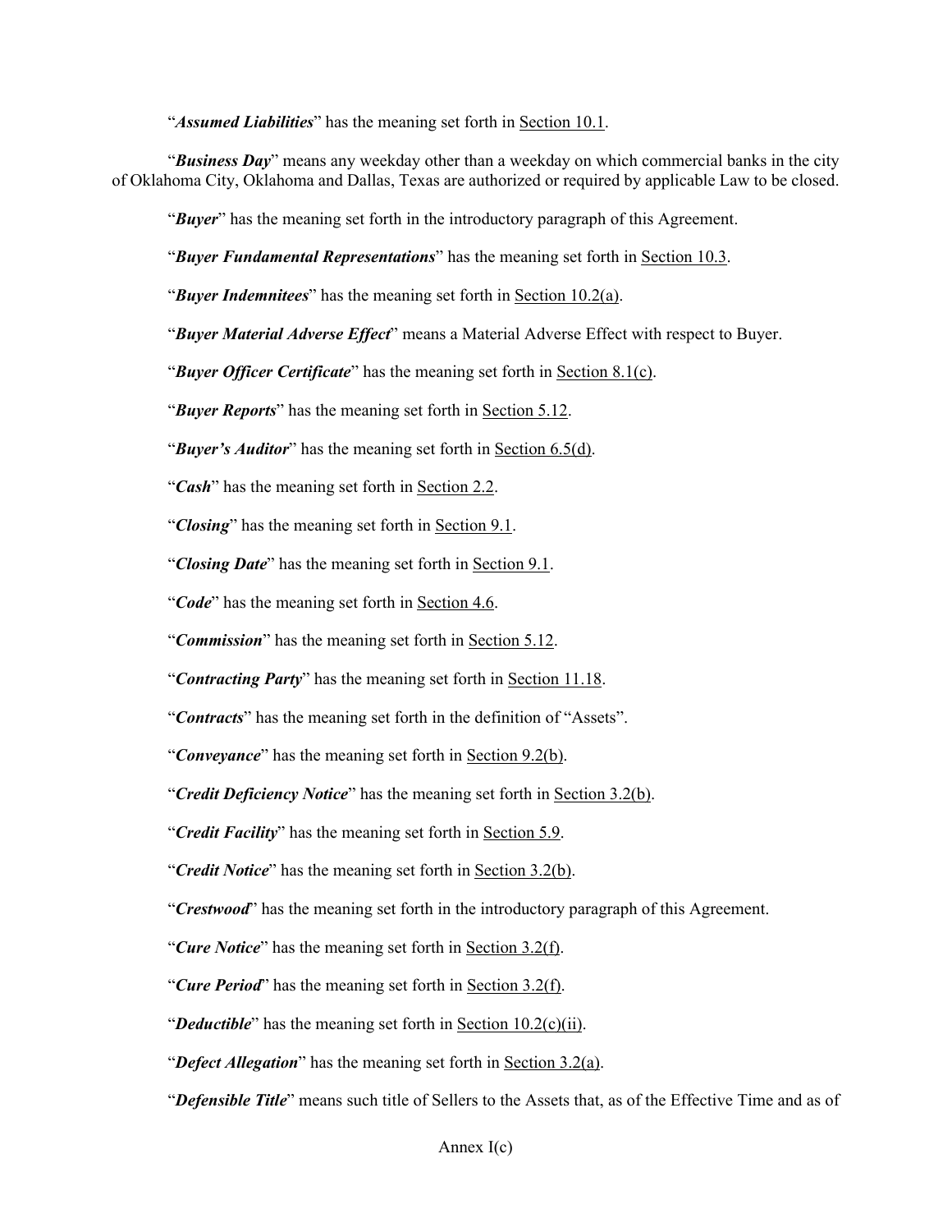"***Assumed Liabilities***" has the meaning set forth in Section 10.1.

"***Business Day***" means any weekday other than a weekday on which commercial banks in the city of Oklahoma City, Oklahoma and Dallas, Texas are authorized or required by applicable Law to be closed.

"***Buyer***" has the meaning set forth in the introductory paragraph of this Agreement.

"***Buyer Fundamental Representations***" has the meaning set forth in Section 10.3.

"***Buyer Indemnitees***" has the meaning set forth in Section 10.2(a).

"***Buyer Material Adverse Effect***" means a Material Adverse Effect with respect to Buyer.

"***Buyer Officer Certificate***" has the meaning set forth in Section 8.1(c).

"***Buyer Reports***" has the meaning set forth in Section 5.12.

"***Buyer's Auditor***" has the meaning set forth in Section 6.5(d).

"***Cash***" has the meaning set forth in Section 2.2.

"***Closing***" has the meaning set forth in Section 9.1.

"***Closing Date***" has the meaning set forth in Section 9.1.

"***Code***" has the meaning set forth in Section 4.6.

"***Commission***" has the meaning set forth in Section 5.12.

"***Contracting Party***" has the meaning set forth in Section 11.18.

"***Contracts***" has the meaning set forth in the definition of "Assets".

"***Conveyance***" has the meaning set forth in Section 9.2(b).

"***Credit Deficiency Notice***" has the meaning set forth in Section 3.2(b).

"***Credit Facility***" has the meaning set forth in Section 5.9.

"***Credit Notice***" has the meaning set forth in Section 3.2(b).

"***Crestwood***" has the meaning set forth in the introductory paragraph of this Agreement.

"***Cure Notice***" has the meaning set forth in Section 3.2(f).

"***Cure Period***" has the meaning set forth in Section 3.2(f).

"***Deductible***" has the meaning set forth in Section 10.2(c)(ii).

"***Defect Allegation***" has the meaning set forth in Section 3.2(a).

"***Defensible Title***" means such title of Sellers to the Assets that, as of the Effective Time and as of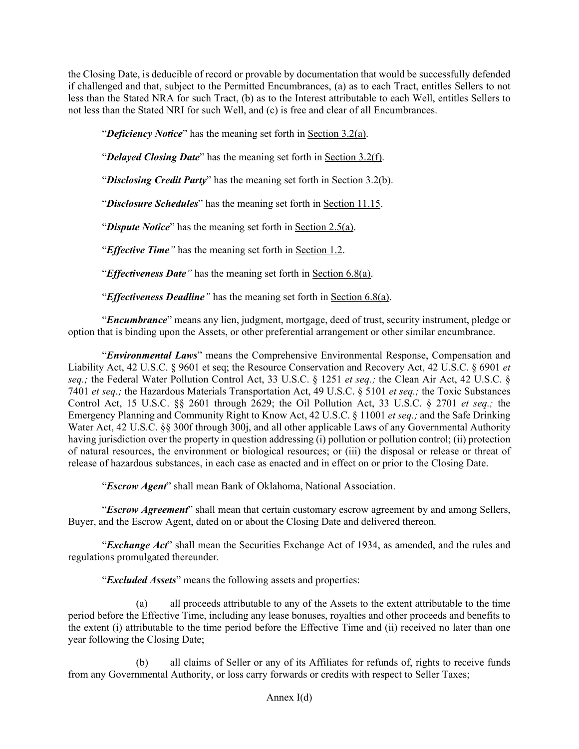the Closing Date, is deducible of record or provable by documentation that would be successfully defended if challenged and that, subject to the Permitted Encumbrances, (a) as to each Tract, entitles Sellers to not less than the Stated NRA for such Tract, (b) as to the Interest attributable to each Well, entitles Sellers to not less than the Stated NRI for such Well, and (c) is free and clear of all Encumbrances.

"***Deficiency Notice***" has the meaning set forth in Section 3.2(a).

"***Delayed Closing Date***" has the meaning set forth in Section 3.2(f).

"***Disclosing Credit Party***" has the meaning set forth in Section 3.2(b).

"***Disclosure Schedules***" has the meaning set forth in Section 11.15.

"***Dispute Notice***" has the meaning set forth in Section 2.5(a).

"***Effective Time***" has the meaning set forth in Section 1.2.

"***Effectiveness Date***" has the meaning set forth in Section 6.8(a).

"***Effectiveness Deadline***" has the meaning set forth in Section 6.8(a).

"***Encumbrance***" means any lien, judgment, mortgage, deed of trust, security instrument, pledge or option that is binding upon the Assets, or other preferential arrangement or other similar encumbrance.

"***Environmental Laws***" means the Comprehensive Environmental Response, Compensation and Liability Act, 42 U.S.C. § 9601 et seq; the Resource Conservation and Recovery Act, 42 U.S.C. § 6901 *et seq.;* the Federal Water Pollution Control Act, 33 U.S.C. § 1251 *et seq.;* the Clean Air Act, 42 U.S.C. § 7401 *et seq.;* the Hazardous Materials Transportation Act, 49 U.S.C. § 5101 *et seq.;* the Toxic Substances Control Act, 15 U.S.C. §§ 2601 through 2629; the Oil Pollution Act, 33 U.S.C. § 2701 *et seq.;* the Emergency Planning and Community Right to Know Act, 42 U.S.C. § 11001 *et seq.;* and the Safe Drinking Water Act, 42 U.S.C. §§ 300f through 300j, and all other applicable Laws of any Governmental Authority having jurisdiction over the property in question addressing (i) pollution or pollution control; (ii) protection of natural resources, the environment or biological resources; or (iii) the disposal or release or threat of release of hazardous substances, in each case as enacted and in effect on or prior to the Closing Date.

"***Escrow Agent***" shall mean Bank of Oklahoma, National Association.

"***Escrow Agreement***" shall mean that certain customary escrow agreement by and among Sellers, Buyer, and the Escrow Agent, dated on or about the Closing Date and delivered thereon.

"***Exchange Act***" shall mean the Securities Exchange Act of 1934, as amended, and the rules and regulations promulgated thereunder.

"***Excluded Assets***" means the following assets and properties:

(a) all proceeds attributable to any of the Assets to the extent attributable to the time period before the Effective Time, including any lease bonuses, royalties and other proceeds and benefits to the extent (i) attributable to the time period before the Effective Time and (ii) received no later than one year following the Closing Date;

(b) all claims of Seller or any of its Affiliates for refunds of, rights to receive funds from any Governmental Authority, or loss carry forwards or credits with respect to Seller Taxes;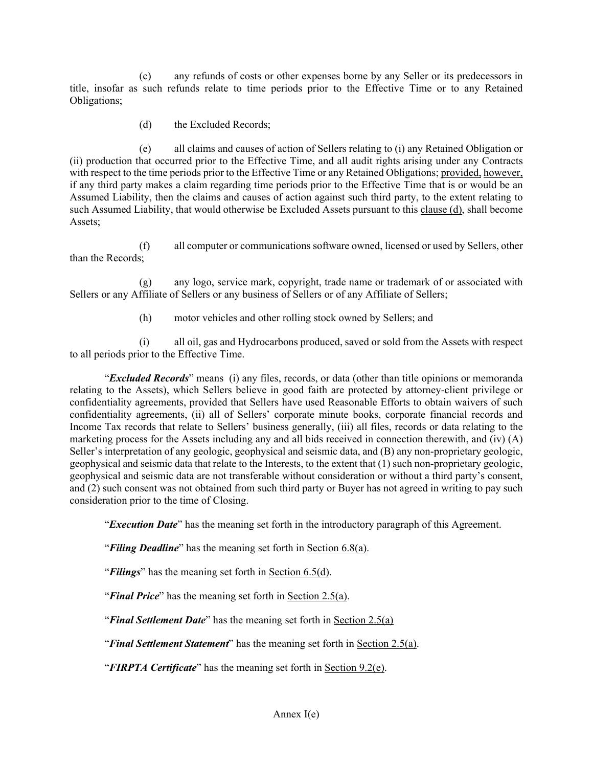(c) any refunds of costs or other expenses borne by any Seller or its predecessors in title, insofar as such refunds relate to time periods prior to the Effective Time or to any Retained Obligations;

(d) the Excluded Records;

(e) all claims and causes of action of Sellers relating to (i) any Retained Obligation or (ii) production that occurred prior to the Effective Time, and all audit rights arising under any Contracts with respect to the time periods prior to the Effective Time or any Retained Obligations; provided, however, if any third party makes a claim regarding time periods prior to the Effective Time that is or would be an Assumed Liability, then the claims and causes of action against such third party, to the extent relating to such Assumed Liability, that would otherwise be Excluded Assets pursuant to this clause (d), shall become Assets;

(f) all computer or communications software owned, licensed or used by Sellers, other than the Records;

(g) any logo, service mark, copyright, trade name or trademark of or associated with Sellers or any Affiliate of Sellers or any business of Sellers or of any Affiliate of Sellers;

(h) motor vehicles and other rolling stock owned by Sellers; and

(i) all oil, gas and Hydrocarbons produced, saved or sold from the Assets with respect to all periods prior to the Effective Time.

"***Excluded Records***" means (i) any files, records, or data (other than title opinions or memoranda relating to the Assets), which Sellers believe in good faith are protected by attorney-client privilege or confidentiality agreements, provided that Sellers have used Reasonable Efforts to obtain waivers of such confidentiality agreements, (ii) all of Sellers' corporate minute books, corporate financial records and Income Tax records that relate to Sellers' business generally, (iii) all files, records or data relating to the marketing process for the Assets including any and all bids received in connection therewith, and (iv) (A) Seller's interpretation of any geologic, geophysical and seismic data, and (B) any non-proprietary geologic, geophysical and seismic data that relate to the Interests, to the extent that (1) such non-proprietary geologic, geophysical and seismic data are not transferable without consideration or without a third party's consent, and (2) such consent was not obtained from such third party or Buyer has not agreed in writing to pay such consideration prior to the time of Closing.

"***Execution Date***" has the meaning set forth in the introductory paragraph of this Agreement.

"***Filing Deadline***" has the meaning set forth in Section 6.8(a).

"***Filings***" has the meaning set forth in Section 6.5(d).

"***Final Price***" has the meaning set forth in Section 2.5(a).

"***Final Settlement Date***" has the meaning set forth in Section 2.5(a)

"***Final Settlement Statement***" has the meaning set forth in Section 2.5(a).

"***FIRPTA Certificate***" has the meaning set forth in Section 9.2(e).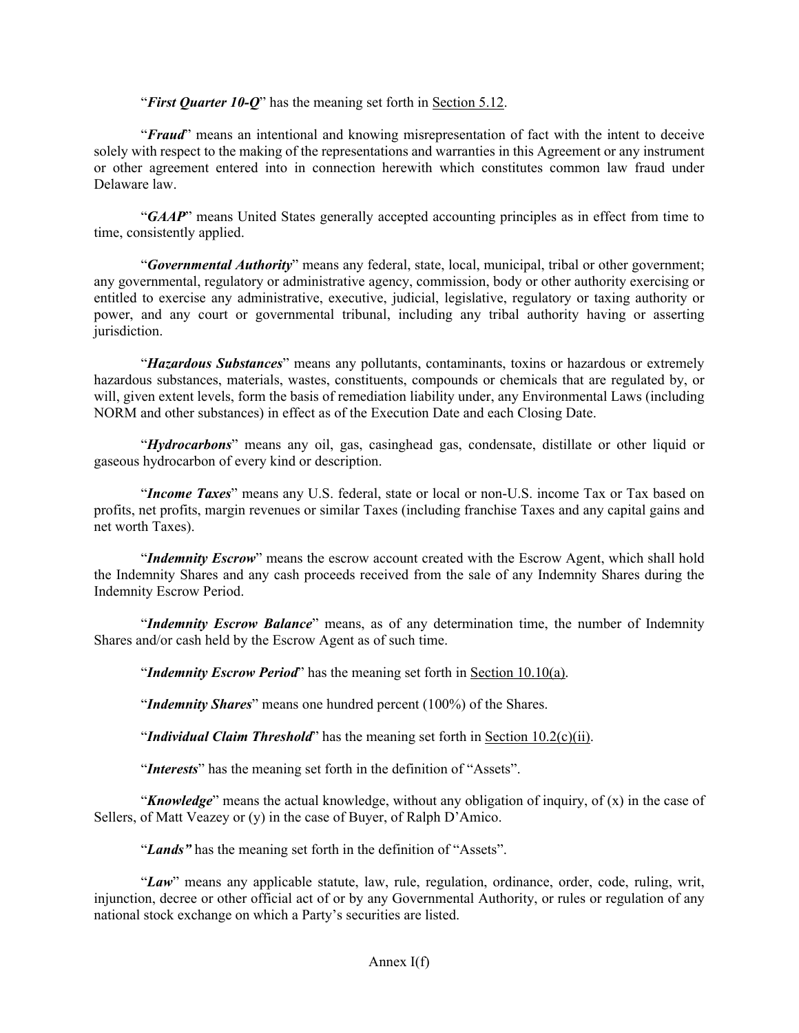"***First Quarter 10-Q***" has the meaning set forth in Section 5.12.

"***Fraud***" means an intentional and knowing misrepresentation of fact with the intent to deceive solely with respect to the making of the representations and warranties in this Agreement or any instrument or other agreement entered into in connection herewith which constitutes common law fraud under Delaware law.

"***GAAP***" means United States generally accepted accounting principles as in effect from time to time, consistently applied.

"***Governmental Authority***" means any federal, state, local, municipal, tribal or other government; any governmental, regulatory or administrative agency, commission, body or other authority exercising or entitled to exercise any administrative, executive, judicial, legislative, regulatory or taxing authority or power, and any court or governmental tribunal, including any tribal authority having or asserting jurisdiction.

"***Hazardous Substances***" means any pollutants, contaminants, toxins or hazardous or extremely hazardous substances, materials, wastes, constituents, compounds or chemicals that are regulated by, or will, given extent levels, form the basis of remediation liability under, any Environmental Laws (including NORM and other substances) in effect as of the Execution Date and each Closing Date.

"***Hydrocarbons***" means any oil, gas, casinghead gas, condensate, distillate or other liquid or gaseous hydrocarbon of every kind or description.

"***Income Taxes***" means any U.S. federal, state or local or non-U.S. income Tax or Tax based on profits, net profits, margin revenues or similar Taxes (including franchise Taxes and any capital gains and net worth Taxes).

"***Indemnity Escrow***" means the escrow account created with the Escrow Agent, which shall hold the Indemnity Shares and any cash proceeds received from the sale of any Indemnity Shares during the Indemnity Escrow Period.

"***Indemnity Escrow Balance***" means, as of any determination time, the number of Indemnity Shares and/or cash held by the Escrow Agent as of such time.

"***Indemnity Escrow Period***" has the meaning set forth in Section 10.10(a).

"***Indemnity Shares***" means one hundred percent (100%) of the Shares.

"***Individual Claim Threshold***" has the meaning set forth in Section 10.2(c)(ii).

"***Interests***" has the meaning set forth in the definition of "Assets".

"***Knowledge***" means the actual knowledge, without any obligation of inquiry, of (x) in the case of Sellers, of Matt Veazey or (y) in the case of Buyer, of Ralph D'Amico.

"***Lands***" has the meaning set forth in the definition of "Assets".

"***Law***" means any applicable statute, law, rule, regulation, ordinance, order, code, ruling, writ, injunction, decree or other official act of or by any Governmental Authority, or rules or regulation of any national stock exchange on which a Party's securities are listed.

Annex I(f)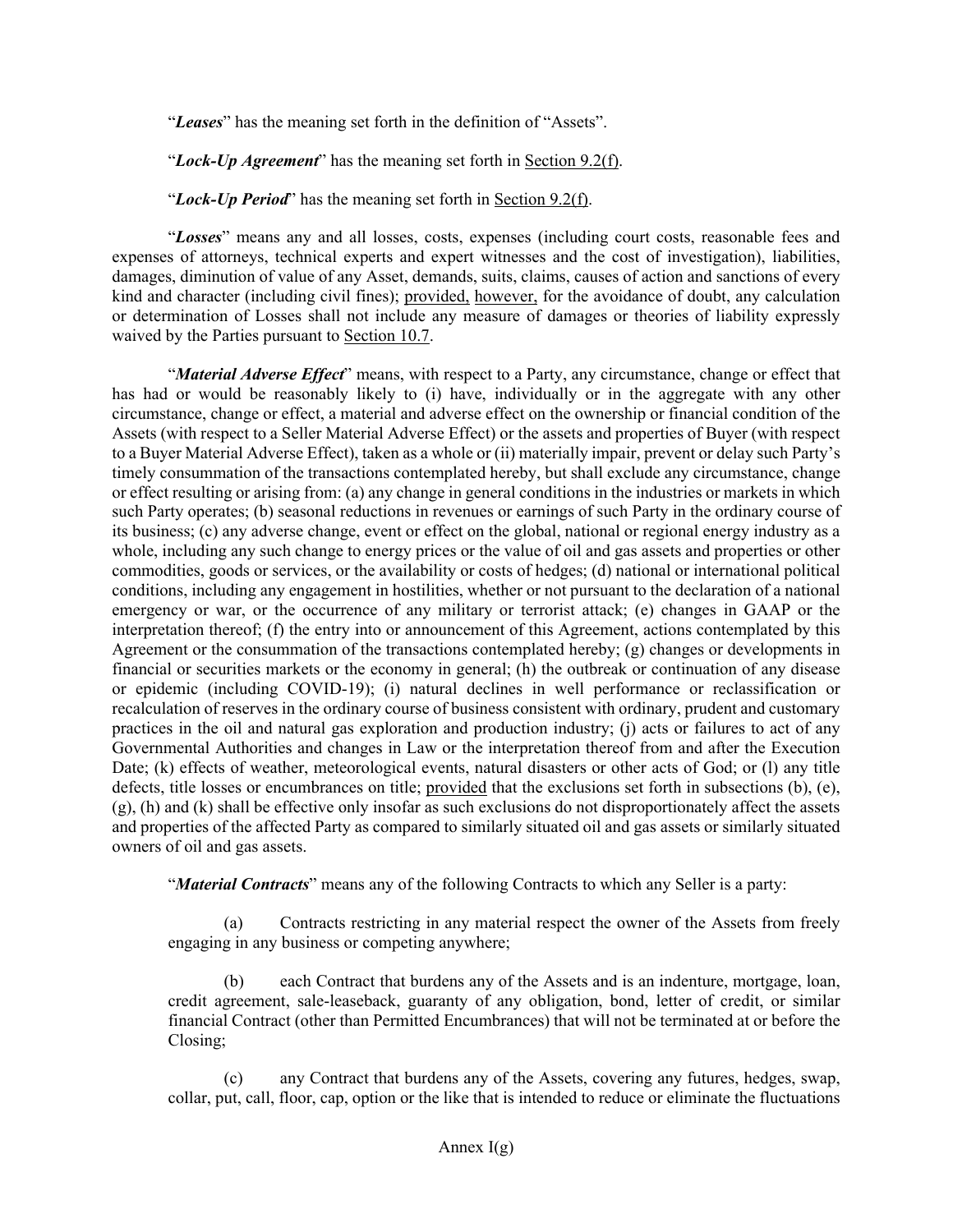"***Leases***" has the meaning set forth in the definition of "Assets".

"***Lock-Up Agreement***" has the meaning set forth in Section 9.2(f).

"***Lock-Up Period***" has the meaning set forth in Section 9.2(f).

"***Losses***" means any and all losses, costs, expenses (including court costs, reasonable fees and expenses of attorneys, technical experts and expert witnesses and the cost of investigation), liabilities, damages, diminution of value of any Asset, demands, suits, claims, causes of action and sanctions of every kind and character (including civil fines); provided, however, for the avoidance of doubt, any calculation or determination of Losses shall not include any measure of damages or theories of liability expressly waived by the Parties pursuant to Section 10.7.

"***Material Adverse Effect***" means, with respect to a Party, any circumstance, change or effect that has had or would be reasonably likely to (i) have, individually or in the aggregate with any other circumstance, change or effect, a material and adverse effect on the ownership or financial condition of the Assets (with respect to a Seller Material Adverse Effect) or the assets and properties of Buyer (with respect to a Buyer Material Adverse Effect), taken as a whole or (ii) materially impair, prevent or delay such Party's timely consummation of the transactions contemplated hereby, but shall exclude any circumstance, change or effect resulting or arising from: (a) any change in general conditions in the industries or markets in which such Party operates; (b) seasonal reductions in revenues or earnings of such Party in the ordinary course of its business; (c) any adverse change, event or effect on the global, national or regional energy industry as a whole, including any such change to energy prices or the value of oil and gas assets and properties or other commodities, goods or services, or the availability or costs of hedges; (d) national or international political conditions, including any engagement in hostilities, whether or not pursuant to the declaration of a national emergency or war, or the occurrence of any military or terrorist attack; (e) changes in GAAP or the interpretation thereof; (f) the entry into or announcement of this Agreement, actions contemplated by this Agreement or the consummation of the transactions contemplated hereby; (g) changes or developments in financial or securities markets or the economy in general; (h) the outbreak or continuation of any disease or epidemic (including COVID-19); (i) natural declines in well performance or reclassification or recalculation of reserves in the ordinary course of business consistent with ordinary, prudent and customary practices in the oil and natural gas exploration and production industry; (j) acts or failures to act of any Governmental Authorities and changes in Law or the interpretation thereof from and after the Execution Date; (k) effects of weather, meteorological events, natural disasters or other acts of God; or (l) any title defects, title losses or encumbrances on title; provided that the exclusions set forth in subsections (b), (e), (g), (h) and (k) shall be effective only insofar as such exclusions do not disproportionately affect the assets and properties of the affected Party as compared to similarly situated oil and gas assets or similarly situated owners of oil and gas assets.

"***Material Contracts***" means any of the following Contracts to which any Seller is a party:

(a) Contracts restricting in any material respect the owner of the Assets from freely engaging in any business or competing anywhere;

(b) each Contract that burdens any of the Assets and is an indenture, mortgage, loan, credit agreement, sale-leaseback, guaranty of any obligation, bond, letter of credit, or similar financial Contract (other than Permitted Encumbrances) that will not be terminated at or before the Closing;

(c) any Contract that burdens any of the Assets, covering any futures, hedges, swap, collar, put, call, floor, cap, option or the like that is intended to reduce or eliminate the fluctuations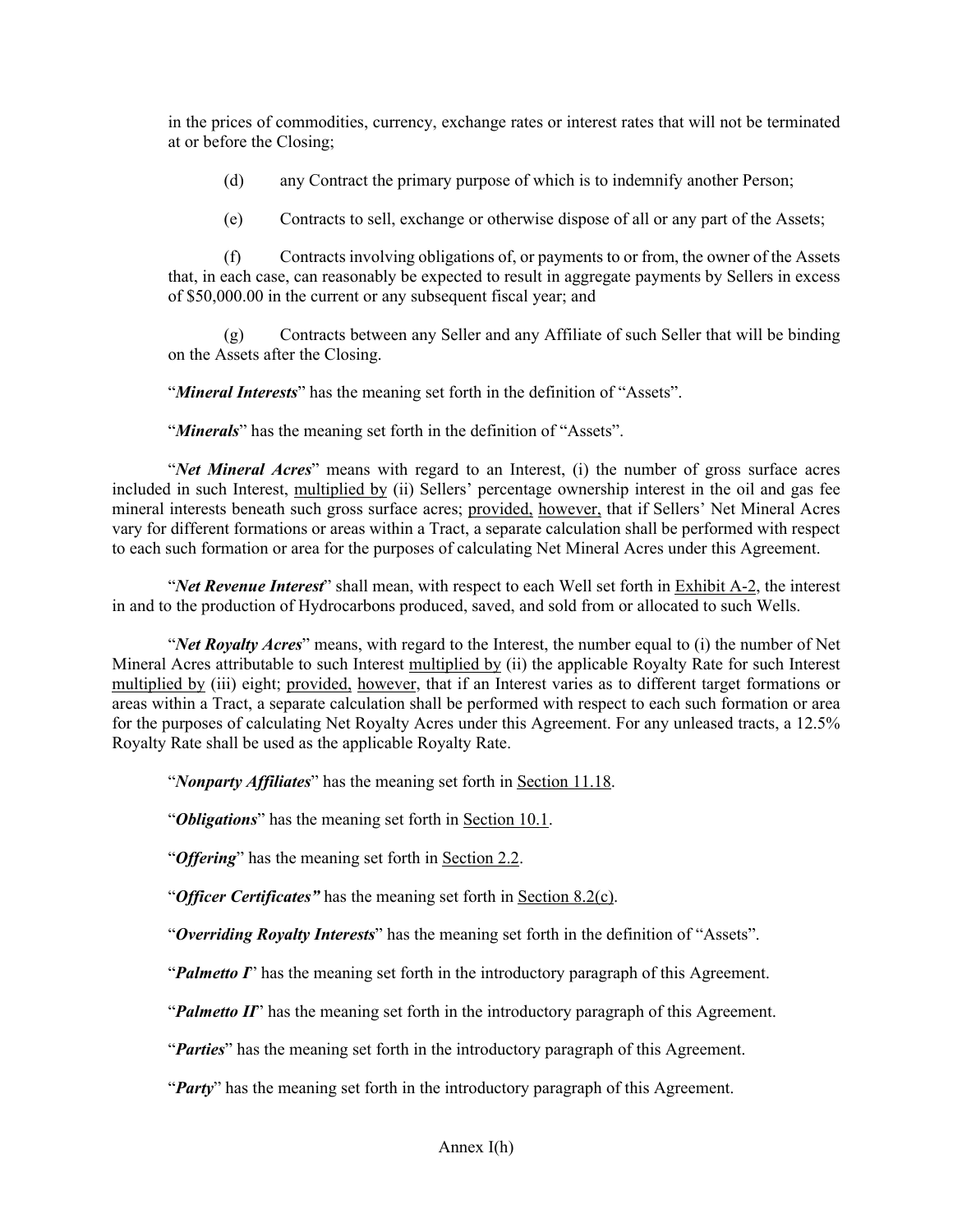in the prices of commodities, currency, exchange rates or interest rates that will not be terminated at or before the Closing;

(d) any Contract the primary purpose of which is to indemnify another Person;

(e) Contracts to sell, exchange or otherwise dispose of all or any part of the Assets;

(f) Contracts involving obligations of, or payments to or from, the owner of the Assets that, in each case, can reasonably be expected to result in aggregate payments by Sellers in excess of $50,000.00 in the current or any subsequent fiscal year; and

(g) Contracts between any Seller and any Affiliate of such Seller that will be binding on the Assets after the Closing.

"***Mineral Interests***" has the meaning set forth in the definition of "Assets".

"***Minerals***" has the meaning set forth in the definition of "Assets".

"***Net Mineral Acres***" means with regard to an Interest, (i) the number of gross surface acres included in such Interest, multiplied by (ii) Sellers' percentage ownership interest in the oil and gas fee mineral interests beneath such gross surface acres; provided, however, that if Sellers' Net Mineral Acres vary for different formations or areas within a Tract, a separate calculation shall be performed with respect to each such formation or area for the purposes of calculating Net Mineral Acres under this Agreement.

"***Net Revenue Interest***" shall mean, with respect to each Well set forth in Exhibit A-2, the interest in and to the production of Hydrocarbons produced, saved, and sold from or allocated to such Wells.

"***Net Royalty Acres***" means, with regard to the Interest, the number equal to (i) the number of Net Mineral Acres attributable to such Interest multiplied by (ii) the applicable Royalty Rate for such Interest multiplied by (iii) eight; provided, however, that if an Interest varies as to different target formations or areas within a Tract, a separate calculation shall be performed with respect to each such formation or area for the purposes of calculating Net Royalty Acres under this Agreement. For any unleased tracts, a 12.5% Royalty Rate shall be used as the applicable Royalty Rate.

"***Nonparty Affiliates***" has the meaning set forth in Section 11.18.

"***Obligations***" has the meaning set forth in Section 10.1.

"***Offering***" has the meaning set forth in Section 2.2.

"***Officer Certificates***" has the meaning set forth in Section 8.2(c).

"***Overriding Royalty Interests***" has the meaning set forth in the definition of "Assets".

"***Palmetto I***" has the meaning set forth in the introductory paragraph of this Agreement.

"***Palmetto II***" has the meaning set forth in the introductory paragraph of this Agreement.

"***Parties***" has the meaning set forth in the introductory paragraph of this Agreement.

"***Party***" has the meaning set forth in the introductory paragraph of this Agreement.

Annex I(h)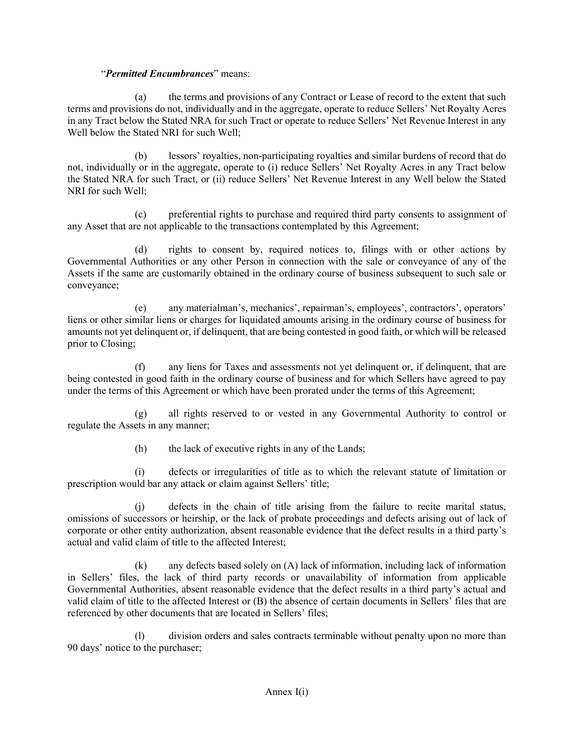"***Permitted Encumbrances***" means:

(a) the terms and provisions of any Contract or Lease of record to the extent that such terms and provisions do not, individually and in the aggregate, operate to reduce Sellers' Net Royalty Acres in any Tract below the Stated NRA for such Tract or operate to reduce Sellers' Net Revenue Interest in any Well below the Stated NRI for such Well;

(b) lessors' royalties, non-participating royalties and similar burdens of record that do not, individually or in the aggregate, operate to (i) reduce Sellers' Net Royalty Acres in any Tract below the Stated NRA for such Tract, or (ii) reduce Sellers' Net Revenue Interest in any Well below the Stated NRI for such Well;

(c) preferential rights to purchase and required third party consents to assignment of any Asset that are not applicable to the transactions contemplated by this Agreement;

(d) rights to consent by, required notices to, filings with or other actions by Governmental Authorities or any other Person in connection with the sale or conveyance of any of the Assets if the same are customarily obtained in the ordinary course of business subsequent to such sale or conveyance;

(e) any materialman's, mechanics', repairman's, employees', contractors', operators' liens or other similar liens or charges for liquidated amounts arising in the ordinary course of business for amounts not yet delinquent or, if delinquent, that are being contested in good faith, or which will be released prior to Closing;

(f) any liens for Taxes and assessments not yet delinquent or, if delinquent, that are being contested in good faith in the ordinary course of business and for which Sellers have agreed to pay under the terms of this Agreement or which have been prorated under the terms of this Agreement;

(g) all rights reserved to or vested in any Governmental Authority to control or regulate the Assets in any manner;

(h) the lack of executive rights in any of the Lands;

(i) defects or irregularities of title as to which the relevant statute of limitation or prescription would bar any attack or claim against Sellers' title;

(j) defects in the chain of title arising from the failure to recite marital status, omissions of successors or heirship, or the lack of probate proceedings and defects arising out of lack of corporate or other entity authorization, absent reasonable evidence that the defect results in a third party's actual and valid claim of title to the affected Interest;

(k) any defects based solely on (A) lack of information, including lack of information in Sellers' files, the lack of third party records or unavailability of information from applicable Governmental Authorities, absent reasonable evidence that the defect results in a third party's actual and valid claim of title to the affected Interest or (B) the absence of certain documents in Sellers' files that are referenced by other documents that are located in Sellers' files;

(l) division orders and sales contracts terminable without penalty upon no more than 90 days' notice to the purchaser;

Annex I(i)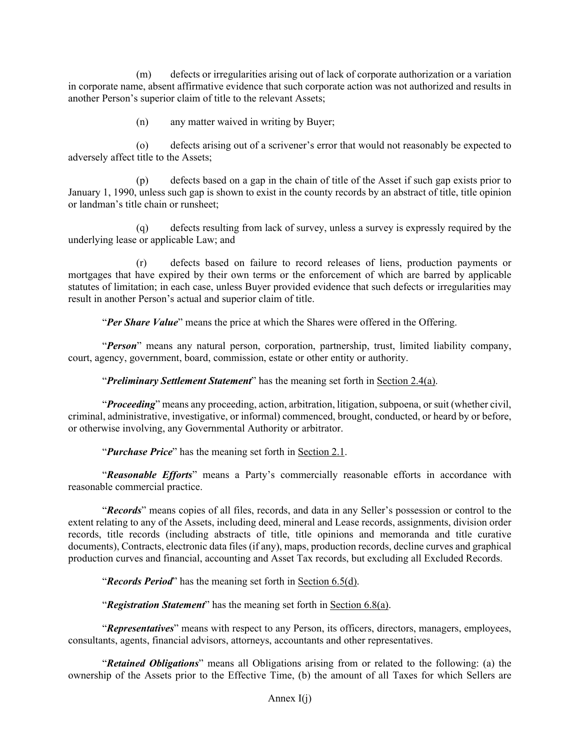(m) defects or irregularities arising out of lack of corporate authorization or a variation in corporate name, absent affirmative evidence that such corporate action was not authorized and results in another Person's superior claim of title to the relevant Assets;

(n) any matter waived in writing by Buyer;

(o) defects arising out of a scrivener's error that would not reasonably be expected to adversely affect title to the Assets;

(p) defects based on a gap in the chain of title of the Asset if such gap exists prior to January 1, 1990, unless such gap is shown to exist in the county records by an abstract of title, title opinion or landman's title chain or runsheet;

(q) defects resulting from lack of survey, unless a survey is expressly required by the underlying lease or applicable Law; and

(r) defects based on failure to record releases of liens, production payments or mortgages that have expired by their own terms or the enforcement of which are barred by applicable statutes of limitation; in each case, unless Buyer provided evidence that such defects or irregularities may result in another Person's actual and superior claim of title.

"***Per Share Value***" means the price at which the Shares were offered in the Offering.

"***Person***" means any natural person, corporation, partnership, trust, limited liability company, court, agency, government, board, commission, estate or other entity or authority.

"***Preliminary Settlement Statement***" has the meaning set forth in Section 2.4(a).

"***Proceeding***" means any proceeding, action, arbitration, litigation, subpoena, or suit (whether civil, criminal, administrative, investigative, or informal) commenced, brought, conducted, or heard by or before, or otherwise involving, any Governmental Authority or arbitrator.

"***Purchase Price***" has the meaning set forth in Section 2.1.

"***Reasonable Efforts***" means a Party's commercially reasonable efforts in accordance with reasonable commercial practice.

"***Records***" means copies of all files, records, and data in any Seller's possession or control to the extent relating to any of the Assets, including deed, mineral and Lease records, assignments, division order records, title records (including abstracts of title, title opinions and memoranda and title curative documents), Contracts, electronic data files (if any), maps, production records, decline curves and graphical production curves and financial, accounting and Asset Tax records, but excluding all Excluded Records.

"***Records Period***" has the meaning set forth in Section 6.5(d).

"***Registration Statement***" has the meaning set forth in Section 6.8(a).

"***Representatives***" means with respect to any Person, its officers, directors, managers, employees, consultants, agents, financial advisors, attorneys, accountants and other representatives.

"***Retained Obligations***" means all Obligations arising from or related to the following: (a) the ownership of the Assets prior to the Effective Time, (b) the amount of all Taxes for which Sellers are

Annex I(j)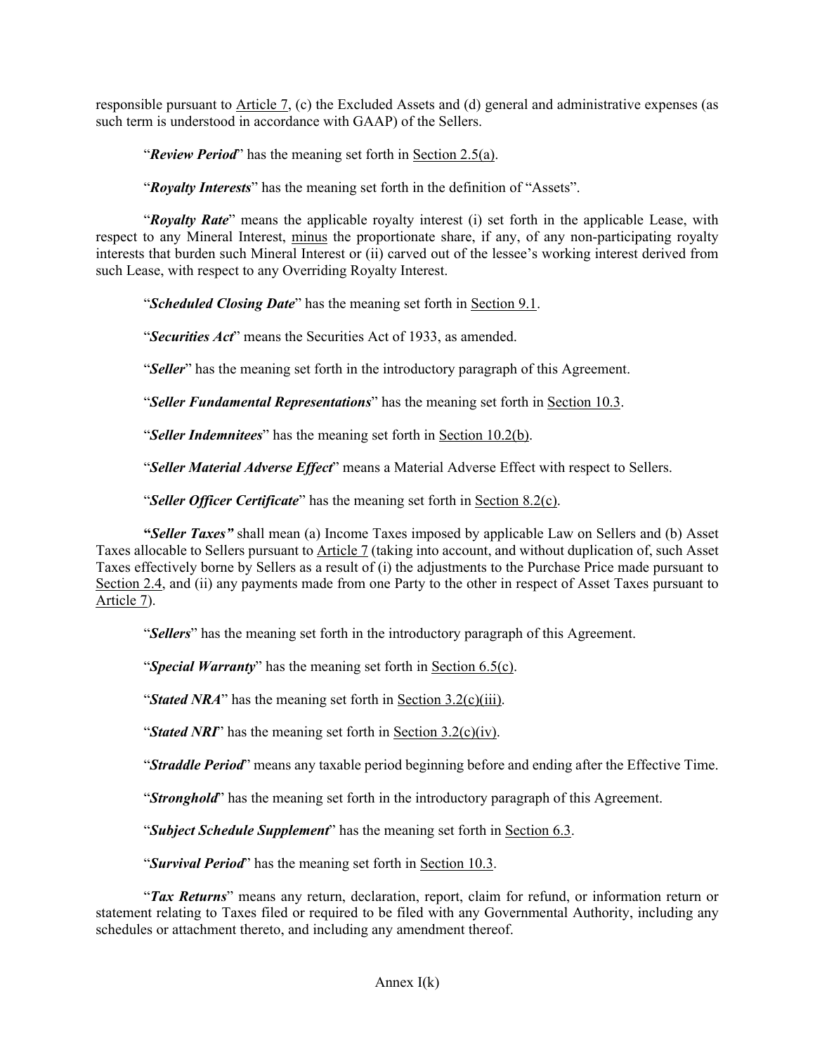responsible pursuant to Article 7, (c) the Excluded Assets and (d) general and administrative expenses (as such term is understood in accordance with GAAP) of the Sellers.

"***Review Period***" has the meaning set forth in Section 2.5(a).

"***Royalty Interests***" has the meaning set forth in the definition of "Assets".

"***Royalty Rate***" means the applicable royalty interest (i) set forth in the applicable Lease, with respect to any Mineral Interest, minus the proportionate share, if any, of any non-participating royalty interests that burden such Mineral Interest or (ii) carved out of the lessee's working interest derived from such Lease, with respect to any Overriding Royalty Interest.

"***Scheduled Closing Date***" has the meaning set forth in Section 9.1.

"***Securities Act***" means the Securities Act of 1933, as amended.

"***Seller***" has the meaning set forth in the introductory paragraph of this Agreement.

"***Seller Fundamental Representations***" has the meaning set forth in Section 10.3.

"***Seller Indemnitees***" has the meaning set forth in Section 10.2(b).

"***Seller Material Adverse Effect***" means a Material Adverse Effect with respect to Sellers.

"***Seller Officer Certificate***" has the meaning set forth in Section 8.2(c).

***"Seller Taxes"*** shall mean (a) Income Taxes imposed by applicable Law on Sellers and (b) Asset Taxes allocable to Sellers pursuant to Article 7 (taking into account, and without duplication of, such Asset Taxes effectively borne by Sellers as a result of (i) the adjustments to the Purchase Price made pursuant to Section 2.4, and (ii) any payments made from one Party to the other in respect of Asset Taxes pursuant to Article 7).

"***Sellers***" has the meaning set forth in the introductory paragraph of this Agreement.

"***Special Warranty***" has the meaning set forth in Section 6.5(c).

"***Stated NRA***" has the meaning set forth in Section 3.2(c)(iii).

"***Stated NRI***" has the meaning set forth in Section 3.2(c)(iv).

"***Straddle Period***" means any taxable period beginning before and ending after the Effective Time.

"***Stronghold***" has the meaning set forth in the introductory paragraph of this Agreement.

"***Subject Schedule Supplement***" has the meaning set forth in Section 6.3.

"***Survival Period***" has the meaning set forth in Section 10.3.

"***Tax Returns***" means any return, declaration, report, claim for refund, or information return or statement relating to Taxes filed or required to be filed with any Governmental Authority, including any schedules or attachment thereto, and including any amendment thereof.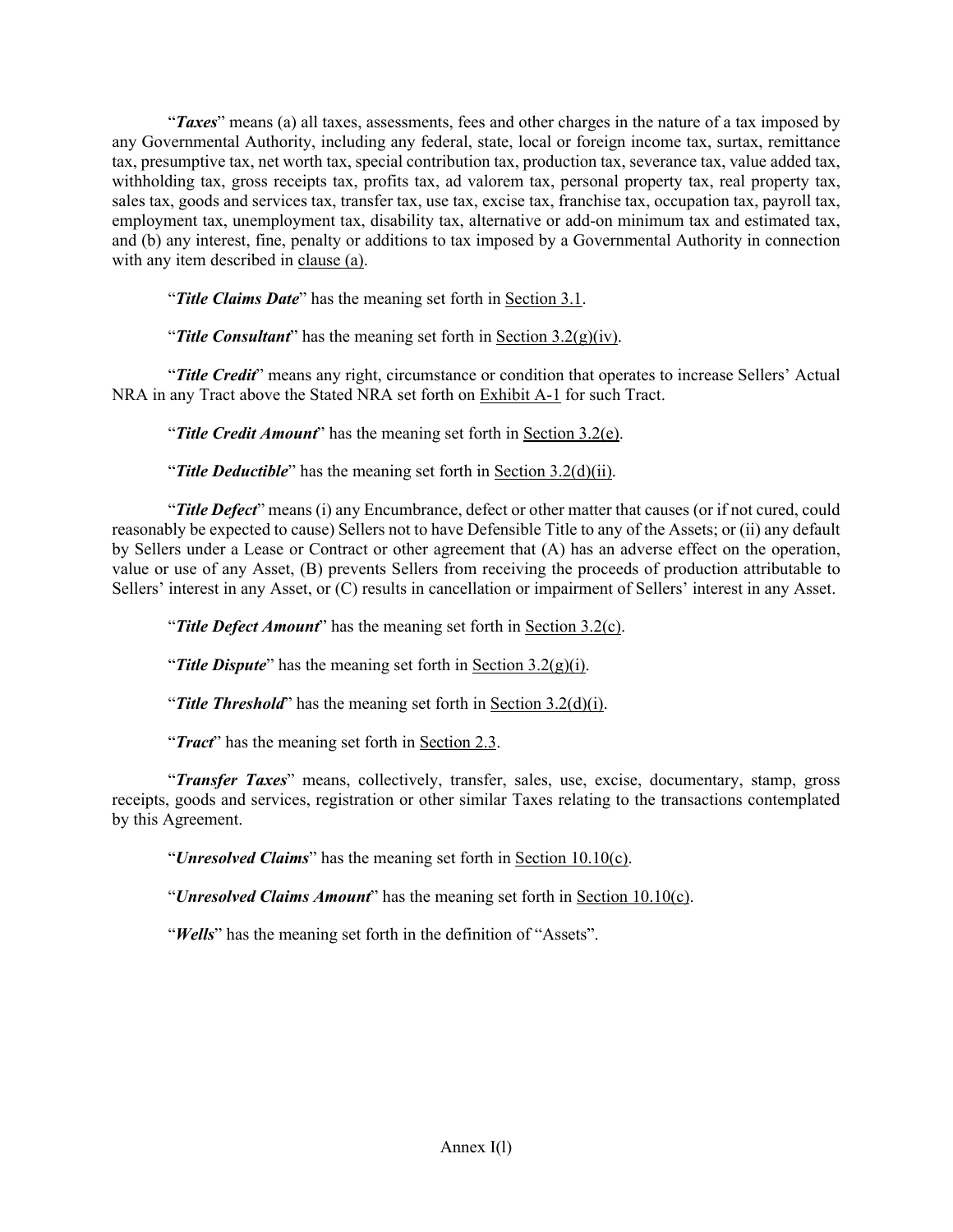"***Taxes***" means (a) all taxes, assessments, fees and other charges in the nature of a tax imposed by any Governmental Authority, including any federal, state, local or foreign income tax, surtax, remittance tax, presumptive tax, net worth tax, special contribution tax, production tax, severance tax, value added tax, withholding tax, gross receipts tax, profits tax, ad valorem tax, personal property tax, real property tax, sales tax, goods and services tax, transfer tax, use tax, excise tax, franchise tax, occupation tax, payroll tax, employment tax, unemployment tax, disability tax, alternative or add-on minimum tax and estimated tax, and (b) any interest, fine, penalty or additions to tax imposed by a Governmental Authority in connection with any item described in clause (a).

"***Title Claims Date***" has the meaning set forth in Section 3.1.

"***Title Consultant***" has the meaning set forth in Section 3.2(g)(iv).

"***Title Credit***" means any right, circumstance or condition that operates to increase Sellers' Actual NRA in any Tract above the Stated NRA set forth on Exhibit A-1 for such Tract.

"***Title Credit Amount***" has the meaning set forth in Section 3.2(e).

"***Title Deductible***" has the meaning set forth in Section 3.2(d)(ii).

"***Title Defect***" means (i) any Encumbrance, defect or other matter that causes (or if not cured, could reasonably be expected to cause) Sellers not to have Defensible Title to any of the Assets; or (ii) any default by Sellers under a Lease or Contract or other agreement that (A) has an adverse effect on the operation, value or use of any Asset, (B) prevents Sellers from receiving the proceeds of production attributable to Sellers' interest in any Asset, or (C) results in cancellation or impairment of Sellers' interest in any Asset.

"***Title Defect Amount***" has the meaning set forth in Section 3.2(c).

"***Title Dispute***" has the meaning set forth in Section 3.2(g)(i).

"***Title Threshold***" has the meaning set forth in Section 3.2(d)(i).

"***Tract***" has the meaning set forth in Section 2.3.

"***Transfer Taxes***" means, collectively, transfer, sales, use, excise, documentary, stamp, gross receipts, goods and services, registration or other similar Taxes relating to the transactions contemplated by this Agreement.

"***Unresolved Claims***" has the meaning set forth in Section 10.10(c).

"***Unresolved Claims Amount***" has the meaning set forth in Section 10.10(c).

"***Wells***" has the meaning set forth in the definition of "Assets".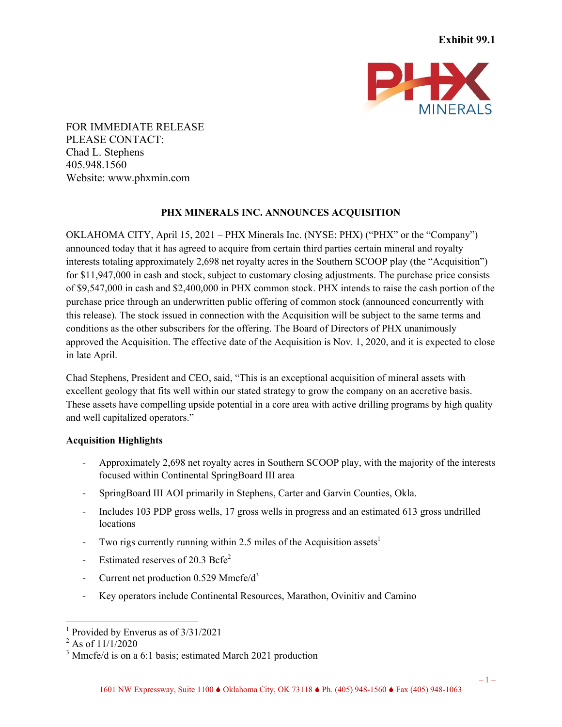**Exhibit 99.1**

FOR IMMEDIATE RELEASE
PLEASE CONTACT:
Chad L. Stephens
405.948.1560
Website: www.phxmin.com

## PHX MINERALS INC. ANNOUNCES ACQUISITION

OKLAHOMA CITY, April 15, 2021 – PHX Minerals Inc. (NYSE: PHX) ("PHX" or the "Company") announced today that it has agreed to acquire from certain third parties certain mineral and royalty interests totaling approximately 2,698 net royalty acres in the Southern SCOOP play (the "Acquisition") for $11,947,000 in cash and stock, subject to customary closing adjustments. The purchase price consists of $9,547,000 in cash and $2,400,000 in PHX common stock. PHX intends to raise the cash portion of the purchase price through an underwritten public offering of common stock (announced concurrently with this release). The stock issued in connection with the Acquisition will be subject to the same terms and conditions as the other subscribers for the offering. The Board of Directors of PHX unanimously approved the Acquisition. The effective date of the Acquisition is Nov. 1, 2020, and it is expected to close in late April.

Chad Stephens, President and CEO, said, "This is an exceptional acquisition of mineral assets with excellent geology that fits well within our stated strategy to grow the company on an accretive basis. These assets have compelling upside potential in a core area with active drilling programs by high quality and well capitalized operators."

**Acquisition Highlights**

- Approximately 2,698 net royalty acres in Southern SCOOP play, with the majority of the interests focused within Continental SpringBoard III area
- SpringBoard III AOI primarily in Stephens, Carter and Garvin Counties, Okla.
- Includes 103 PDP gross wells, 17 gross wells in progress and an estimated 613 gross undrilled locations
- Two rigs currently running within 2.5 miles of the Acquisition assets[1]
- Estimated reserves of 20.3 Bcfe[2]
- Current net production 0.529 Mmcfe/d[3]
- Key operators include Continental Resources, Marathon, Ovinitiv and Camino

[1] Provided by Enverus as of 3/31/2021
[2] As of 11/1/2020
[3] Mmcfe/d is on a 6:1 basis; estimated March 2021 production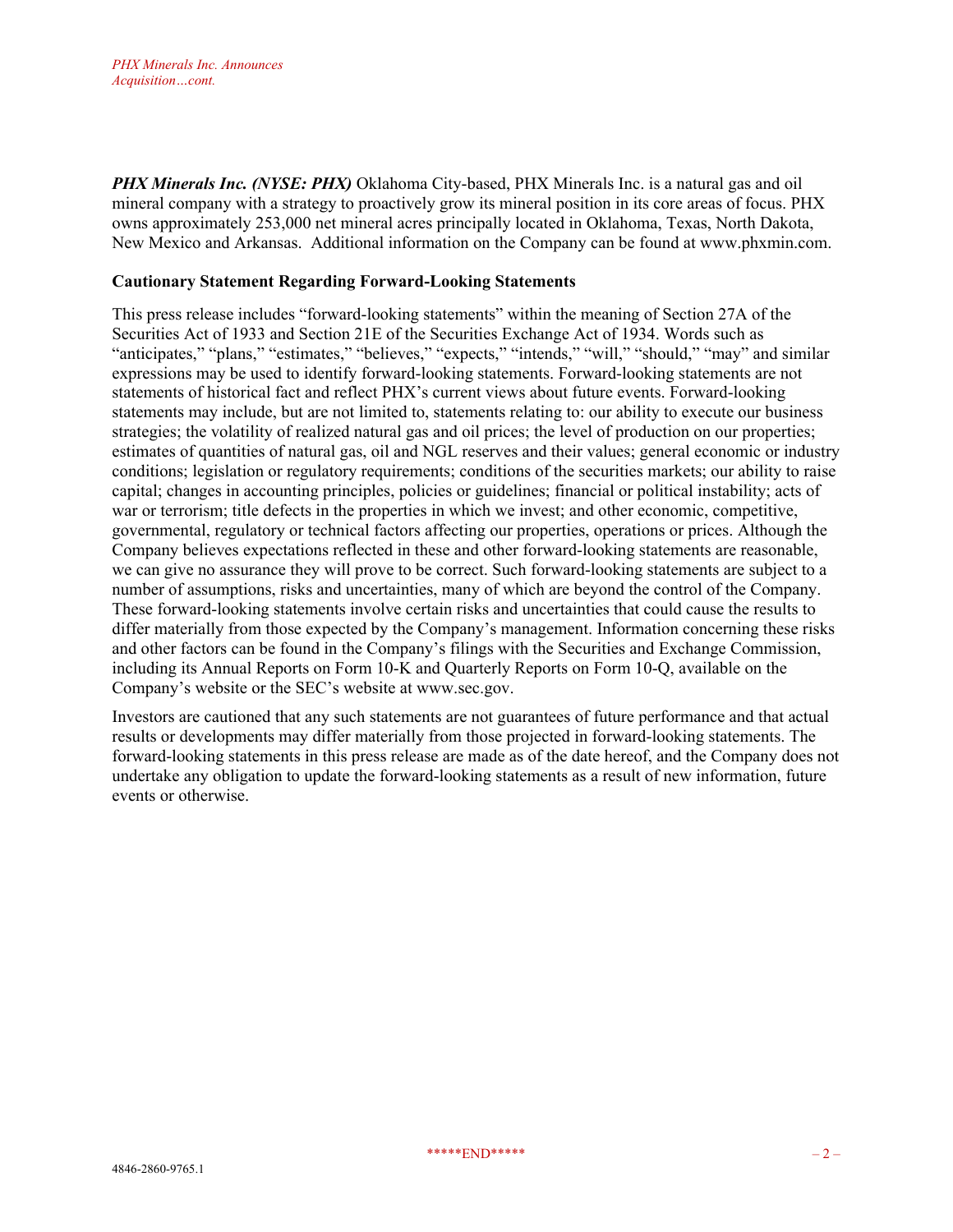***PHX Minerals Inc. (NYSE: PHX)*** Oklahoma City-based, PHX Minerals Inc. is a natural gas and oil mineral company with a strategy to proactively grow its mineral position in its core areas of focus. PHX owns approximately 253,000 net mineral acres principally located in Oklahoma, Texas, North Dakota, New Mexico and Arkansas. Additional information on the Company can be found at www.phxmin.com.

**Cautionary Statement Regarding Forward-Looking Statements**

This press release includes "forward-looking statements" within the meaning of Section 27A of the Securities Act of 1933 and Section 21E of the Securities Exchange Act of 1934. Words such as "anticipates," "plans," "estimates," "believes," "expects," "intends," "will," "should," "may" and similar expressions may be used to identify forward-looking statements. Forward-looking statements are not statements of historical fact and reflect PHX's current views about future events. Forward-looking statements may include, but are not limited to, statements relating to: our ability to execute our business strategies; the volatility of realized natural gas and oil prices; the level of production on our properties; estimates of quantities of natural gas, oil and NGL reserves and their values; general economic or industry conditions; legislation or regulatory requirements; conditions of the securities markets; our ability to raise capital; changes in accounting principles, policies or guidelines; financial or political instability; acts of war or terrorism; title defects in the properties in which we invest; and other economic, competitive, governmental, regulatory or technical factors affecting our properties, operations or prices. Although the Company believes expectations reflected in these and other forward-looking statements are reasonable, we can give no assurance they will prove to be correct. Such forward-looking statements are subject to a number of assumptions, risks and uncertainties, many of which are beyond the control of the Company. These forward-looking statements involve certain risks and uncertainties that could cause the results to differ materially from those expected by the Company's management. Information concerning these risks and other factors can be found in the Company's filings with the Securities and Exchange Commission, including its Annual Reports on Form 10-K and Quarterly Reports on Form 10-Q, available on the Company's website or the SEC's website at www.sec.gov.

Investors are cautioned that any such statements are not guarantees of future performance and that actual results or developments may differ materially from those projected in forward-looking statements. The forward-looking statements in this press release are made as of the date hereof, and the Company does not undertake any obligation to update the forward-looking statements as a result of new information, future events or otherwise.

*****END*****